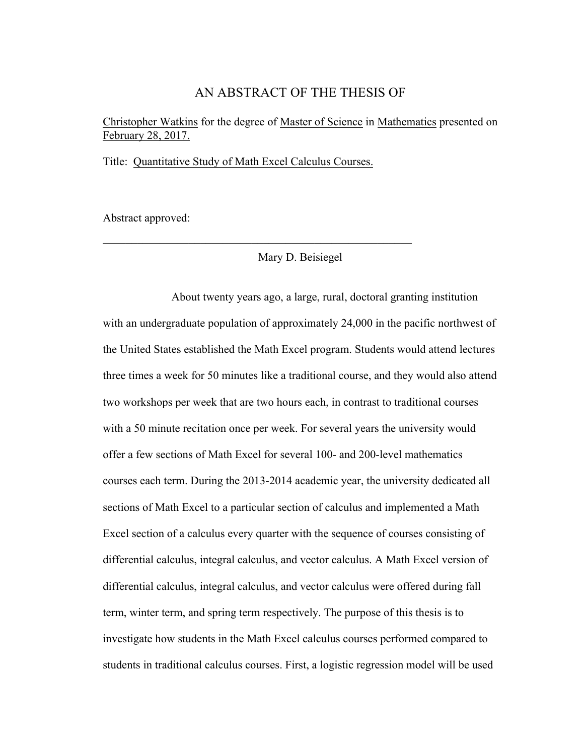# AN ABSTRACT OF THE THESIS OF

Christopher Watkins for the degree of Master of Science in Mathematics presented on February 28, 2017.

Title: Quantitative Study of Math Excel Calculus Courses.

Abstract approved:

---

Mary D. Beisiegel

About twenty years ago, a large, rural, doctoral granting institution with an undergraduate population of approximately 24,000 in the pacific northwest of the United States established the Math Excel program. Students would attend lectures three times a week for 50 minutes like a traditional course, and they would also attend two workshops per week that are two hours each, in contrast to traditional courses with a 50 minute recitation once per week. For several years the university would offer a few sections of Math Excel for several 100- and 200-level mathematics courses each term. During the 2013-2014 academic year, the university dedicated all sections of Math Excel to a particular section of calculus and implemented a Math Excel section of a calculus every quarter with the sequence of courses consisting of differential calculus, integral calculus, and vector calculus. A Math Excel version of differential calculus, integral calculus, and vector calculus were offered during fall term, winter term, and spring term respectively. The purpose of this thesis is to investigate how students in the Math Excel calculus courses performed compared to students in traditional calculus courses. First, a logistic regression model will be used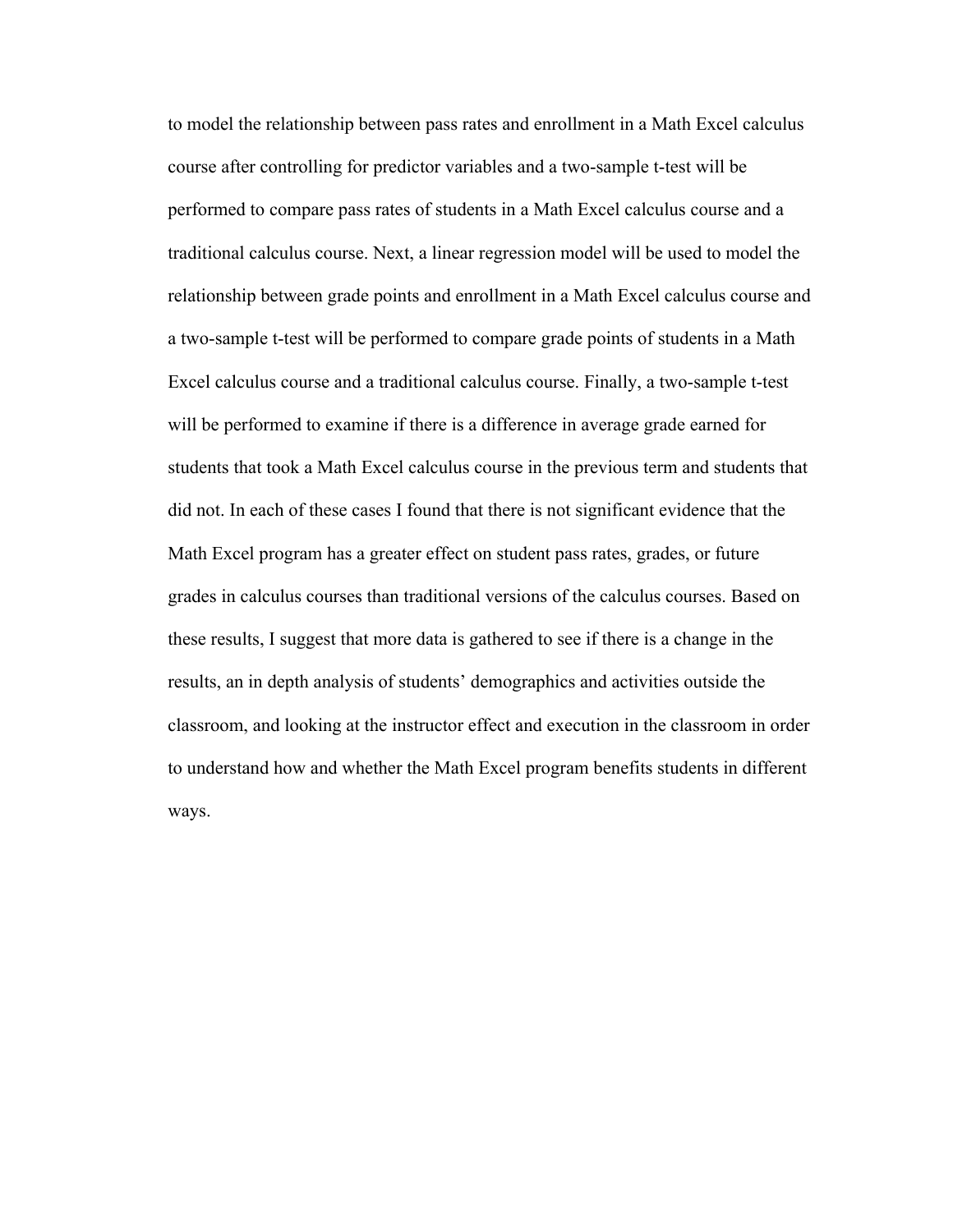to model the relationship between pass rates and enrollment in a Math Excel calculus course after controlling for predictor variables and a two-sample t-test will be performed to compare pass rates of students in a Math Excel calculus course and a traditional calculus course. Next, a linear regression model will be used to model the relationship between grade points and enrollment in a Math Excel calculus course and a two-sample t-test will be performed to compare grade points of students in a Math Excel calculus course and a traditional calculus course. Finally, a two-sample t-test will be performed to examine if there is a difference in average grade earned for students that took a Math Excel calculus course in the previous term and students that did not. In each of these cases I found that there is not significant evidence that the Math Excel program has a greater effect on student pass rates, grades, or future grades in calculus courses than traditional versions of the calculus courses. Based on these results, I suggest that more data is gathered to see if there is a change in the results, an in depth analysis of students' demographics and activities outside the classroom, and looking at the instructor effect and execution in the classroom in order to understand how and whether the Math Excel program benefits students in different ways.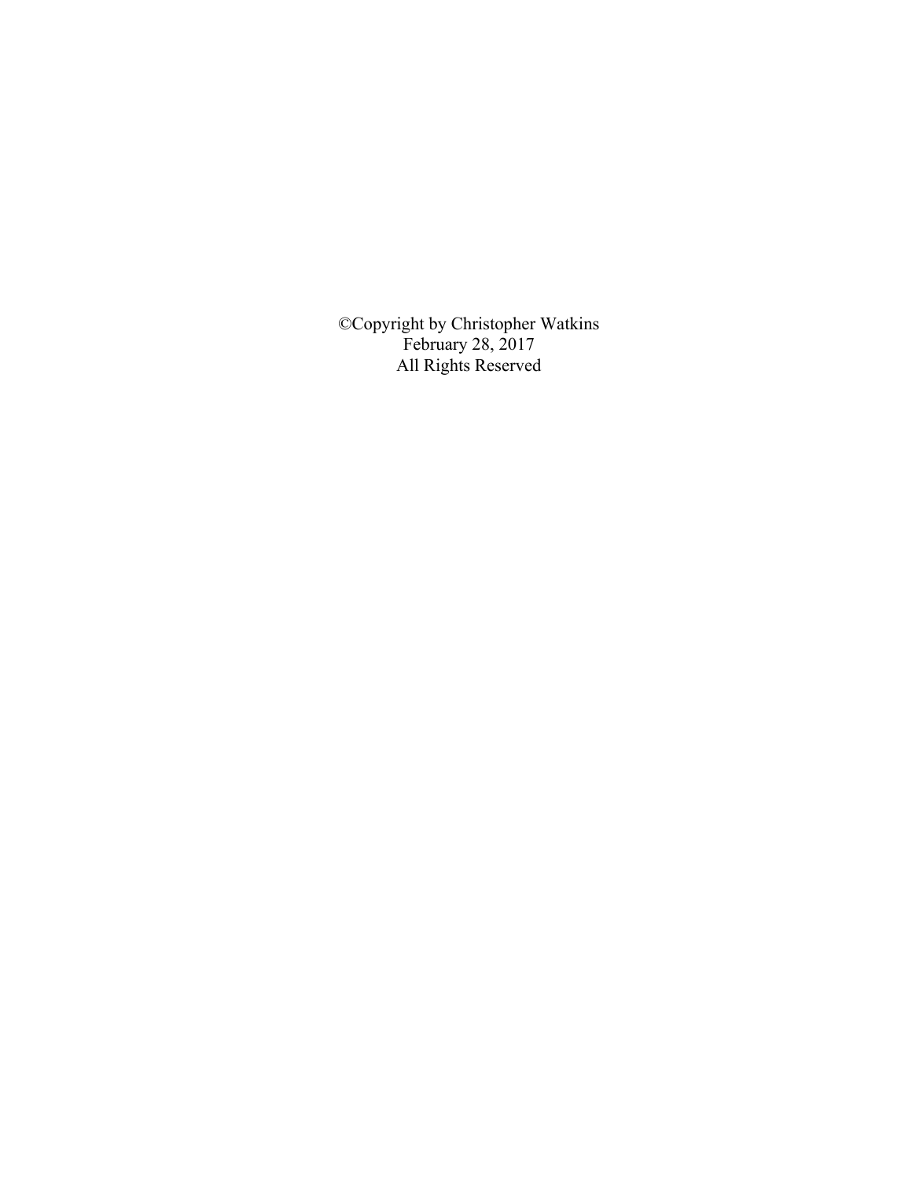©Copyright by Christopher Watkins
February 28, 2017
All Rights Reserved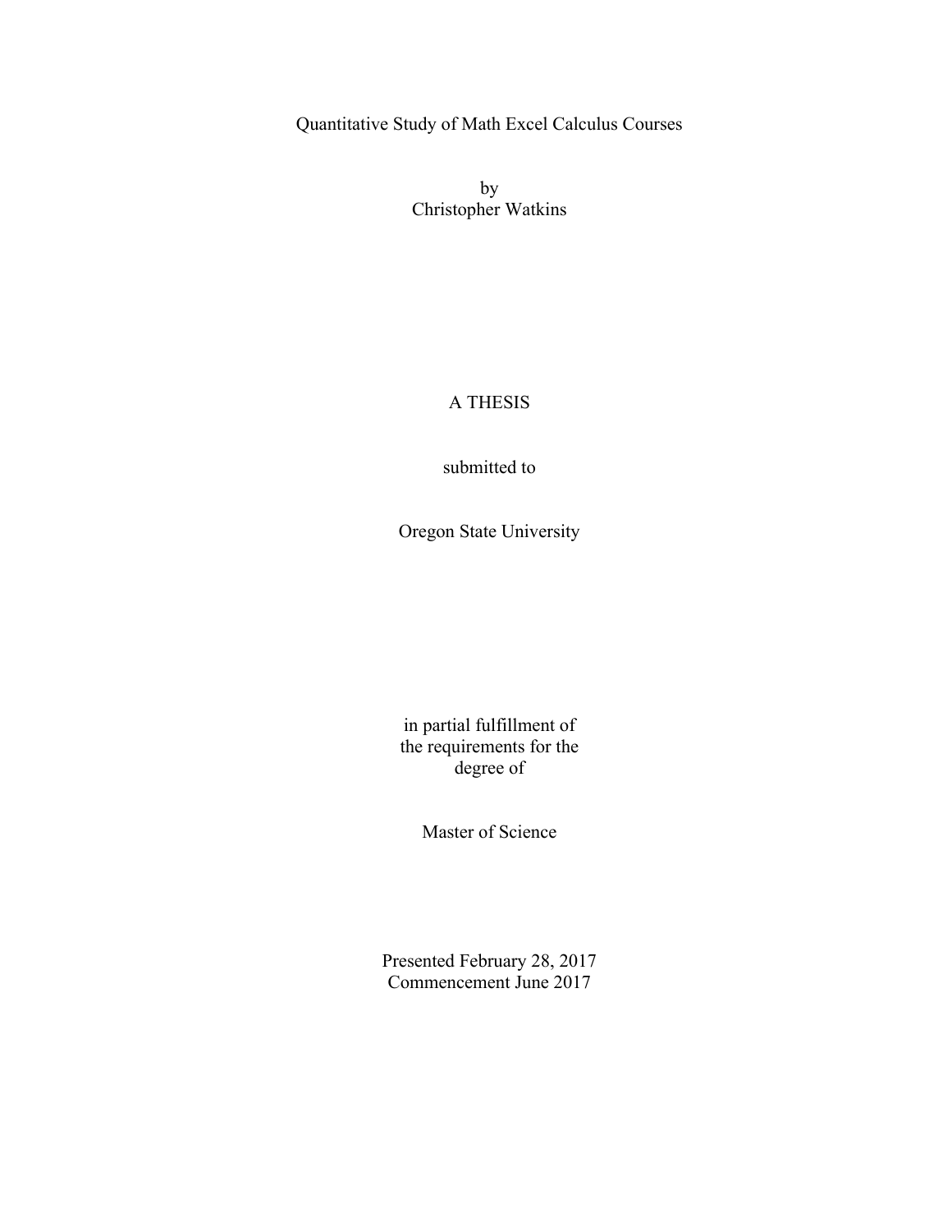Quantitative Study of Math Excel Calculus Courses

by
Christopher Watkins

A THESIS

submitted to

Oregon State University

in partial fulfillment of
the requirements for the
degree of

Master of Science

Presented February 28, 2017
Commencement June 2017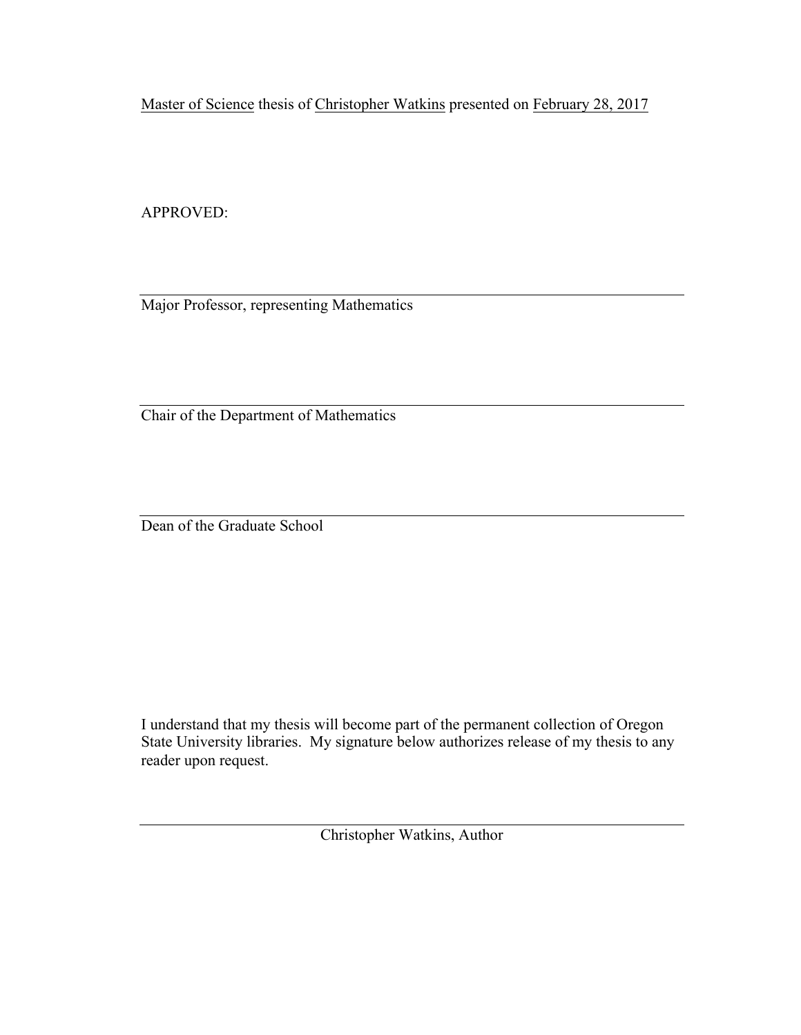Master of Science thesis of Christopher Watkins presented on February 28, 2017

APPROVED:

---

Major Professor, representing Mathematics

---

Chair of the Department of Mathematics

---

Dean of the Graduate School

I understand that my thesis will become part of the permanent collection of Oregon State University libraries. My signature below authorizes release of my thesis to any reader upon request.

---

Christopher Watkins, Author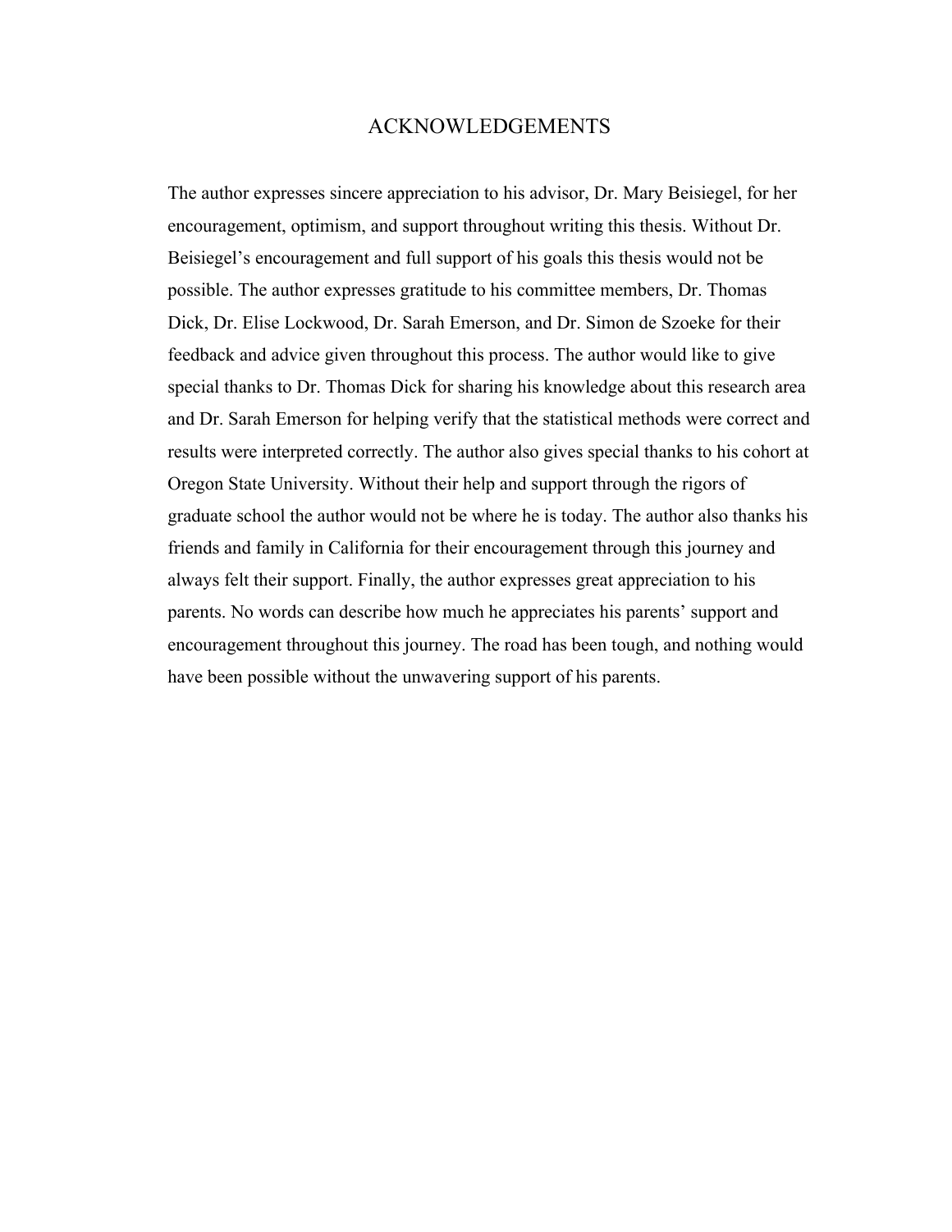# ACKNOWLEDGEMENTS

The author expresses sincere appreciation to his advisor, Dr. Mary Beisiegel, for her encouragement, optimism, and support throughout writing this thesis. Without Dr. Beisiegel's encouragement and full support of his goals this thesis would not be possible. The author expresses gratitude to his committee members, Dr. Thomas Dick, Dr. Elise Lockwood, Dr. Sarah Emerson, and Dr. Simon de Szoeke for their feedback and advice given throughout this process. The author would like to give special thanks to Dr. Thomas Dick for sharing his knowledge about this research area and Dr. Sarah Emerson for helping verify that the statistical methods were correct and results were interpreted correctly. The author also gives special thanks to his cohort at Oregon State University. Without their help and support through the rigors of graduate school the author would not be where he is today. The author also thanks his friends and family in California for their encouragement through this journey and always felt their support. Finally, the author expresses great appreciation to his parents. No words can describe how much he appreciates his parents' support and encouragement throughout this journey. The road has been tough, and nothing would have been possible without the unwavering support of his parents.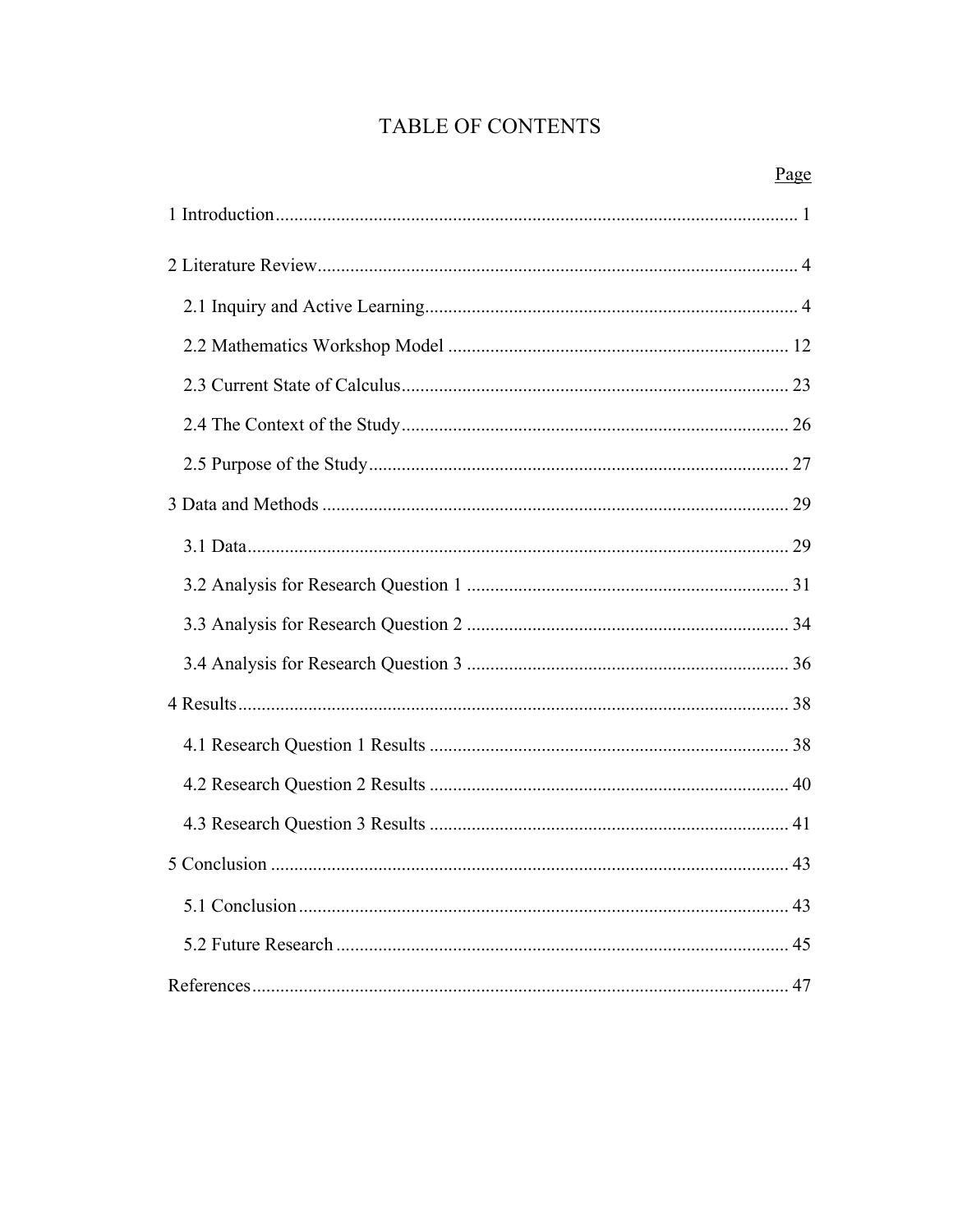# TABLE OF CONTENTS

| | Page |
|---|---|
| 1 Introduction | 1 |
| 2 Literature Review | 4 |
| 2.1 Inquiry and Active Learning | 4 |
| 2.2 Mathematics Workshop Model | 12 |
| 2.3 Current State of Calculus | 23 |
| 2.4 The Context of the Study | 26 |
| 2.5 Purpose of the Study | 27 |
| 3 Data and Methods | 29 |
| 3.1 Data | 29 |
| 3.2 Analysis for Research Question 1 | 31 |
| 3.3 Analysis for Research Question 2 | 34 |
| 3.4 Analysis for Research Question 3 | 36 |
| 4 Results | 38 |
| 4.1 Research Question 1 Results | 38 |
| 4.2 Research Question 2 Results | 40 |
| 4.3 Research Question 3 Results | 41 |
| 5 Conclusion | 43 |
| 5.1 Conclusion | 43 |
| 5.2 Future Research | 45 |
| References | 47 |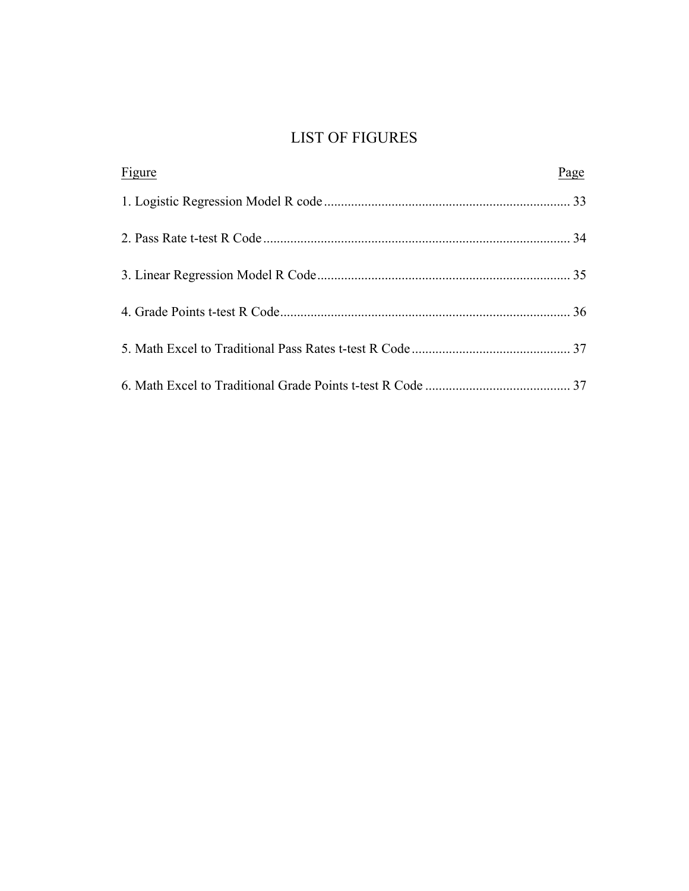# LIST OF FIGURES

| Figure | Page |
| --- | --- |
| 1. Logistic Regression Model R code | 33 |
| 2. Pass Rate t-test R Code | 34 |
| 3. Linear Regression Model R Code | 35 |
| 4. Grade Points t-test R Code | 36 |
| 5. Math Excel to Traditional Pass Rates t-test R Code | 37 |
| 6. Math Excel to Traditional Grade Points t-test R Code | 37 |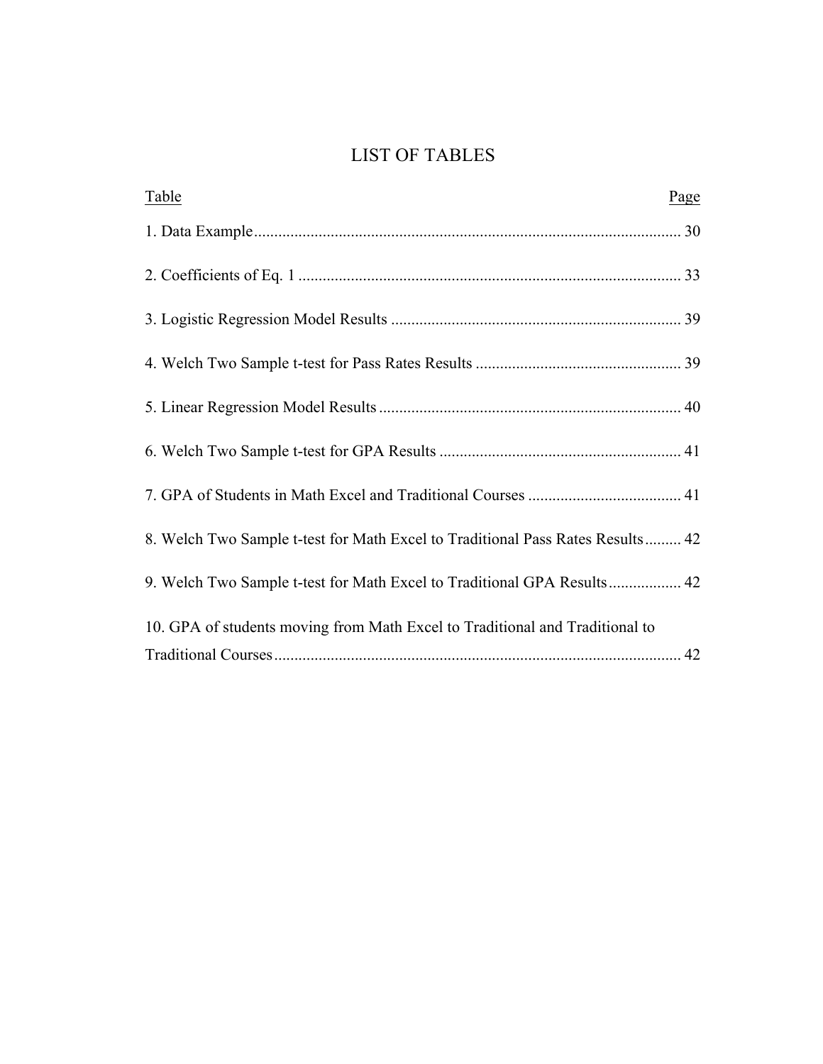# LIST OF TABLES

| Table | Page |
|---|---|
| 1. Data Example | 30 |
| 2. Coefficients of Eq. 1 | 33 |
| 3. Logistic Regression Model Results | 39 |
| 4. Welch Two Sample t-test for Pass Rates Results | 39 |
| 5. Linear Regression Model Results | 40 |
| 6. Welch Two Sample t-test for GPA Results | 41 |
| 7. GPA of Students in Math Excel and Traditional Courses | 41 |
| 8. Welch Two Sample t-test for Math Excel to Traditional Pass Rates Results | 42 |
| 9. Welch Two Sample t-test for Math Excel to Traditional GPA Results | 42 |
| 10. GPA of students moving from Math Excel to Traditional and Traditional to Traditional Courses | 42 |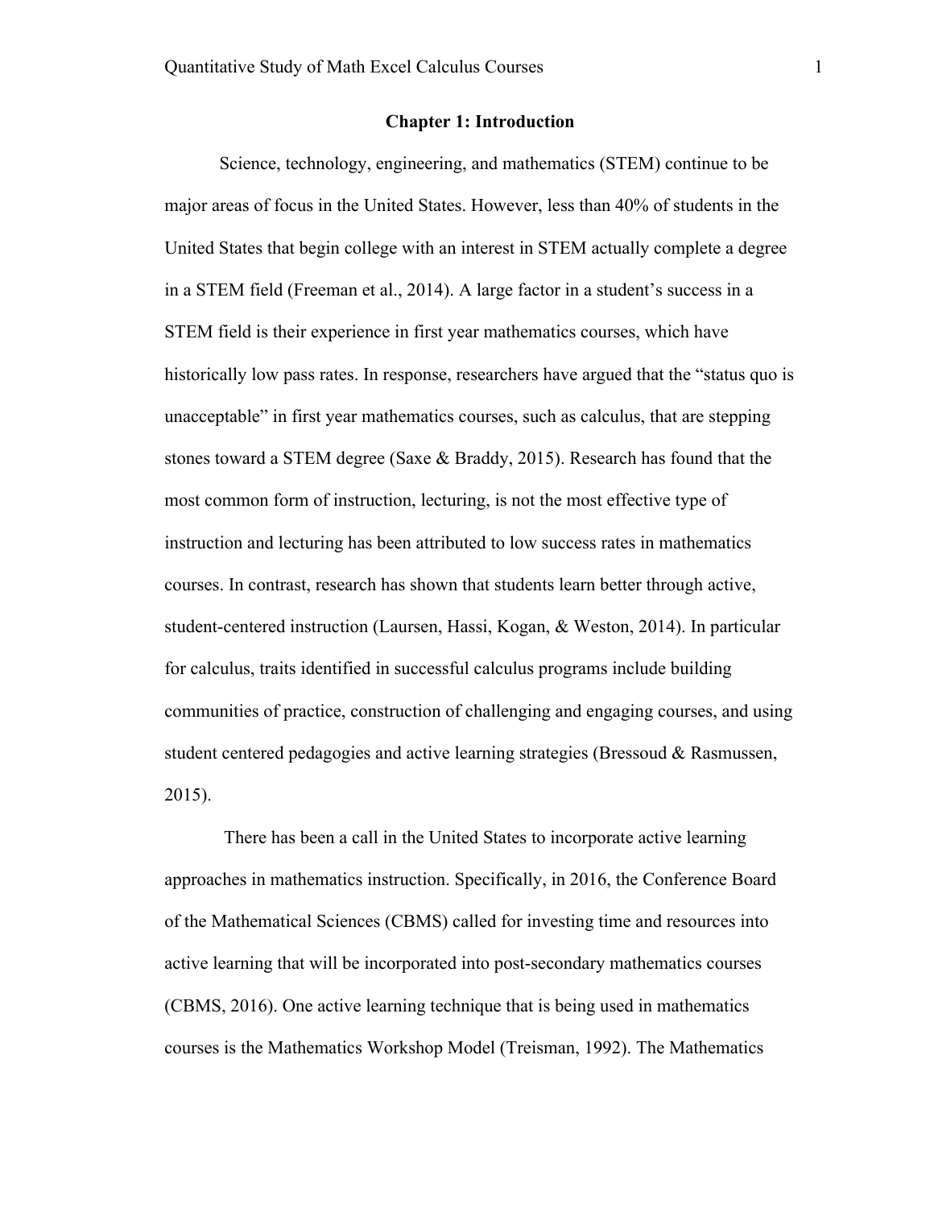# Chapter 1: Introduction

Science, technology, engineering, and mathematics (STEM) continue to be major areas of focus in the United States. However, less than 40% of students in the United States that begin college with an interest in STEM actually complete a degree in a STEM field (Freeman et al., 2014). A large factor in a student's success in a STEM field is their experience in first year mathematics courses, which have historically low pass rates. In response, researchers have argued that the "status quo is unacceptable" in first year mathematics courses, such as calculus, that are stepping stones toward a STEM degree (Saxe & Braddy, 2015). Research has found that the most common form of instruction, lecturing, is not the most effective type of instruction and lecturing has been attributed to low success rates in mathematics courses. In contrast, research has shown that students learn better through active, student-centered instruction (Laursen, Hassi, Kogan, & Weston, 2014). In particular for calculus, traits identified in successful calculus programs include building communities of practice, construction of challenging and engaging courses, and using student centered pedagogies and active learning strategies (Bressoud & Rasmussen, 2015).

There has been a call in the United States to incorporate active learning approaches in mathematics instruction. Specifically, in 2016, the Conference Board of the Mathematical Sciences (CBMS) called for investing time and resources into active learning that will be incorporated into post-secondary mathematics courses (CBMS, 2016). One active learning technique that is being used in mathematics courses is the Mathematics Workshop Model (Treisman, 1992). The Mathematics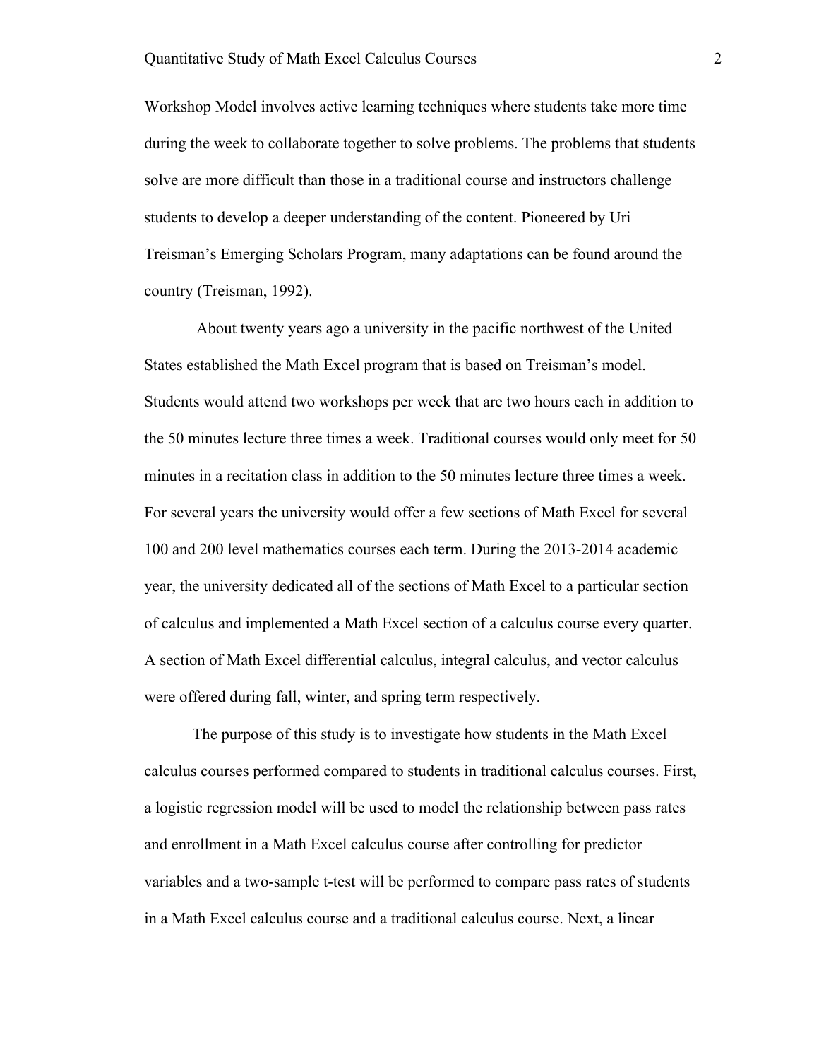Workshop Model involves active learning techniques where students take more time during the week to collaborate together to solve problems. The problems that students solve are more difficult than those in a traditional course and instructors challenge students to develop a deeper understanding of the content. Pioneered by Uri Treisman's Emerging Scholars Program, many adaptations can be found around the country (Treisman, 1992).

About twenty years ago a university in the pacific northwest of the United States established the Math Excel program that is based on Treisman's model. Students would attend two workshops per week that are two hours each in addition to the 50 minutes lecture three times a week. Traditional courses would only meet for 50 minutes in a recitation class in addition to the 50 minutes lecture three times a week. For several years the university would offer a few sections of Math Excel for several 100 and 200 level mathematics courses each term. During the 2013-2014 academic year, the university dedicated all of the sections of Math Excel to a particular section of calculus and implemented a Math Excel section of a calculus course every quarter. A section of Math Excel differential calculus, integral calculus, and vector calculus were offered during fall, winter, and spring term respectively.

The purpose of this study is to investigate how students in the Math Excel calculus courses performed compared to students in traditional calculus courses. First, a logistic regression model will be used to model the relationship between pass rates and enrollment in a Math Excel calculus course after controlling for predictor variables and a two-sample t-test will be performed to compare pass rates of students in a Math Excel calculus course and a traditional calculus course. Next, a linear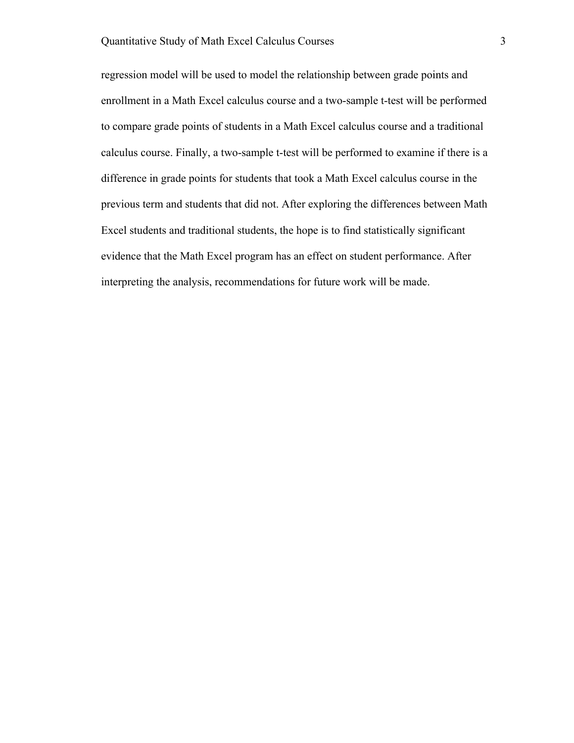regression model will be used to model the relationship between grade points and enrollment in a Math Excel calculus course and a two-sample t-test will be performed to compare grade points of students in a Math Excel calculus course and a traditional calculus course. Finally, a two-sample t-test will be performed to examine if there is a difference in grade points for students that took a Math Excel calculus course in the previous term and students that did not. After exploring the differences between Math Excel students and traditional students, the hope is to find statistically significant evidence that the Math Excel program has an effect on student performance. After interpreting the analysis, recommendations for future work will be made.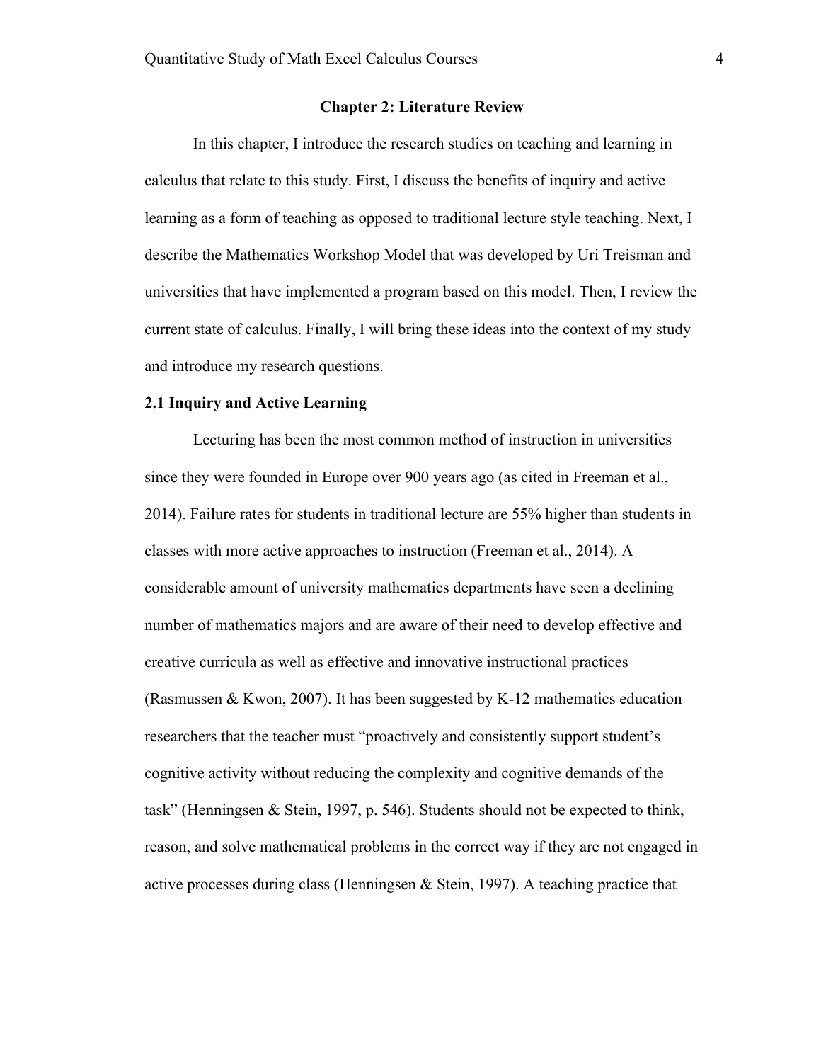## Chapter 2: Literature Review

In this chapter, I introduce the research studies on teaching and learning in calculus that relate to this study. First, I discuss the benefits of inquiry and active learning as a form of teaching as opposed to traditional lecture style teaching. Next, I describe the Mathematics Workshop Model that was developed by Uri Treisman and universities that have implemented a program based on this model. Then, I review the current state of calculus. Finally, I will bring these ideas into the context of my study and introduce my research questions.

### 2.1 Inquiry and Active Learning

Lecturing has been the most common method of instruction in universities since they were founded in Europe over 900 years ago (as cited in Freeman et al., 2014). Failure rates for students in traditional lecture are 55% higher than students in classes with more active approaches to instruction (Freeman et al., 2014). A considerable amount of university mathematics departments have seen a declining number of mathematics majors and are aware of their need to develop effective and creative curricula as well as effective and innovative instructional practices (Rasmussen & Kwon, 2007). It has been suggested by K-12 mathematics education researchers that the teacher must "proactively and consistently support student's cognitive activity without reducing the complexity and cognitive demands of the task" (Henningsen & Stein, 1997, p. 546). Students should not be expected to think, reason, and solve mathematical problems in the correct way if they are not engaged in active processes during class (Henningsen & Stein, 1997). A teaching practice that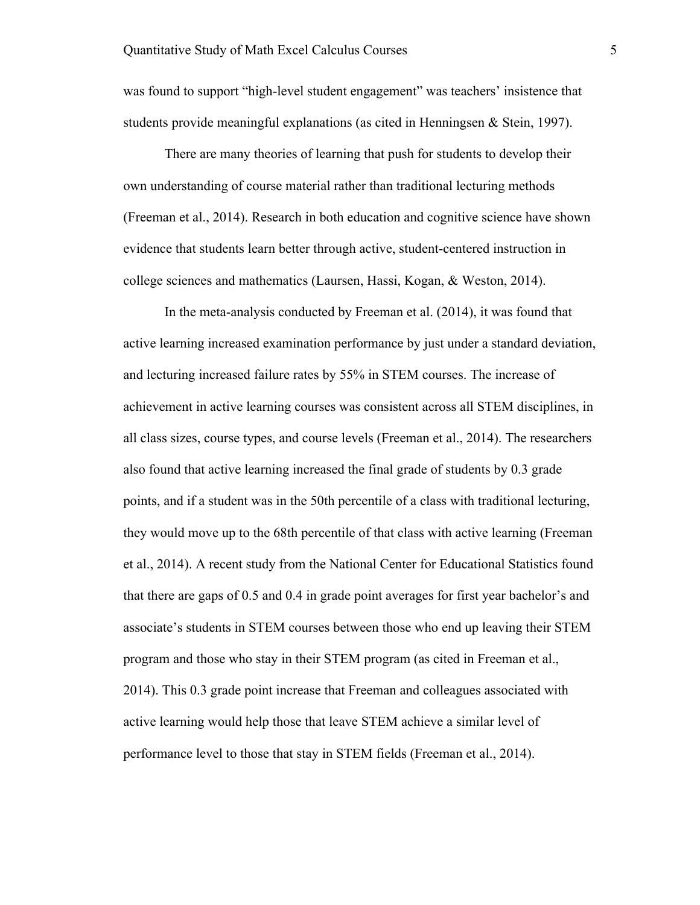was found to support "high-level student engagement" was teachers' insistence that students provide meaningful explanations (as cited in Henningsen & Stein, 1997).

There are many theories of learning that push for students to develop their own understanding of course material rather than traditional lecturing methods (Freeman et al., 2014). Research in both education and cognitive science have shown evidence that students learn better through active, student-centered instruction in college sciences and mathematics (Laursen, Hassi, Kogan, & Weston, 2014).

In the meta-analysis conducted by Freeman et al. (2014), it was found that active learning increased examination performance by just under a standard deviation, and lecturing increased failure rates by 55% in STEM courses. The increase of achievement in active learning courses was consistent across all STEM disciplines, in all class sizes, course types, and course levels (Freeman et al., 2014). The researchers also found that active learning increased the final grade of students by 0.3 grade points, and if a student was in the 50th percentile of a class with traditional lecturing, they would move up to the 68th percentile of that class with active learning (Freeman et al., 2014). A recent study from the National Center for Educational Statistics found that there are gaps of 0.5 and 0.4 in grade point averages for first year bachelor's and associate's students in STEM courses between those who end up leaving their STEM program and those who stay in their STEM program (as cited in Freeman et al., 2014). This 0.3 grade point increase that Freeman and colleagues associated with active learning would help those that leave STEM achieve a similar level of performance level to those that stay in STEM fields (Freeman et al., 2014).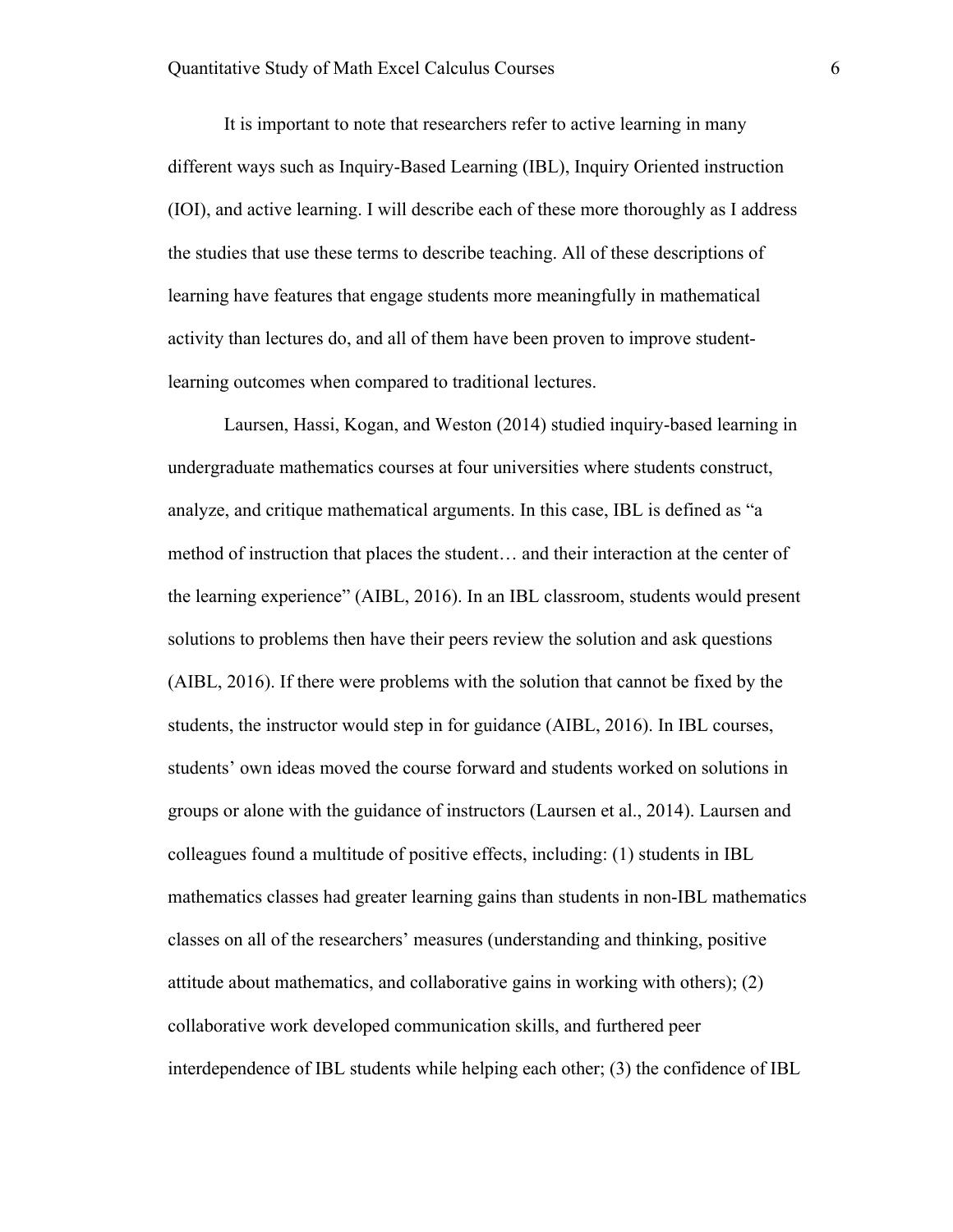It is important to note that researchers refer to active learning in many different ways such as Inquiry-Based Learning (IBL), Inquiry Oriented instruction (IOI), and active learning. I will describe each of these more thoroughly as I address the studies that use these terms to describe teaching. All of these descriptions of learning have features that engage students more meaningfully in mathematical activity than lectures do, and all of them have been proven to improve student-learning outcomes when compared to traditional lectures.

Laursen, Hassi, Kogan, and Weston (2014) studied inquiry-based learning in undergraduate mathematics courses at four universities where students construct, analyze, and critique mathematical arguments. In this case, IBL is defined as "a method of instruction that places the student… and their interaction at the center of the learning experience" (AIBL, 2016). In an IBL classroom, students would present solutions to problems then have their peers review the solution and ask questions (AIBL, 2016). If there were problems with the solution that cannot be fixed by the students, the instructor would step in for guidance (AIBL, 2016). In IBL courses, students' own ideas moved the course forward and students worked on solutions in groups or alone with the guidance of instructors (Laursen et al., 2014). Laursen and colleagues found a multitude of positive effects, including: (1) students in IBL mathematics classes had greater learning gains than students in non-IBL mathematics classes on all of the researchers' measures (understanding and thinking, positive attitude about mathematics, and collaborative gains in working with others); (2) collaborative work developed communication skills, and furthered peer interdependence of IBL students while helping each other; (3) the confidence of IBL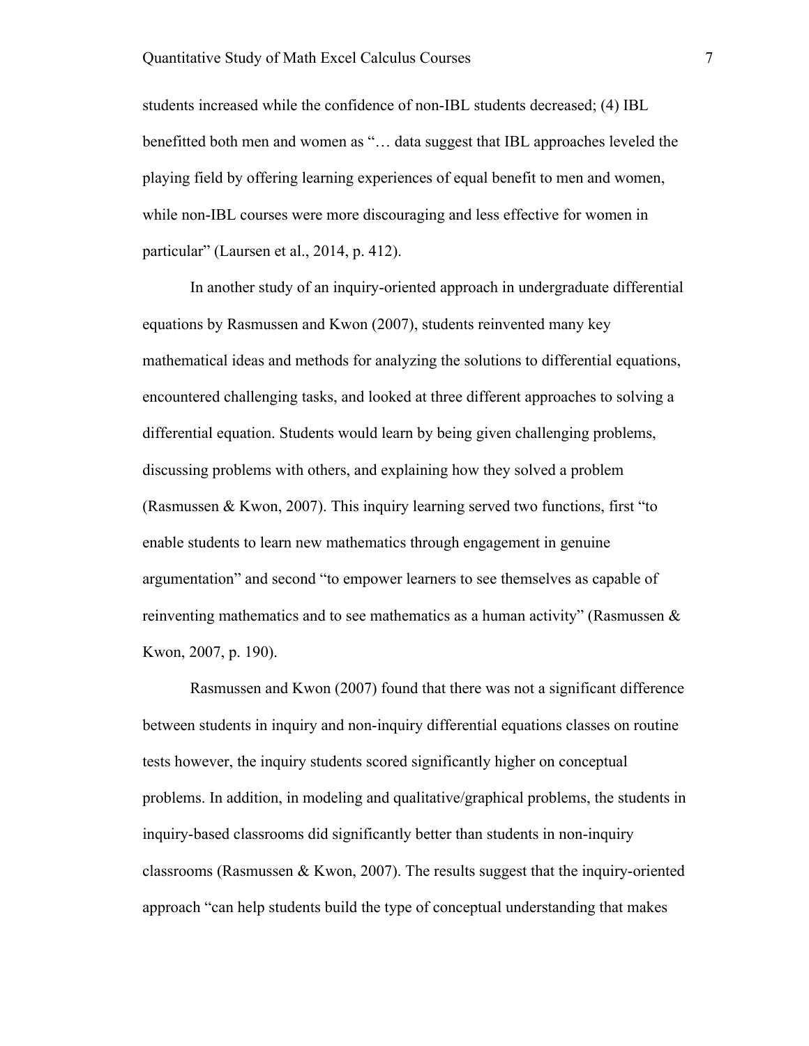students increased while the confidence of non-IBL students decreased; (4) IBL benefitted both men and women as "… data suggest that IBL approaches leveled the playing field by offering learning experiences of equal benefit to men and women, while non-IBL courses were more discouraging and less effective for women in particular" (Laursen et al., 2014, p. 412).

In another study of an inquiry-oriented approach in undergraduate differential equations by Rasmussen and Kwon (2007), students reinvented many key mathematical ideas and methods for analyzing the solutions to differential equations, encountered challenging tasks, and looked at three different approaches to solving a differential equation. Students would learn by being given challenging problems, discussing problems with others, and explaining how they solved a problem (Rasmussen & Kwon, 2007). This inquiry learning served two functions, first "to enable students to learn new mathematics through engagement in genuine argumentation" and second "to empower learners to see themselves as capable of reinventing mathematics and to see mathematics as a human activity" (Rasmussen & Kwon, 2007, p. 190).

Rasmussen and Kwon (2007) found that there was not a significant difference between students in inquiry and non-inquiry differential equations classes on routine tests however, the inquiry students scored significantly higher on conceptual problems. In addition, in modeling and qualitative/graphical problems, the students in inquiry-based classrooms did significantly better than students in non-inquiry classrooms (Rasmussen & Kwon, 2007). The results suggest that the inquiry-oriented approach "can help students build the type of conceptual understanding that makes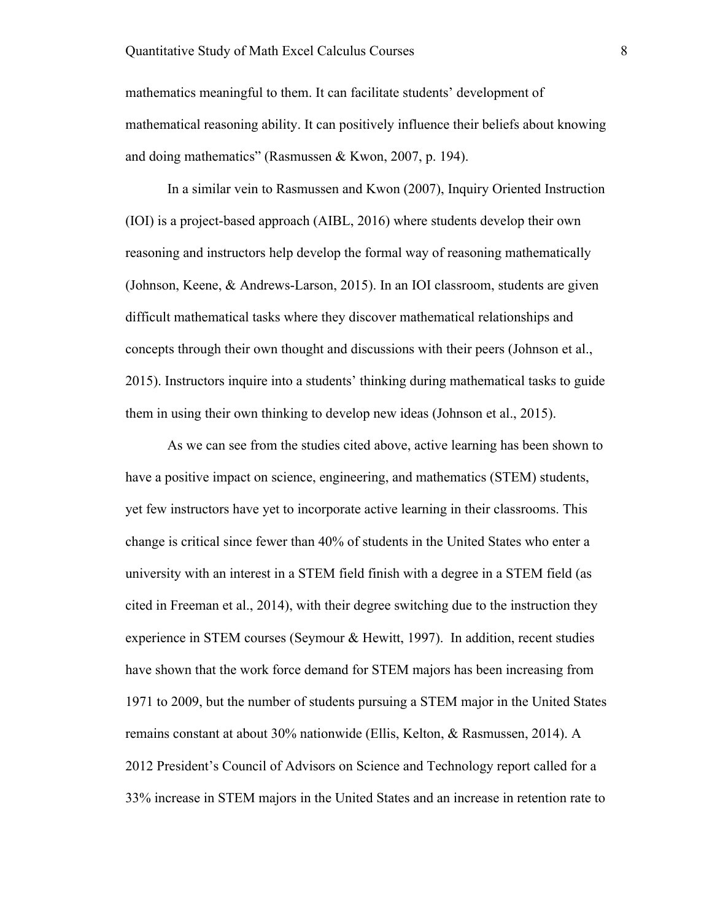mathematics meaningful to them. It can facilitate students' development of mathematical reasoning ability. It can positively influence their beliefs about knowing and doing mathematics" (Rasmussen & Kwon, 2007, p. 194).

In a similar vein to Rasmussen and Kwon (2007), Inquiry Oriented Instruction (IOI) is a project-based approach (AIBL, 2016) where students develop their own reasoning and instructors help develop the formal way of reasoning mathematically (Johnson, Keene, & Andrews-Larson, 2015). In an IOI classroom, students are given difficult mathematical tasks where they discover mathematical relationships and concepts through their own thought and discussions with their peers (Johnson et al., 2015). Instructors inquire into a students' thinking during mathematical tasks to guide them in using their own thinking to develop new ideas (Johnson et al., 2015).

As we can see from the studies cited above, active learning has been shown to have a positive impact on science, engineering, and mathematics (STEM) students, yet few instructors have yet to incorporate active learning in their classrooms. This change is critical since fewer than 40% of students in the United States who enter a university with an interest in a STEM field finish with a degree in a STEM field (as cited in Freeman et al., 2014), with their degree switching due to the instruction they experience in STEM courses (Seymour & Hewitt, 1997). In addition, recent studies have shown that the work force demand for STEM majors has been increasing from 1971 to 2009, but the number of students pursuing a STEM major in the United States remains constant at about 30% nationwide (Ellis, Kelton, & Rasmussen, 2014). A 2012 President's Council of Advisors on Science and Technology report called for a 33% increase in STEM majors in the United States and an increase in retention rate to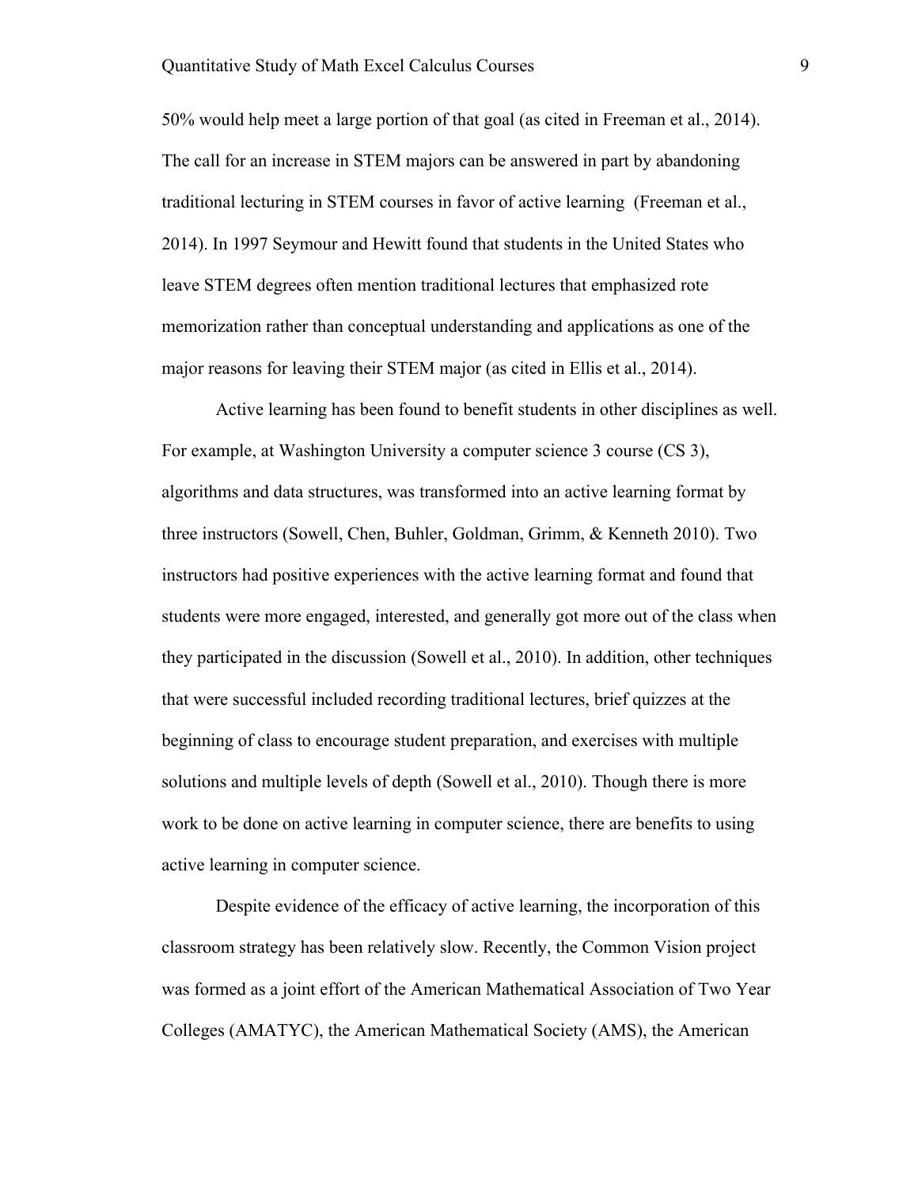50% would help meet a large portion of that goal (as cited in Freeman et al., 2014). The call for an increase in STEM majors can be answered in part by abandoning traditional lecturing in STEM courses in favor of active learning  (Freeman et al., 2014). In 1997 Seymour and Hewitt found that students in the United States who leave STEM degrees often mention traditional lectures that emphasized rote memorization rather than conceptual understanding and applications as one of the major reasons for leaving their STEM major (as cited in Ellis et al., 2014).

Active learning has been found to benefit students in other disciplines as well. For example, at Washington University a computer science 3 course (CS 3), algorithms and data structures, was transformed into an active learning format by three instructors (Sowell, Chen, Buhler, Goldman, Grimm, & Kenneth 2010). Two instructors had positive experiences with the active learning format and found that students were more engaged, interested, and generally got more out of the class when they participated in the discussion (Sowell et al., 2010). In addition, other techniques that were successful included recording traditional lectures, brief quizzes at the beginning of class to encourage student preparation, and exercises with multiple solutions and multiple levels of depth (Sowell et al., 2010). Though there is more work to be done on active learning in computer science, there are benefits to using active learning in computer science.

Despite evidence of the efficacy of active learning, the incorporation of this classroom strategy has been relatively slow. Recently, the Common Vision project was formed as a joint effort of the American Mathematical Association of Two Year Colleges (AMATYC), the American Mathematical Society (AMS), the American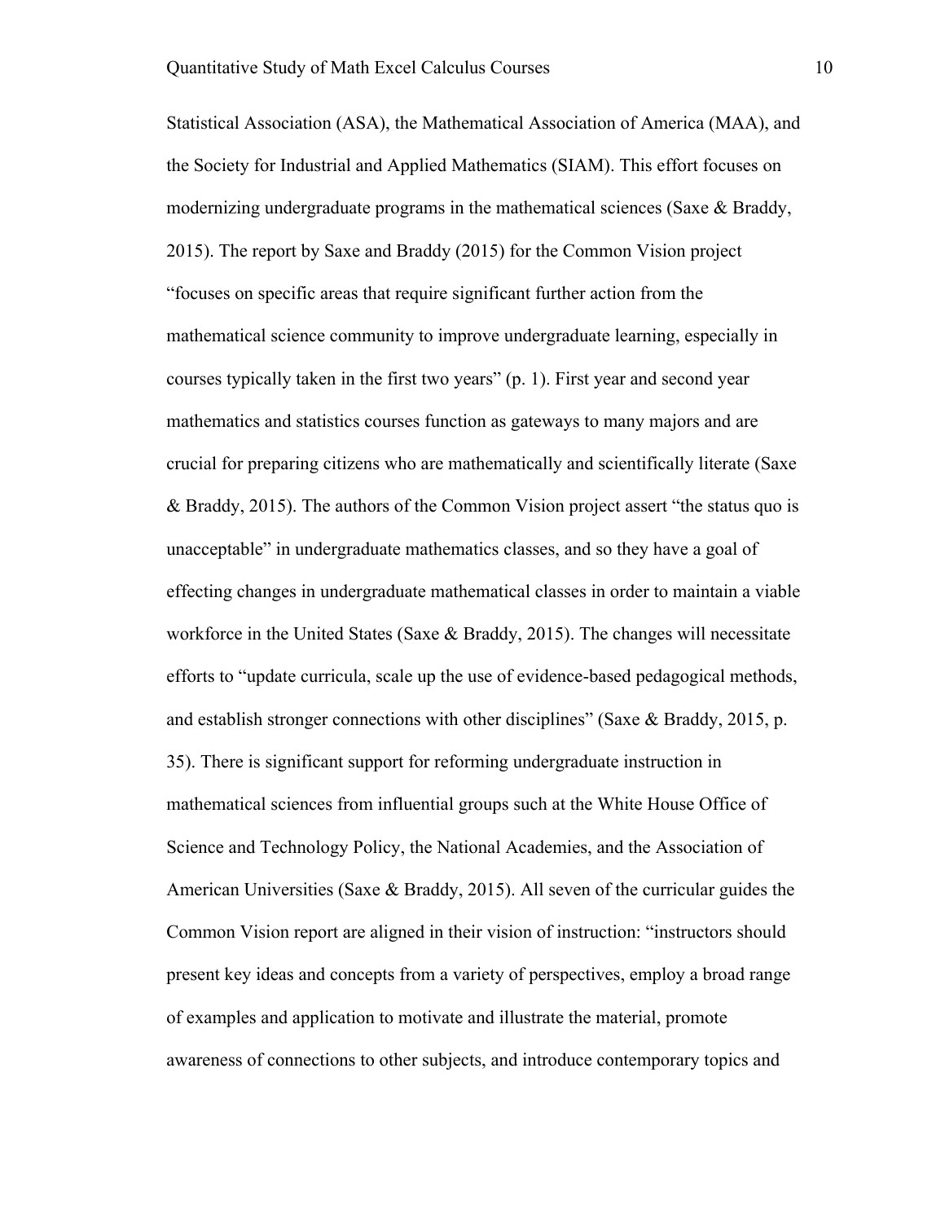Statistical Association (ASA), the Mathematical Association of America (MAA), and the Society for Industrial and Applied Mathematics (SIAM). This effort focuses on modernizing undergraduate programs in the mathematical sciences (Saxe & Braddy, 2015). The report by Saxe and Braddy (2015) for the Common Vision project "focuses on specific areas that require significant further action from the mathematical science community to improve undergraduate learning, especially in courses typically taken in the first two years" (p. 1). First year and second year mathematics and statistics courses function as gateways to many majors and are crucial for preparing citizens who are mathematically and scientifically literate (Saxe & Braddy, 2015). The authors of the Common Vision project assert "the status quo is unacceptable" in undergraduate mathematics classes, and so they have a goal of effecting changes in undergraduate mathematical classes in order to maintain a viable workforce in the United States (Saxe & Braddy, 2015). The changes will necessitate efforts to "update curricula, scale up the use of evidence-based pedagogical methods, and establish stronger connections with other disciplines" (Saxe & Braddy, 2015, p. 35). There is significant support for reforming undergraduate instruction in mathematical sciences from influential groups such at the White House Office of Science and Technology Policy, the National Academies, and the Association of American Universities (Saxe & Braddy, 2015). All seven of the curricular guides the Common Vision report are aligned in their vision of instruction: "instructors should present key ideas and concepts from a variety of perspectives, employ a broad range of examples and application to motivate and illustrate the material, promote awareness of connections to other subjects, and introduce contemporary topics and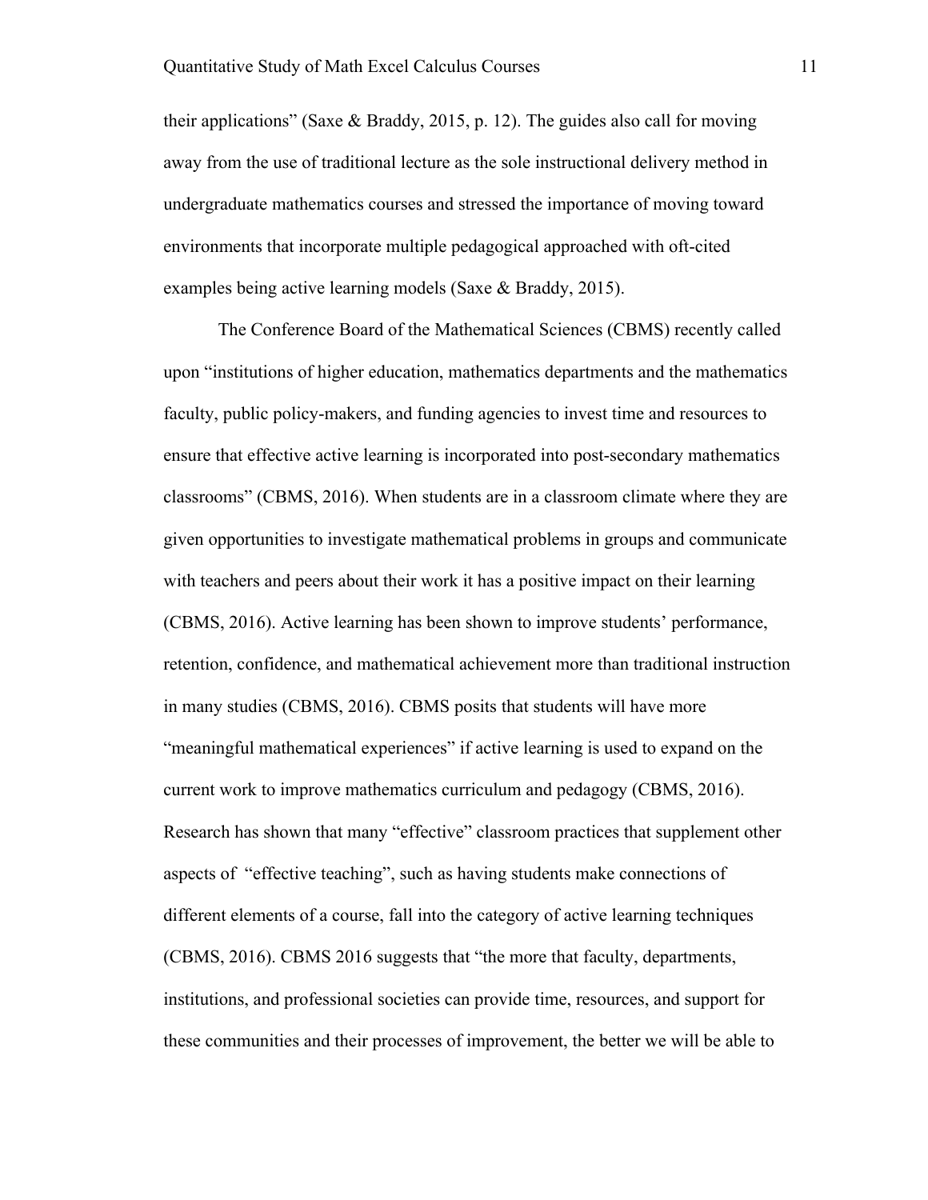their applications" (Saxe & Braddy, 2015, p. 12). The guides also call for moving away from the use of traditional lecture as the sole instructional delivery method in undergraduate mathematics courses and stressed the importance of moving toward environments that incorporate multiple pedagogical approached with oft-cited examples being active learning models (Saxe & Braddy, 2015).

The Conference Board of the Mathematical Sciences (CBMS) recently called upon "institutions of higher education, mathematics departments and the mathematics faculty, public policy-makers, and funding agencies to invest time and resources to ensure that effective active learning is incorporated into post-secondary mathematics classrooms" (CBMS, 2016). When students are in a classroom climate where they are given opportunities to investigate mathematical problems in groups and communicate with teachers and peers about their work it has a positive impact on their learning (CBMS, 2016). Active learning has been shown to improve students' performance, retention, confidence, and mathematical achievement more than traditional instruction in many studies (CBMS, 2016). CBMS posits that students will have more "meaningful mathematical experiences" if active learning is used to expand on the current work to improve mathematics curriculum and pedagogy (CBMS, 2016). Research has shown that many "effective" classroom practices that supplement other aspects of "effective teaching", such as having students make connections of different elements of a course, fall into the category of active learning techniques (CBMS, 2016). CBMS 2016 suggests that "the more that faculty, departments, institutions, and professional societies can provide time, resources, and support for these communities and their processes of improvement, the better we will be able to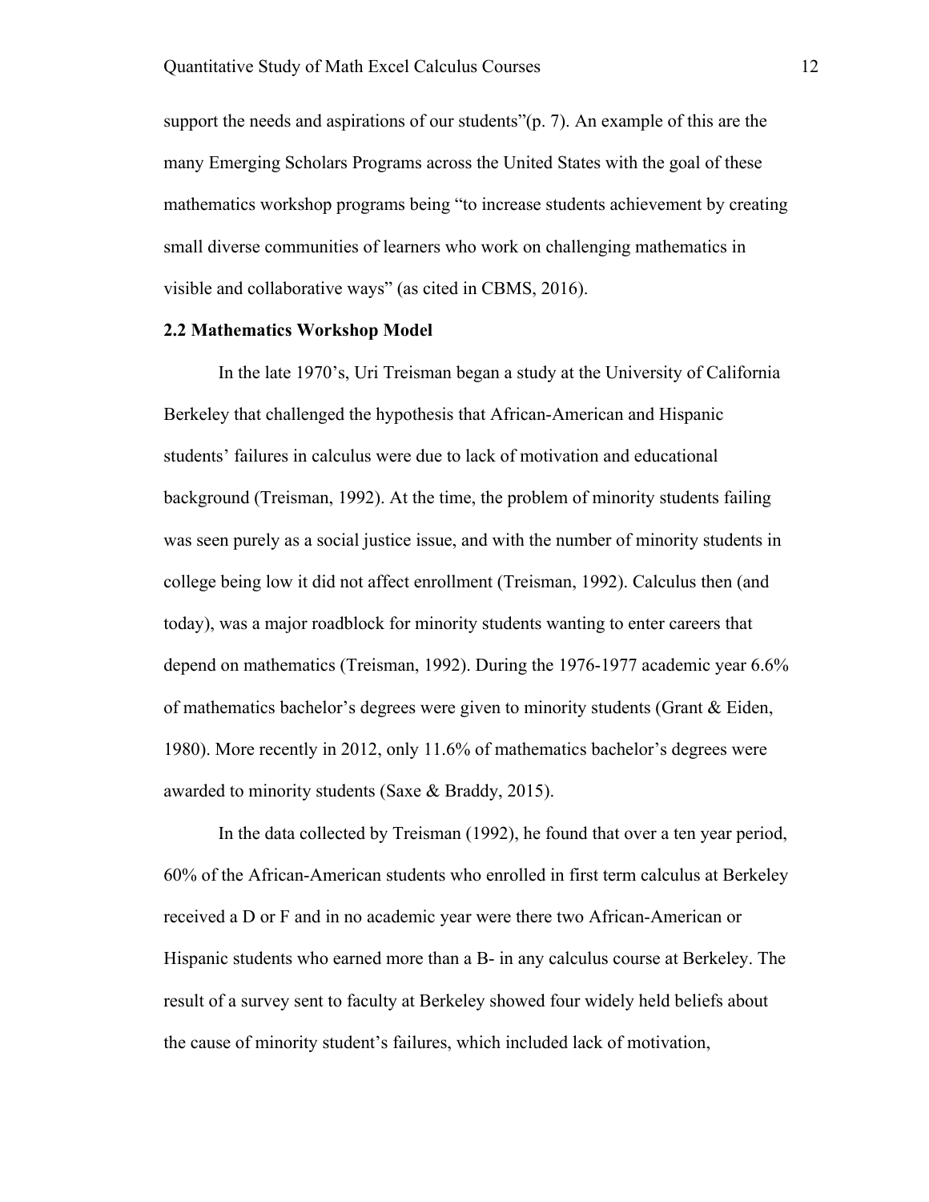support the needs and aspirations of our students"(p. 7). An example of this are the many Emerging Scholars Programs across the United States with the goal of these mathematics workshop programs being "to increase students achievement by creating small diverse communities of learners who work on challenging mathematics in visible and collaborative ways" (as cited in CBMS, 2016).

### 2.2 Mathematics Workshop Model

In the late 1970's, Uri Treisman began a study at the University of California Berkeley that challenged the hypothesis that African-American and Hispanic students' failures in calculus were due to lack of motivation and educational background (Treisman, 1992). At the time, the problem of minority students failing was seen purely as a social justice issue, and with the number of minority students in college being low it did not affect enrollment (Treisman, 1992). Calculus then (and today), was a major roadblock for minority students wanting to enter careers that depend on mathematics (Treisman, 1992). During the 1976-1977 academic year 6.6% of mathematics bachelor's degrees were given to minority students (Grant & Eiden, 1980). More recently in 2012, only 11.6% of mathematics bachelor's degrees were awarded to minority students (Saxe & Braddy, 2015).

In the data collected by Treisman (1992), he found that over a ten year period, 60% of the African-American students who enrolled in first term calculus at Berkeley received a D or F and in no academic year were there two African-American or Hispanic students who earned more than a B- in any calculus course at Berkeley. The result of a survey sent to faculty at Berkeley showed four widely held beliefs about the cause of minority student's failures, which included lack of motivation,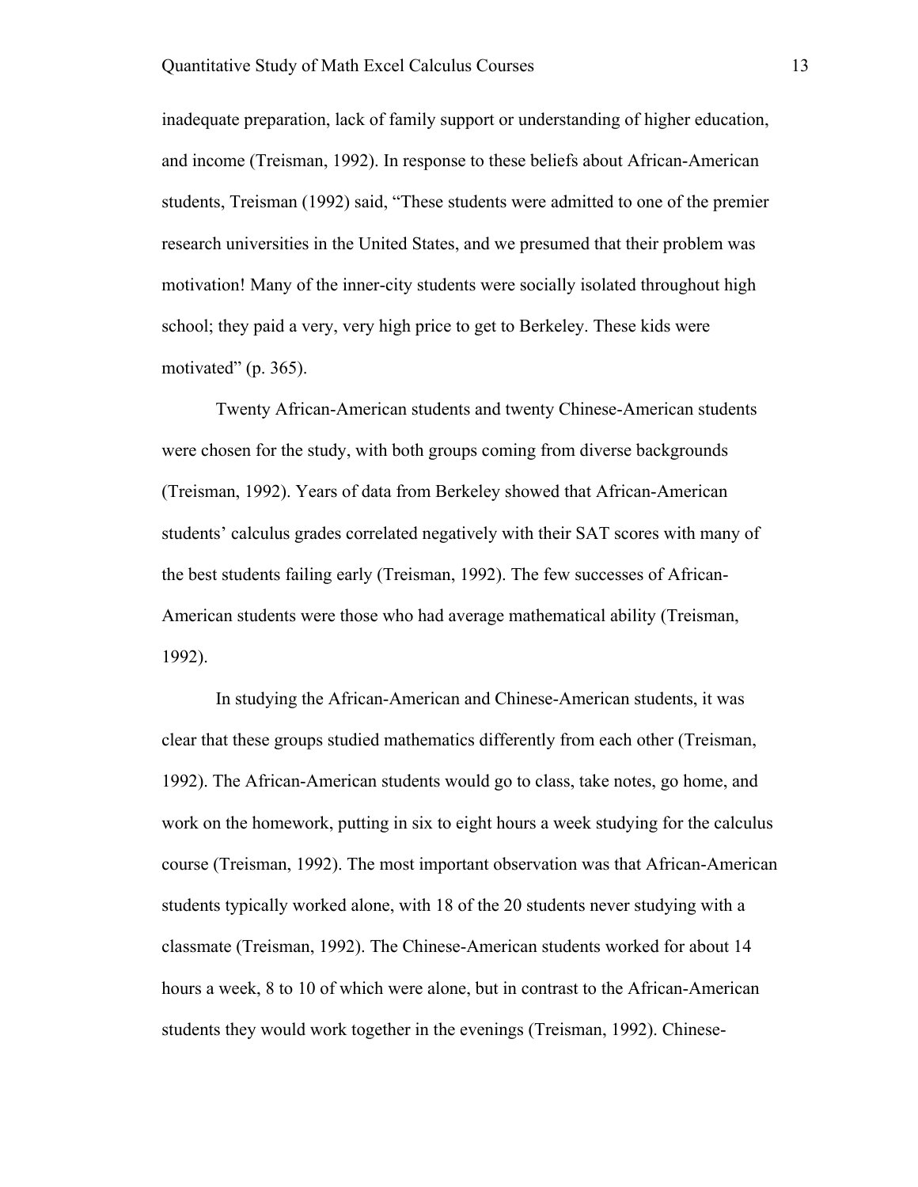inadequate preparation, lack of family support or understanding of higher education, and income (Treisman, 1992). In response to these beliefs about African-American students, Treisman (1992) said, "These students were admitted to one of the premier research universities in the United States, and we presumed that their problem was motivation! Many of the inner-city students were socially isolated throughout high school; they paid a very, very high price to get to Berkeley. These kids were motivated" (p. 365).

Twenty African-American students and twenty Chinese-American students were chosen for the study, with both groups coming from diverse backgrounds (Treisman, 1992). Years of data from Berkeley showed that African-American students' calculus grades correlated negatively with their SAT scores with many of the best students failing early (Treisman, 1992). The few successes of African-American students were those who had average mathematical ability (Treisman, 1992).

In studying the African-American and Chinese-American students, it was clear that these groups studied mathematics differently from each other (Treisman, 1992). The African-American students would go to class, take notes, go home, and work on the homework, putting in six to eight hours a week studying for the calculus course (Treisman, 1992). The most important observation was that African-American students typically worked alone, with 18 of the 20 students never studying with a classmate (Treisman, 1992). The Chinese-American students worked for about 14 hours a week, 8 to 10 of which were alone, but in contrast to the African-American students they would work together in the evenings (Treisman, 1992). Chinese-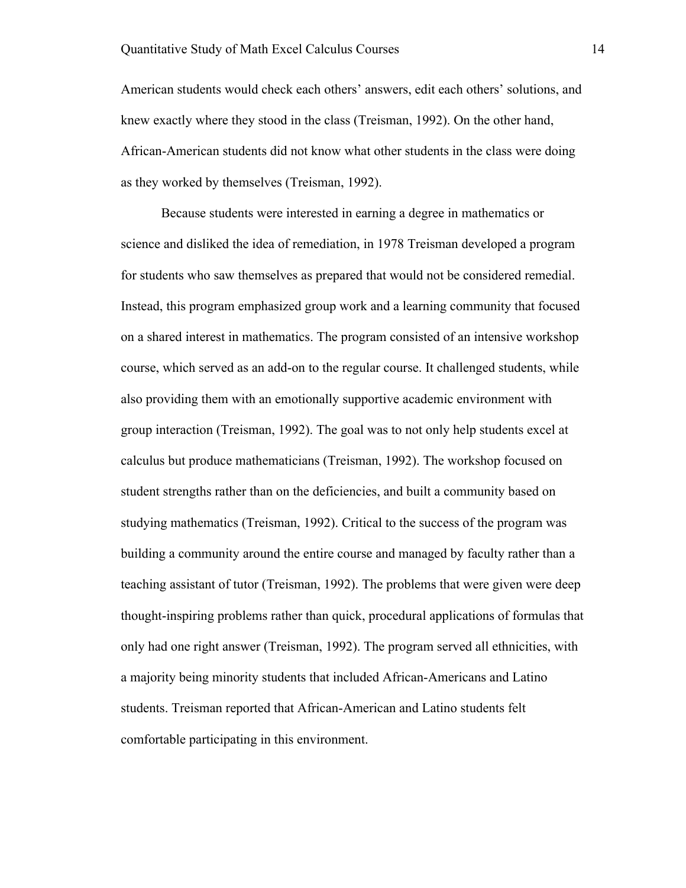American students would check each others' answers, edit each others' solutions, and knew exactly where they stood in the class (Treisman, 1992). On the other hand, African-American students did not know what other students in the class were doing as they worked by themselves (Treisman, 1992).

Because students were interested in earning a degree in mathematics or science and disliked the idea of remediation, in 1978 Treisman developed a program for students who saw themselves as prepared that would not be considered remedial. Instead, this program emphasized group work and a learning community that focused on a shared interest in mathematics. The program consisted of an intensive workshop course, which served as an add-on to the regular course. It challenged students, while also providing them with an emotionally supportive academic environment with group interaction (Treisman, 1992). The goal was to not only help students excel at calculus but produce mathematicians (Treisman, 1992). The workshop focused on student strengths rather than on the deficiencies, and built a community based on studying mathematics (Treisman, 1992). Critical to the success of the program was building a community around the entire course and managed by faculty rather than a teaching assistant of tutor (Treisman, 1992). The problems that were given were deep thought-inspiring problems rather than quick, procedural applications of formulas that only had one right answer (Treisman, 1992). The program served all ethnicities, with a majority being minority students that included African-Americans and Latino students. Treisman reported that African-American and Latino students felt comfortable participating in this environment.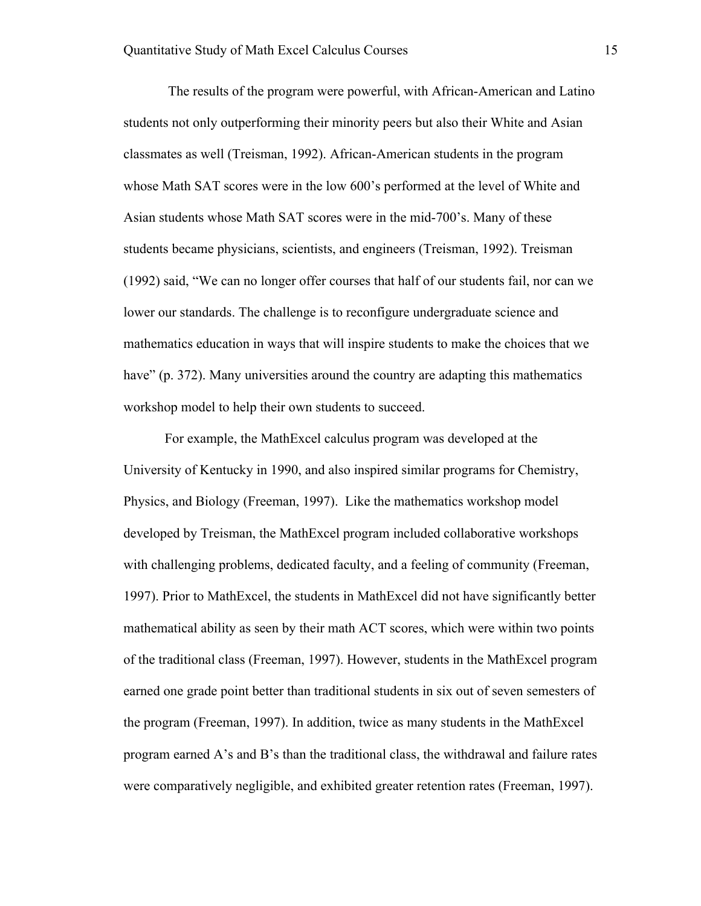The results of the program were powerful, with African-American and Latino students not only outperforming their minority peers but also their White and Asian classmates as well (Treisman, 1992). African-American students in the program whose Math SAT scores were in the low 600's performed at the level of White and Asian students whose Math SAT scores were in the mid-700's. Many of these students became physicians, scientists, and engineers (Treisman, 1992). Treisman (1992) said, "We can no longer offer courses that half of our students fail, nor can we lower our standards. The challenge is to reconfigure undergraduate science and mathematics education in ways that will inspire students to make the choices that we have" (p. 372). Many universities around the country are adapting this mathematics workshop model to help their own students to succeed.

For example, the MathExcel calculus program was developed at the University of Kentucky in 1990, and also inspired similar programs for Chemistry, Physics, and Biology (Freeman, 1997). Like the mathematics workshop model developed by Treisman, the MathExcel program included collaborative workshops with challenging problems, dedicated faculty, and a feeling of community (Freeman, 1997). Prior to MathExcel, the students in MathExcel did not have significantly better mathematical ability as seen by their math ACT scores, which were within two points of the traditional class (Freeman, 1997). However, students in the MathExcel program earned one grade point better than traditional students in six out of seven semesters of the program (Freeman, 1997). In addition, twice as many students in the MathExcel program earned A's and B's than the traditional class, the withdrawal and failure rates were comparatively negligible, and exhibited greater retention rates (Freeman, 1997).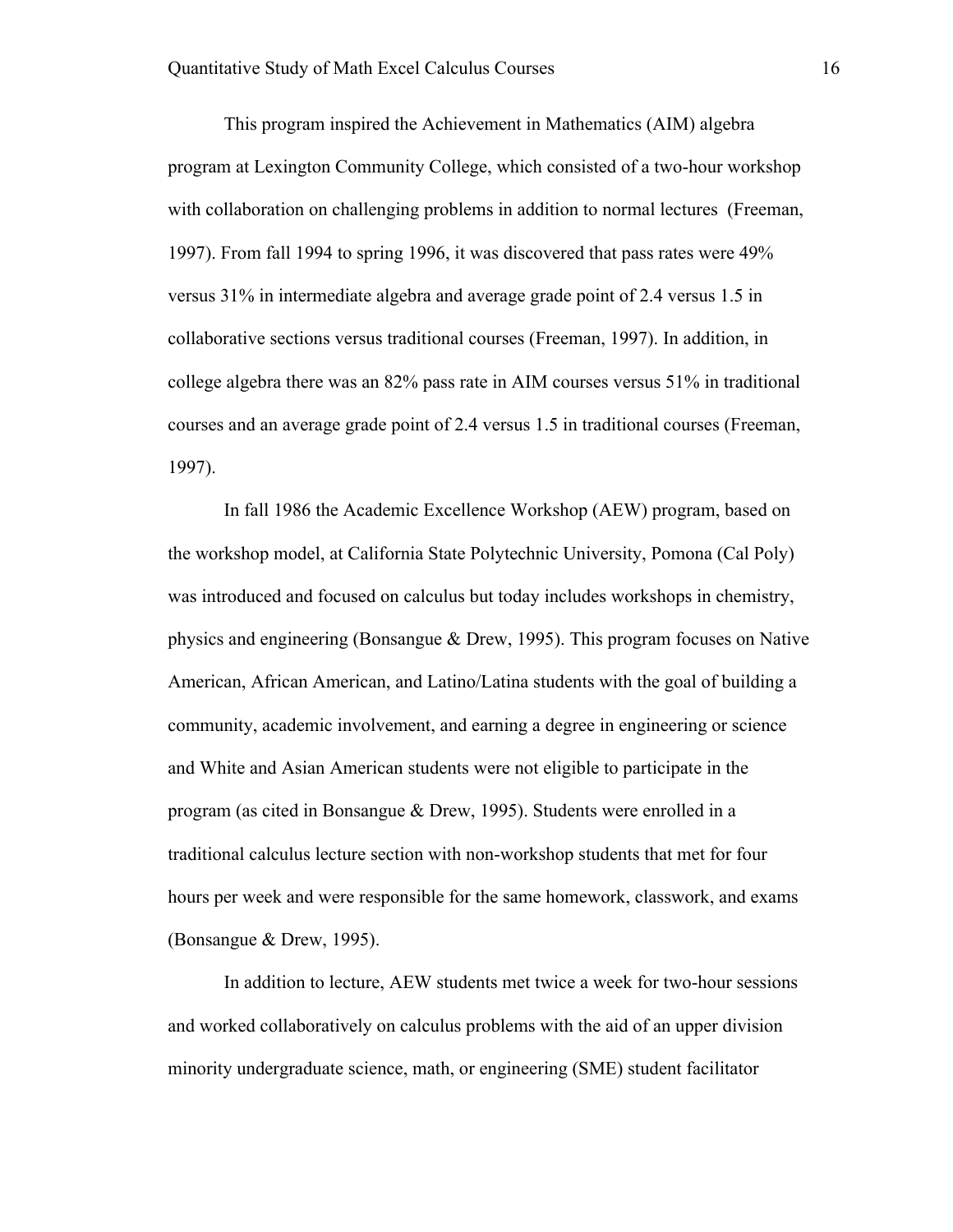This program inspired the Achievement in Mathematics (AIM) algebra program at Lexington Community College, which consisted of a two-hour workshop with collaboration on challenging problems in addition to normal lectures (Freeman, 1997). From fall 1994 to spring 1996, it was discovered that pass rates were 49% versus 31% in intermediate algebra and average grade point of 2.4 versus 1.5 in collaborative sections versus traditional courses (Freeman, 1997). In addition, in college algebra there was an 82% pass rate in AIM courses versus 51% in traditional courses and an average grade point of 2.4 versus 1.5 in traditional courses (Freeman, 1997).

In fall 1986 the Academic Excellence Workshop (AEW) program, based on the workshop model, at California State Polytechnic University, Pomona (Cal Poly) was introduced and focused on calculus but today includes workshops in chemistry, physics and engineering (Bonsangue & Drew, 1995). This program focuses on Native American, African American, and Latino/Latina students with the goal of building a community, academic involvement, and earning a degree in engineering or science and White and Asian American students were not eligible to participate in the program (as cited in Bonsangue & Drew, 1995). Students were enrolled in a traditional calculus lecture section with non-workshop students that met for four hours per week and were responsible for the same homework, classwork, and exams (Bonsangue & Drew, 1995).

In addition to lecture, AEW students met twice a week for two-hour sessions and worked collaboratively on calculus problems with the aid of an upper division minority undergraduate science, math, or engineering (SME) student facilitator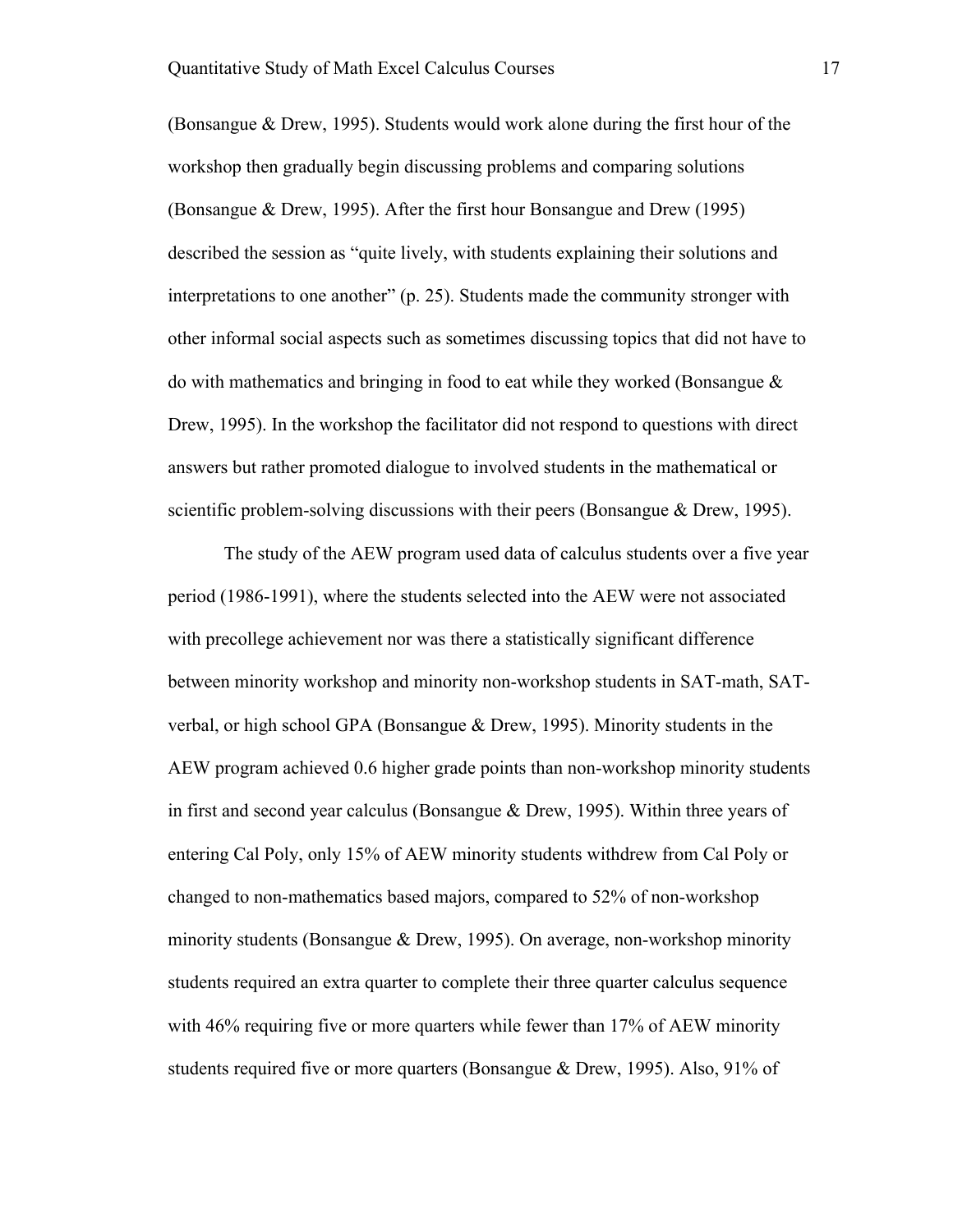(Bonsangue & Drew, 1995). Students would work alone during the first hour of the workshop then gradually begin discussing problems and comparing solutions (Bonsangue & Drew, 1995). After the first hour Bonsangue and Drew (1995) described the session as "quite lively, with students explaining their solutions and interpretations to one another" (p. 25). Students made the community stronger with other informal social aspects such as sometimes discussing topics that did not have to do with mathematics and bringing in food to eat while they worked (Bonsangue & Drew, 1995). In the workshop the facilitator did not respond to questions with direct answers but rather promoted dialogue to involved students in the mathematical or scientific problem-solving discussions with their peers (Bonsangue & Drew, 1995).

The study of the AEW program used data of calculus students over a five year period (1986-1991), where the students selected into the AEW were not associated with precollege achievement nor was there a statistically significant difference between minority workshop and minority non-workshop students in SAT-math, SAT-verbal, or high school GPA (Bonsangue & Drew, 1995). Minority students in the AEW program achieved 0.6 higher grade points than non-workshop minority students in first and second year calculus (Bonsangue & Drew, 1995). Within three years of entering Cal Poly, only 15% of AEW minority students withdrew from Cal Poly or changed to non-mathematics based majors, compared to 52% of non-workshop minority students (Bonsangue & Drew, 1995). On average, non-workshop minority students required an extra quarter to complete their three quarter calculus sequence with 46% requiring five or more quarters while fewer than 17% of AEW minority students required five or more quarters (Bonsangue & Drew, 1995). Also, 91% of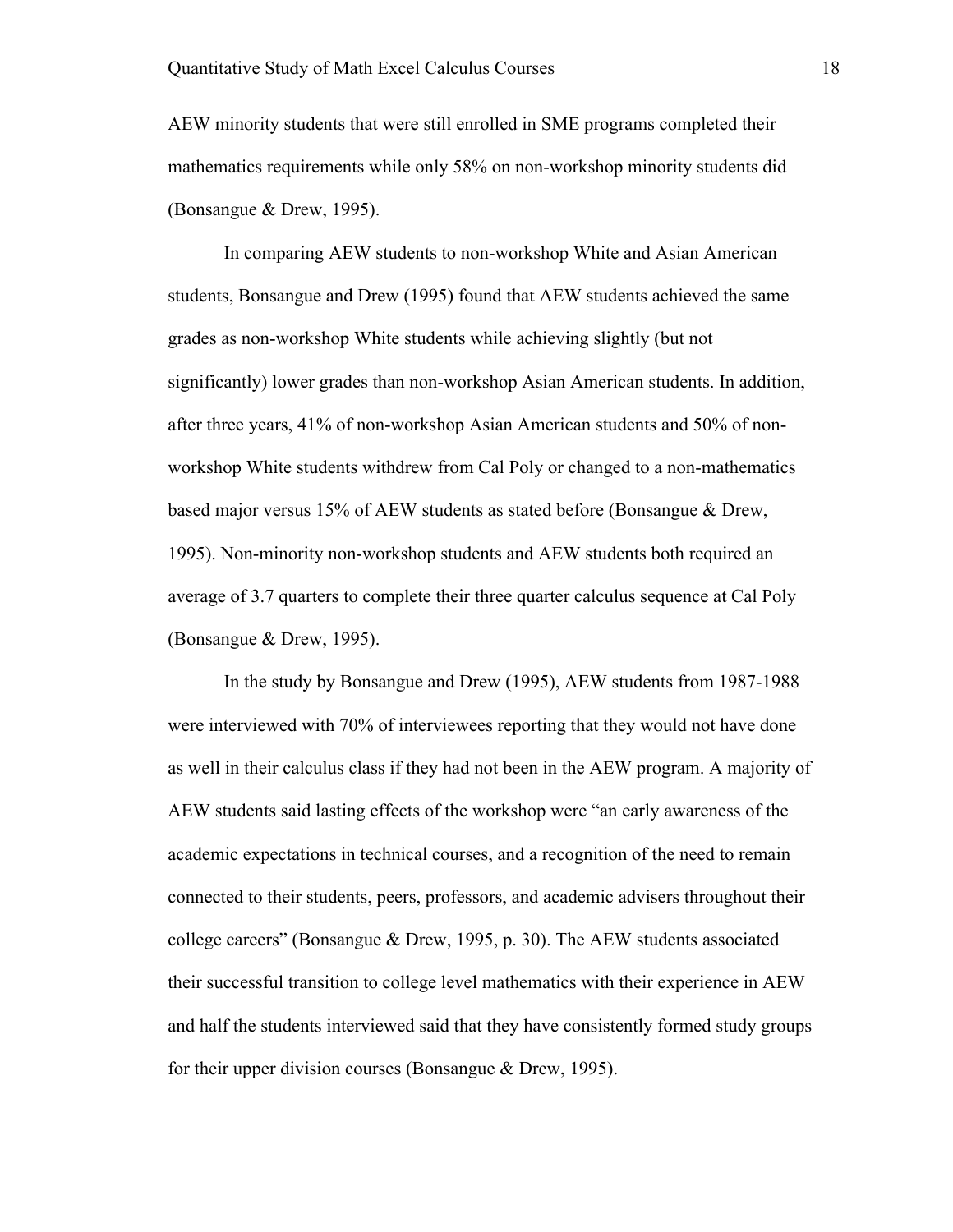AEW minority students that were still enrolled in SME programs completed their mathematics requirements while only 58% on non-workshop minority students did (Bonsangue & Drew, 1995).

In comparing AEW students to non-workshop White and Asian American students, Bonsangue and Drew (1995) found that AEW students achieved the same grades as non-workshop White students while achieving slightly (but not significantly) lower grades than non-workshop Asian American students. In addition, after three years, 41% of non-workshop Asian American students and 50% of non-workshop White students withdrew from Cal Poly or changed to a non-mathematics based major versus 15% of AEW students as stated before (Bonsangue & Drew, 1995). Non-minority non-workshop students and AEW students both required an average of 3.7 quarters to complete their three quarter calculus sequence at Cal Poly (Bonsangue & Drew, 1995).

In the study by Bonsangue and Drew (1995), AEW students from 1987-1988 were interviewed with 70% of interviewees reporting that they would not have done as well in their calculus class if they had not been in the AEW program. A majority of AEW students said lasting effects of the workshop were "an early awareness of the academic expectations in technical courses, and a recognition of the need to remain connected to their students, peers, professors, and academic advisers throughout their college careers" (Bonsangue & Drew, 1995, p. 30). The AEW students associated their successful transition to college level mathematics with their experience in AEW and half the students interviewed said that they have consistently formed study groups for their upper division courses (Bonsangue & Drew, 1995).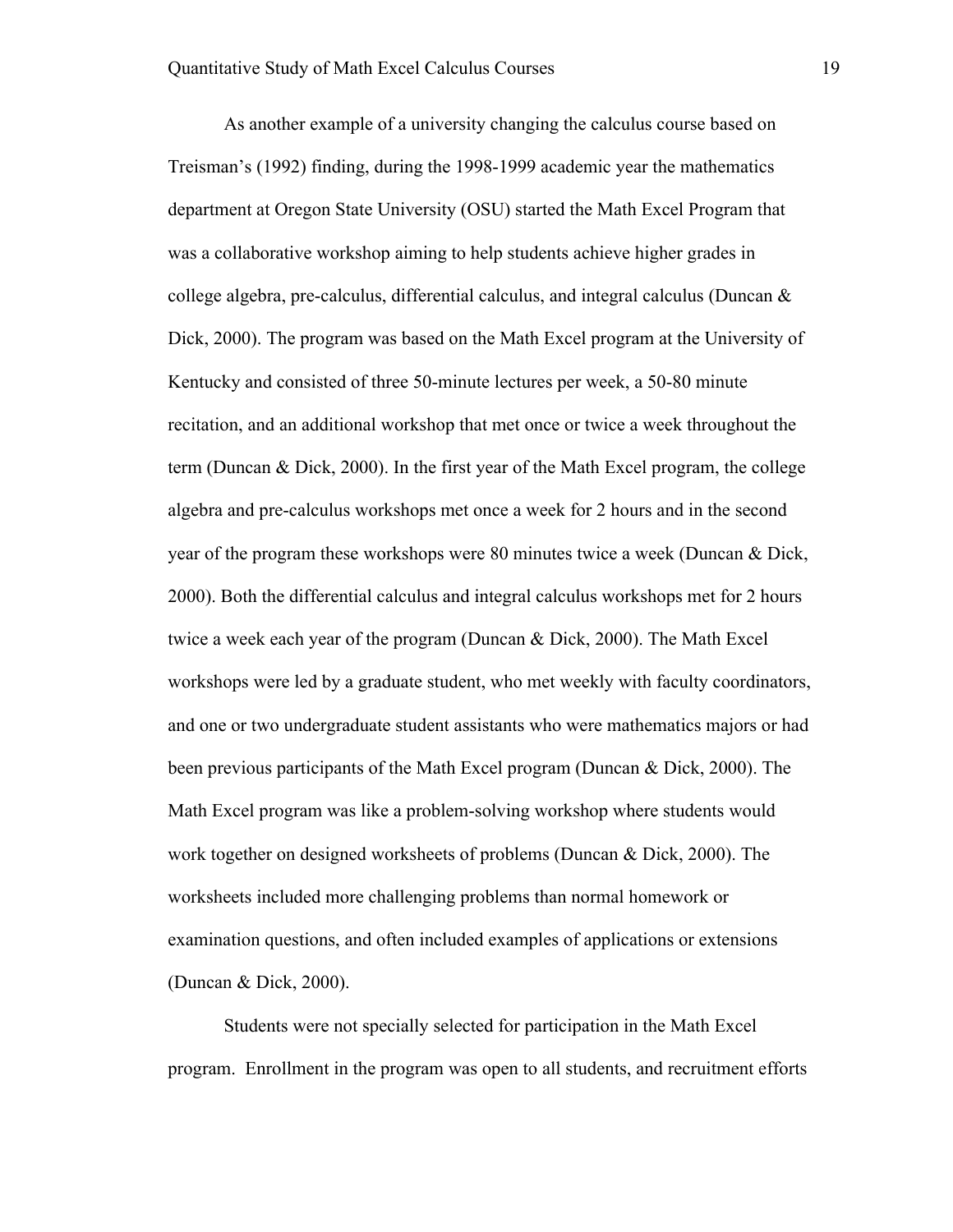As another example of a university changing the calculus course based on Treisman's (1992) finding, during the 1998-1999 academic year the mathematics department at Oregon State University (OSU) started the Math Excel Program that was a collaborative workshop aiming to help students achieve higher grades in college algebra, pre-calculus, differential calculus, and integral calculus (Duncan & Dick, 2000). The program was based on the Math Excel program at the University of Kentucky and consisted of three 50-minute lectures per week, a 50-80 minute recitation, and an additional workshop that met once or twice a week throughout the term (Duncan & Dick, 2000). In the first year of the Math Excel program, the college algebra and pre-calculus workshops met once a week for 2 hours and in the second year of the program these workshops were 80 minutes twice a week (Duncan & Dick, 2000). Both the differential calculus and integral calculus workshops met for 2 hours twice a week each year of the program (Duncan & Dick, 2000). The Math Excel workshops were led by a graduate student, who met weekly with faculty coordinators, and one or two undergraduate student assistants who were mathematics majors or had been previous participants of the Math Excel program (Duncan & Dick, 2000). The Math Excel program was like a problem-solving workshop where students would work together on designed worksheets of problems (Duncan & Dick, 2000). The worksheets included more challenging problems than normal homework or examination questions, and often included examples of applications or extensions (Duncan & Dick, 2000).

Students were not specially selected for participation in the Math Excel program. Enrollment in the program was open to all students, and recruitment efforts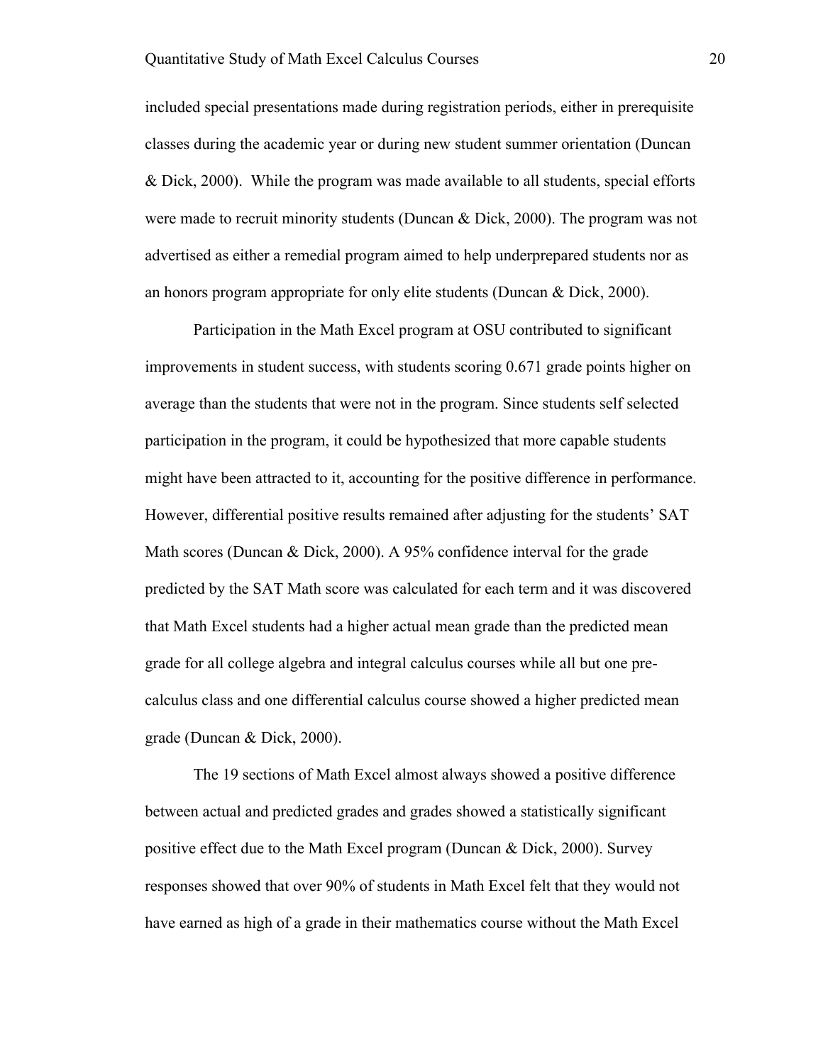included special presentations made during registration periods, either in prerequisite classes during the academic year or during new student summer orientation (Duncan & Dick, 2000). While the program was made available to all students, special efforts were made to recruit minority students (Duncan & Dick, 2000). The program was not advertised as either a remedial program aimed to help underprepared students nor as an honors program appropriate for only elite students (Duncan & Dick, 2000).

Participation in the Math Excel program at OSU contributed to significant improvements in student success, with students scoring 0.671 grade points higher on average than the students that were not in the program. Since students self selected participation in the program, it could be hypothesized that more capable students might have been attracted to it, accounting for the positive difference in performance. However, differential positive results remained after adjusting for the students' SAT Math scores (Duncan & Dick, 2000). A 95% confidence interval for the grade predicted by the SAT Math score was calculated for each term and it was discovered that Math Excel students had a higher actual mean grade than the predicted mean grade for all college algebra and integral calculus courses while all but one pre-calculus class and one differential calculus course showed a higher predicted mean grade (Duncan & Dick, 2000).

The 19 sections of Math Excel almost always showed a positive difference between actual and predicted grades and grades showed a statistically significant positive effect due to the Math Excel program (Duncan & Dick, 2000). Survey responses showed that over 90% of students in Math Excel felt that they would not have earned as high of a grade in their mathematics course without the Math Excel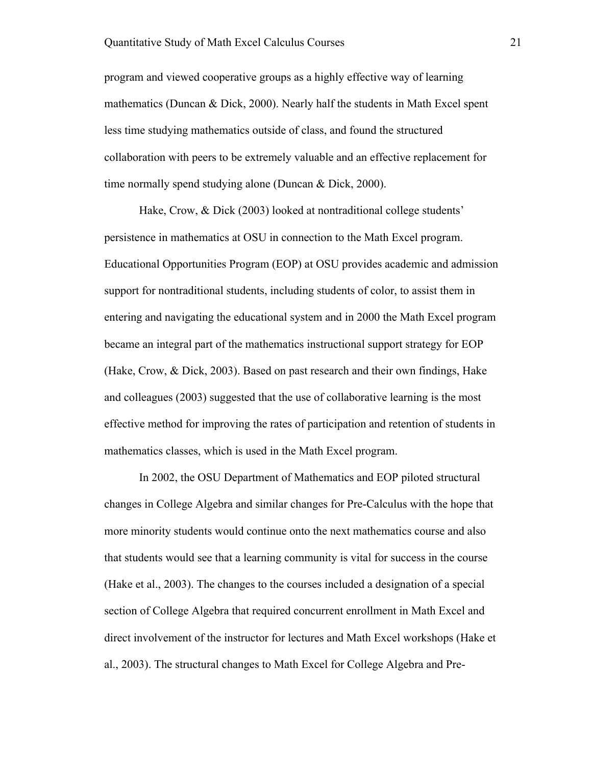program and viewed cooperative groups as a highly effective way of learning mathematics (Duncan & Dick, 2000). Nearly half the students in Math Excel spent less time studying mathematics outside of class, and found the structured collaboration with peers to be extremely valuable and an effective replacement for time normally spend studying alone (Duncan & Dick, 2000).

Hake, Crow, & Dick (2003) looked at nontraditional college students' persistence in mathematics at OSU in connection to the Math Excel program. Educational Opportunities Program (EOP) at OSU provides academic and admission support for nontraditional students, including students of color, to assist them in entering and navigating the educational system and in 2000 the Math Excel program became an integral part of the mathematics instructional support strategy for EOP (Hake, Crow, & Dick, 2003). Based on past research and their own findings, Hake and colleagues (2003) suggested that the use of collaborative learning is the most effective method for improving the rates of participation and retention of students in mathematics classes, which is used in the Math Excel program.

In 2002, the OSU Department of Mathematics and EOP piloted structural changes in College Algebra and similar changes for Pre-Calculus with the hope that more minority students would continue onto the next mathematics course and also that students would see that a learning community is vital for success in the course (Hake et al., 2003). The changes to the courses included a designation of a special section of College Algebra that required concurrent enrollment in Math Excel and direct involvement of the instructor for lectures and Math Excel workshops (Hake et al., 2003). The structural changes to Math Excel for College Algebra and Pre-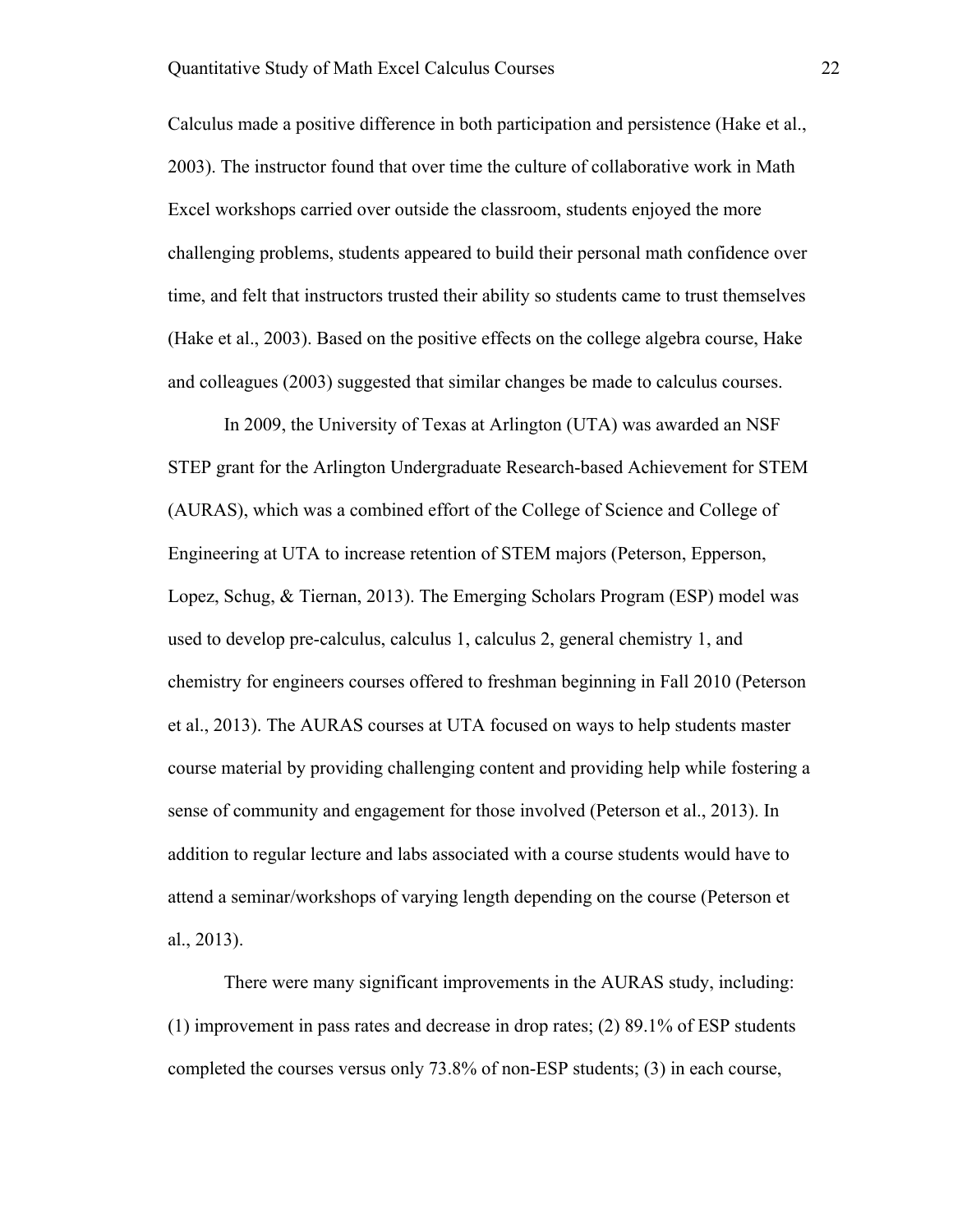Calculus made a positive difference in both participation and persistence (Hake et al., 2003). The instructor found that over time the culture of collaborative work in Math Excel workshops carried over outside the classroom, students enjoyed the more challenging problems, students appeared to build their personal math confidence over time, and felt that instructors trusted their ability so students came to trust themselves (Hake et al., 2003). Based on the positive effects on the college algebra course, Hake and colleagues (2003) suggested that similar changes be made to calculus courses.

In 2009, the University of Texas at Arlington (UTA) was awarded an NSF STEP grant for the Arlington Undergraduate Research-based Achievement for STEM (AURAS), which was a combined effort of the College of Science and College of Engineering at UTA to increase retention of STEM majors (Peterson, Epperson, Lopez, Schug, & Tiernan, 2013). The Emerging Scholars Program (ESP) model was used to develop pre-calculus, calculus 1, calculus 2, general chemistry 1, and chemistry for engineers courses offered to freshman beginning in Fall 2010 (Peterson et al., 2013). The AURAS courses at UTA focused on ways to help students master course material by providing challenging content and providing help while fostering a sense of community and engagement for those involved (Peterson et al., 2013). In addition to regular lecture and labs associated with a course students would have to attend a seminar/workshops of varying length depending on the course (Peterson et al., 2013).

There were many significant improvements in the AURAS study, including: (1) improvement in pass rates and decrease in drop rates; (2) 89.1% of ESP students completed the courses versus only 73.8% of non-ESP students; (3) in each course,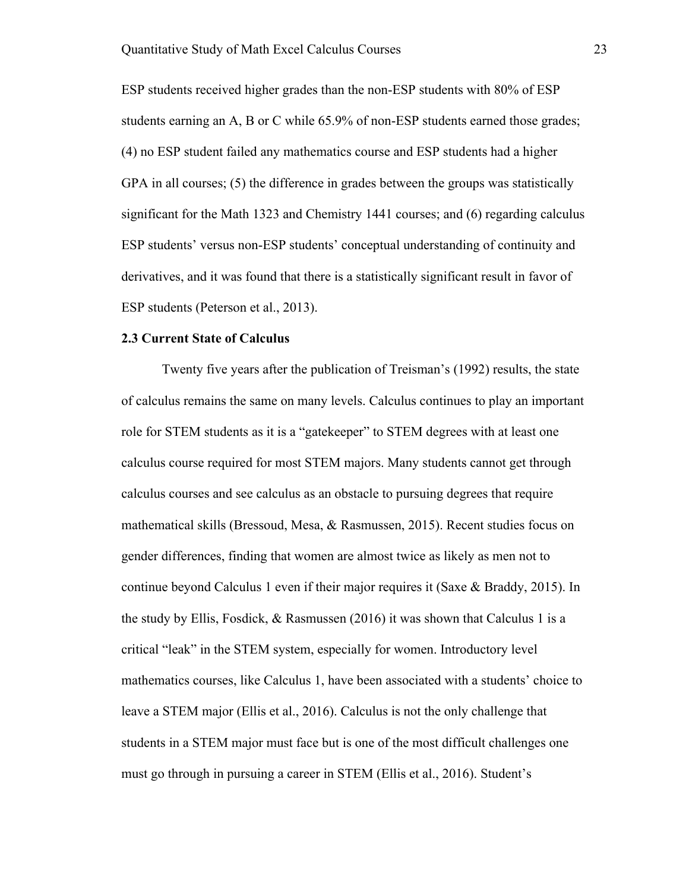ESP students received higher grades than the non-ESP students with 80% of ESP students earning an A, B or C while 65.9% of non-ESP students earned those grades; (4) no ESP student failed any mathematics course and ESP students had a higher GPA in all courses; (5) the difference in grades between the groups was statistically significant for the Math 1323 and Chemistry 1441 courses; and (6) regarding calculus ESP students' versus non-ESP students' conceptual understanding of continuity and derivatives, and it was found that there is a statistically significant result in favor of ESP students (Peterson et al., 2013).

### 2.3 Current State of Calculus

Twenty five years after the publication of Treisman's (1992) results, the state of calculus remains the same on many levels. Calculus continues to play an important role for STEM students as it is a "gatekeeper" to STEM degrees with at least one calculus course required for most STEM majors. Many students cannot get through calculus courses and see calculus as an obstacle to pursuing degrees that require mathematical skills (Bressoud, Mesa, & Rasmussen, 2015). Recent studies focus on gender differences, finding that women are almost twice as likely as men not to continue beyond Calculus 1 even if their major requires it (Saxe & Braddy, 2015). In the study by Ellis, Fosdick, & Rasmussen (2016) it was shown that Calculus 1 is a critical "leak" in the STEM system, especially for women. Introductory level mathematics courses, like Calculus 1, have been associated with a students' choice to leave a STEM major (Ellis et al., 2016). Calculus is not the only challenge that students in a STEM major must face but is one of the most difficult challenges one must go through in pursuing a career in STEM (Ellis et al., 2016). Student's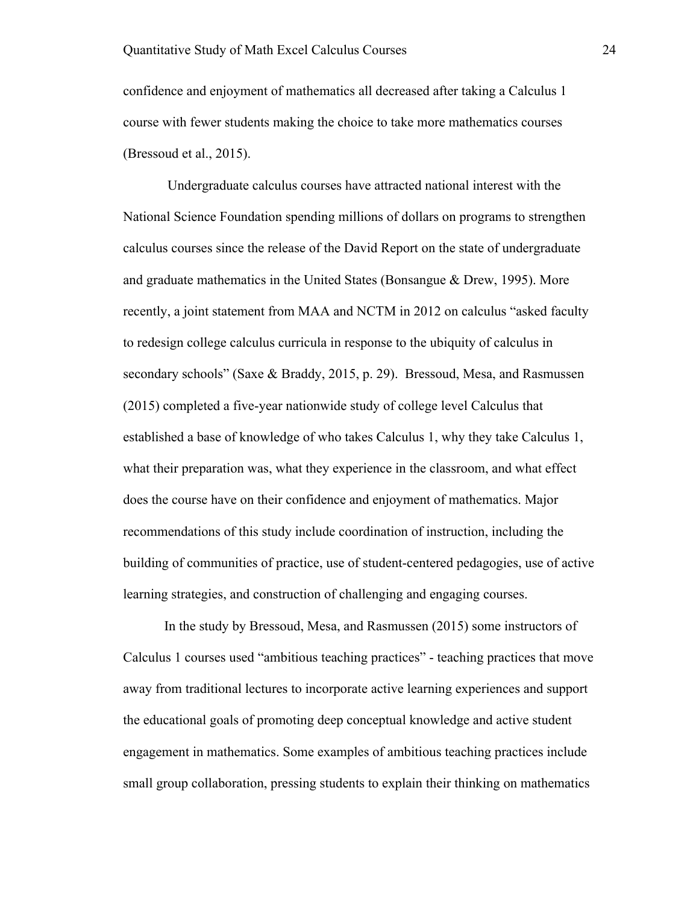confidence and enjoyment of mathematics all decreased after taking a Calculus 1 course with fewer students making the choice to take more mathematics courses (Bressoud et al., 2015).

Undergraduate calculus courses have attracted national interest with the National Science Foundation spending millions of dollars on programs to strengthen calculus courses since the release of the David Report on the state of undergraduate and graduate mathematics in the United States (Bonsangue & Drew, 1995). More recently, a joint statement from MAA and NCTM in 2012 on calculus "asked faculty to redesign college calculus curricula in response to the ubiquity of calculus in secondary schools" (Saxe & Braddy, 2015, p. 29). Bressoud, Mesa, and Rasmussen (2015) completed a five-year nationwide study of college level Calculus that established a base of knowledge of who takes Calculus 1, why they take Calculus 1, what their preparation was, what they experience in the classroom, and what effect does the course have on their confidence and enjoyment of mathematics. Major recommendations of this study include coordination of instruction, including the building of communities of practice, use of student-centered pedagogies, use of active learning strategies, and construction of challenging and engaging courses.

In the study by Bressoud, Mesa, and Rasmussen (2015) some instructors of Calculus 1 courses used "ambitious teaching practices" - teaching practices that move away from traditional lectures to incorporate active learning experiences and support the educational goals of promoting deep conceptual knowledge and active student engagement in mathematics. Some examples of ambitious teaching practices include small group collaboration, pressing students to explain their thinking on mathematics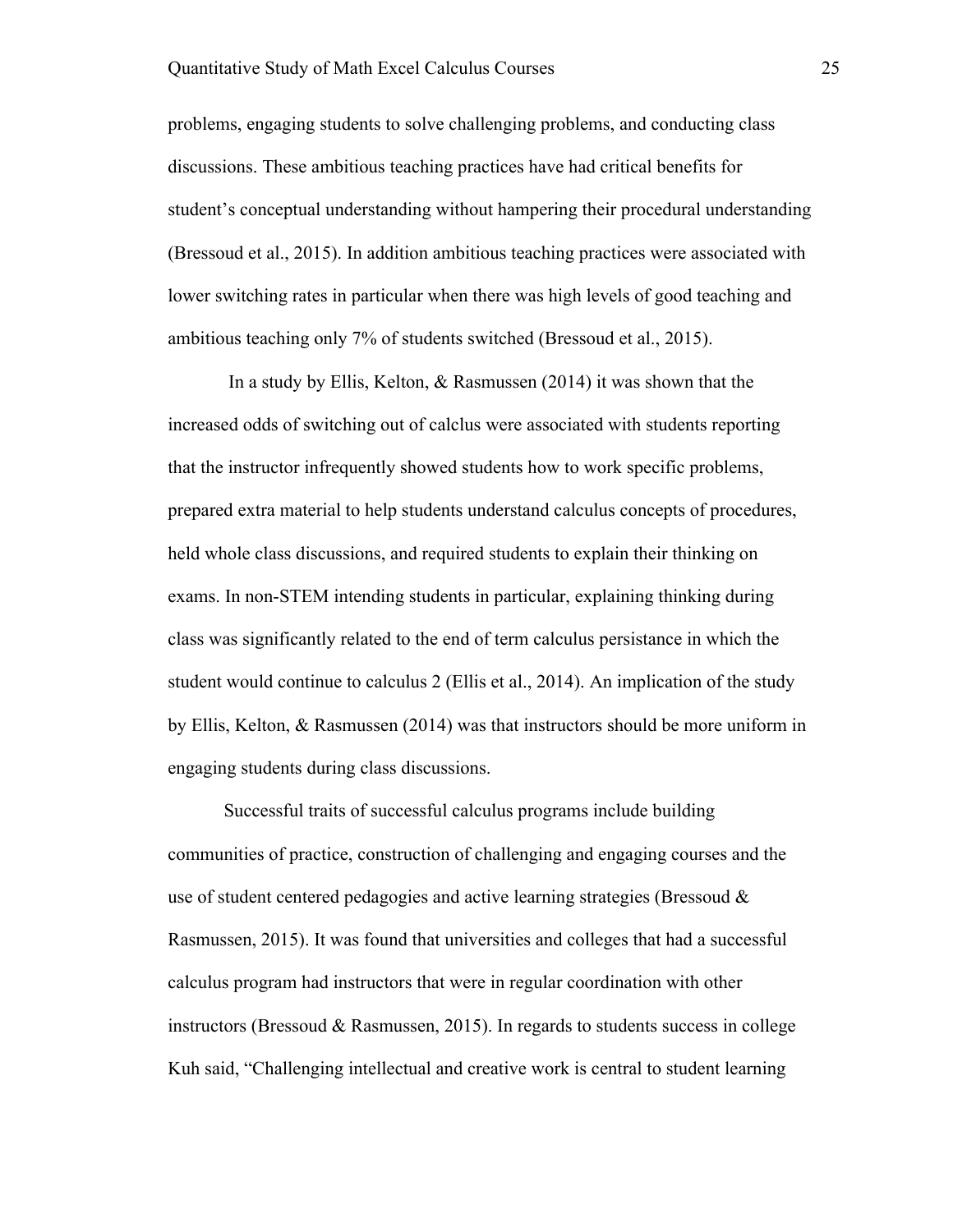problems, engaging students to solve challenging problems, and conducting class discussions. These ambitious teaching practices have had critical benefits for student's conceptual understanding without hampering their procedural understanding (Bressoud et al., 2015). In addition ambitious teaching practices were associated with lower switching rates in particular when there was high levels of good teaching and ambitious teaching only 7% of students switched (Bressoud et al., 2015).

In a study by Ellis, Kelton, & Rasmussen (2014) it was shown that the increased odds of switching out of calclus were associated with students reporting that the instructor infrequently showed students how to work specific problems, prepared extra material to help students understand calculus concepts of procedures, held whole class discussions, and required students to explain their thinking on exams. In non-STEM intending students in particular, explaining thinking during class was significantly related to the end of term calculus persistance in which the student would continue to calculus 2 (Ellis et al., 2014). An implication of the study by Ellis, Kelton, & Rasmussen (2014) was that instructors should be more uniform in engaging students during class discussions.

Successful traits of successful calculus programs include building communities of practice, construction of challenging and engaging courses and the use of student centered pedagogies and active learning strategies (Bressoud & Rasmussen, 2015). It was found that universities and colleges that had a successful calculus program had instructors that were in regular coordination with other instructors (Bressoud & Rasmussen, 2015). In regards to students success in college Kuh said, "Challenging intellectual and creative work is central to student learning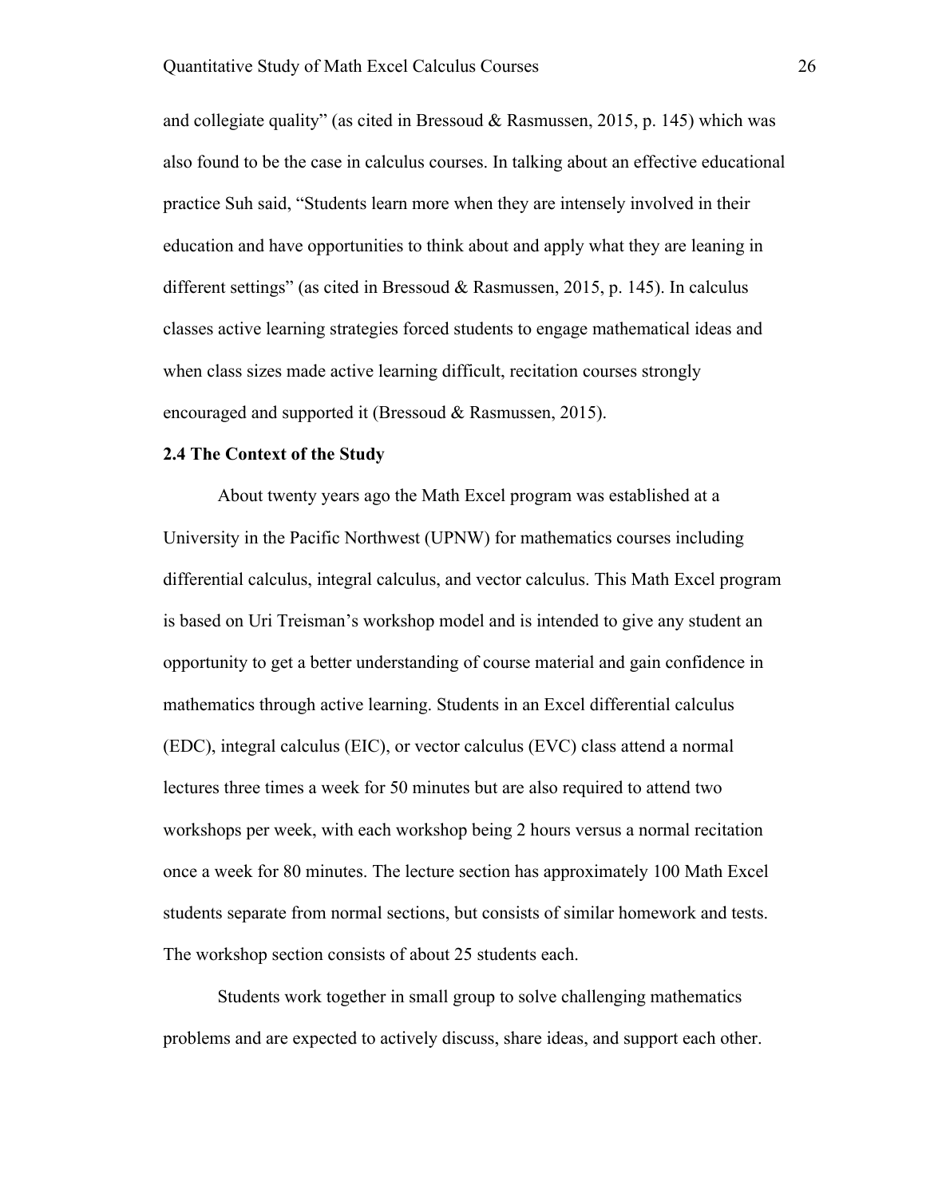and collegiate quality" (as cited in Bressoud & Rasmussen, 2015, p. 145) which was also found to be the case in calculus courses. In talking about an effective educational practice Suh said, "Students learn more when they are intensely involved in their education and have opportunities to think about and apply what they are leaning in different settings" (as cited in Bressoud & Rasmussen, 2015, p. 145). In calculus classes active learning strategies forced students to engage mathematical ideas and when class sizes made active learning difficult, recitation courses strongly encouraged and supported it (Bressoud & Rasmussen, 2015).

**2.4 The Context of the Study**

About twenty years ago the Math Excel program was established at a University in the Pacific Northwest (UPNW) for mathematics courses including differential calculus, integral calculus, and vector calculus. This Math Excel program is based on Uri Treisman's workshop model and is intended to give any student an opportunity to get a better understanding of course material and gain confidence in mathematics through active learning. Students in an Excel differential calculus (EDC), integral calculus (EIC), or vector calculus (EVC) class attend a normal lectures three times a week for 50 minutes but are also required to attend two workshops per week, with each workshop being 2 hours versus a normal recitation once a week for 80 minutes. The lecture section has approximately 100 Math Excel students separate from normal sections, but consists of similar homework and tests. The workshop section consists of about 25 students each.

Students work together in small group to solve challenging mathematics problems and are expected to actively discuss, share ideas, and support each other.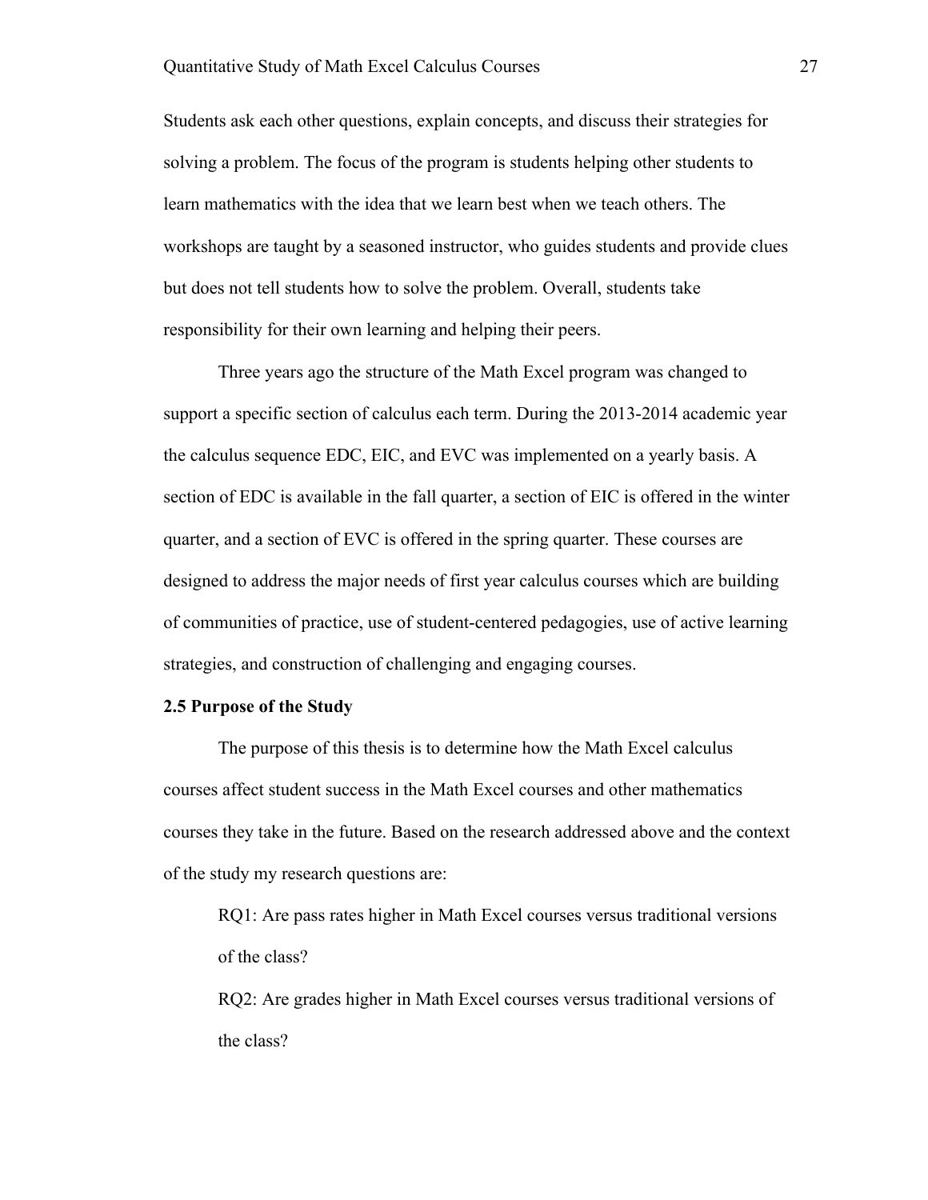Students ask each other questions, explain concepts, and discuss their strategies for solving a problem. The focus of the program is students helping other students to learn mathematics with the idea that we learn best when we teach others. The workshops are taught by a seasoned instructor, who guides students and provide clues but does not tell students how to solve the problem. Overall, students take responsibility for their own learning and helping their peers.

Three years ago the structure of the Math Excel program was changed to support a specific section of calculus each term. During the 2013-2014 academic year the calculus sequence EDC, EIC, and EVC was implemented on a yearly basis. A section of EDC is available in the fall quarter, a section of EIC is offered in the winter quarter, and a section of EVC is offered in the spring quarter. These courses are designed to address the major needs of first year calculus courses which are building of communities of practice, use of student-centered pedagogies, use of active learning strategies, and construction of challenging and engaging courses.

### 2.5 Purpose of the Study

The purpose of this thesis is to determine how the Math Excel calculus courses affect student success in the Math Excel courses and other mathematics courses they take in the future. Based on the research addressed above and the context of the study my research questions are:

RQ1: Are pass rates higher in Math Excel courses versus traditional versions of the class?

RQ2: Are grades higher in Math Excel courses versus traditional versions of the class?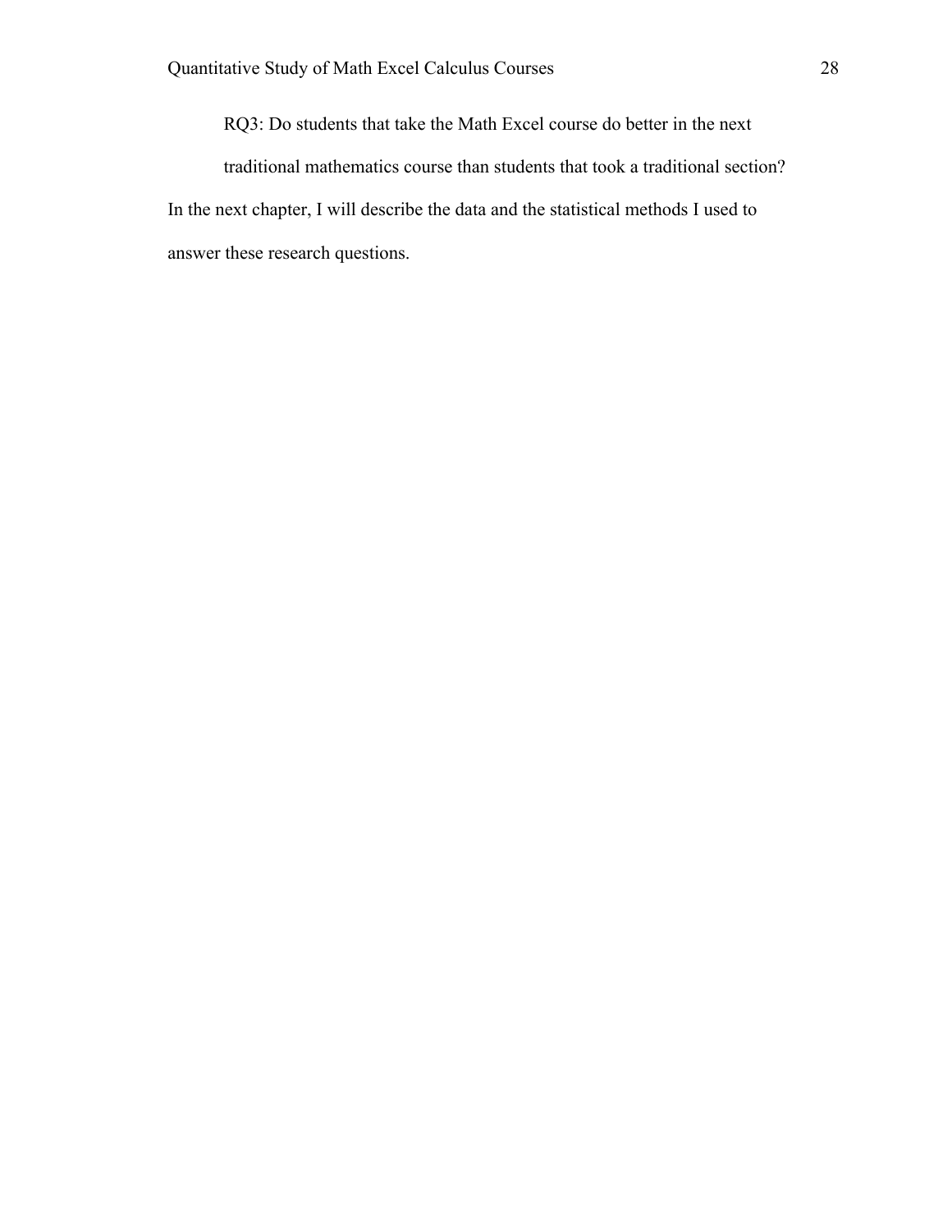RQ3: Do students that take the Math Excel course do better in the next traditional mathematics course than students that took a traditional section?

In the next chapter, I will describe the data and the statistical methods I used to answer these research questions.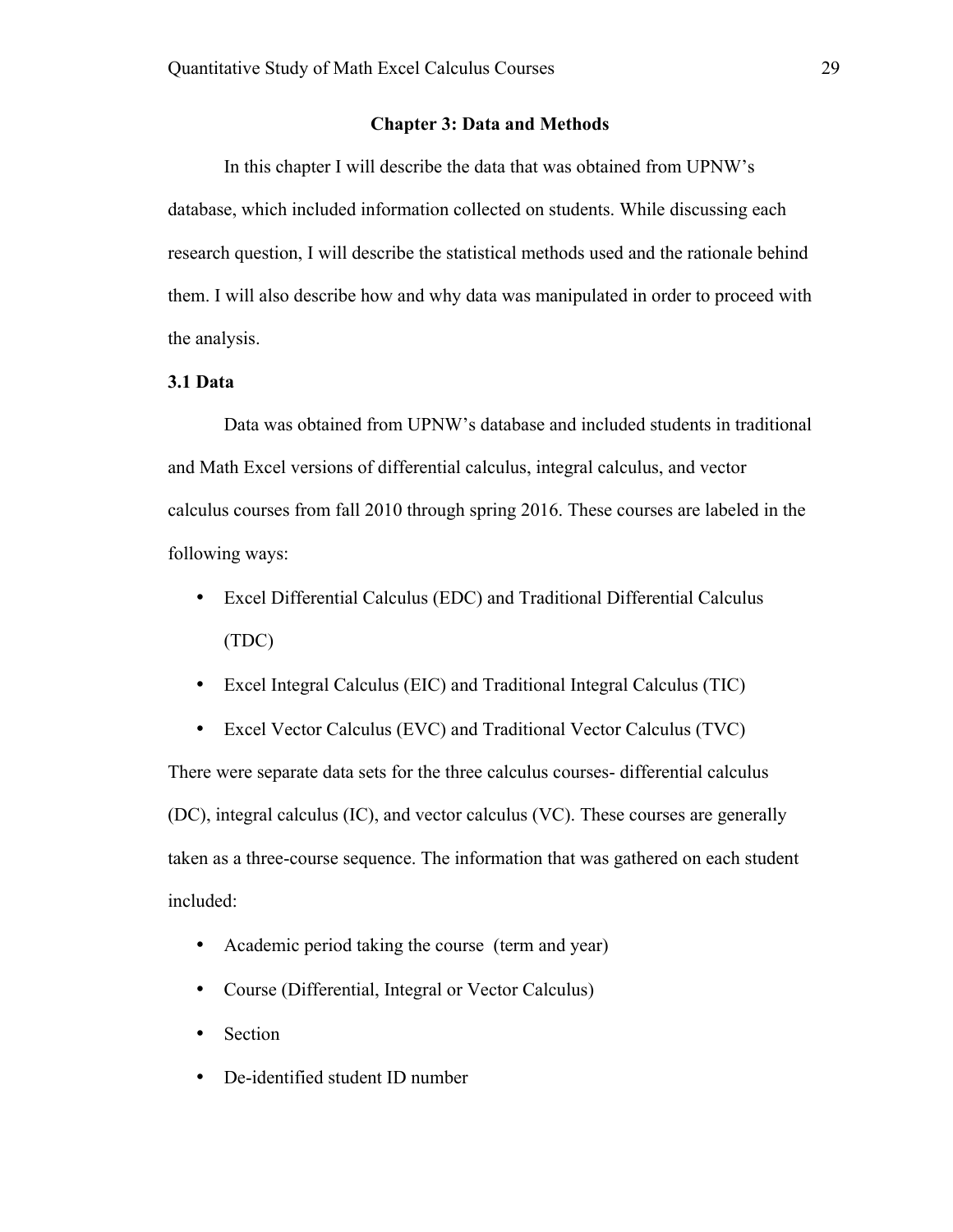# Chapter 3: Data and Methods

In this chapter I will describe the data that was obtained from UPNW's database, which included information collected on students. While discussing each research question, I will describe the statistical methods used and the rationale behind them. I will also describe how and why data was manipulated in order to proceed with the analysis.

## 3.1 Data

Data was obtained from UPNW's database and included students in traditional and Math Excel versions of differential calculus, integral calculus, and vector calculus courses from fall 2010 through spring 2016. These courses are labeled in the following ways:

- Excel Differential Calculus (EDC) and Traditional Differential Calculus (TDC)
- Excel Integral Calculus (EIC) and Traditional Integral Calculus (TIC)
- Excel Vector Calculus (EVC) and Traditional Vector Calculus (TVC)

There were separate data sets for the three calculus courses- differential calculus (DC), integral calculus (IC), and vector calculus (VC). These courses are generally taken as a three-course sequence. The information that was gathered on each student included:

- Academic period taking the course (term and year)
- Course (Differential, Integral or Vector Calculus)
- Section
- De-identified student ID number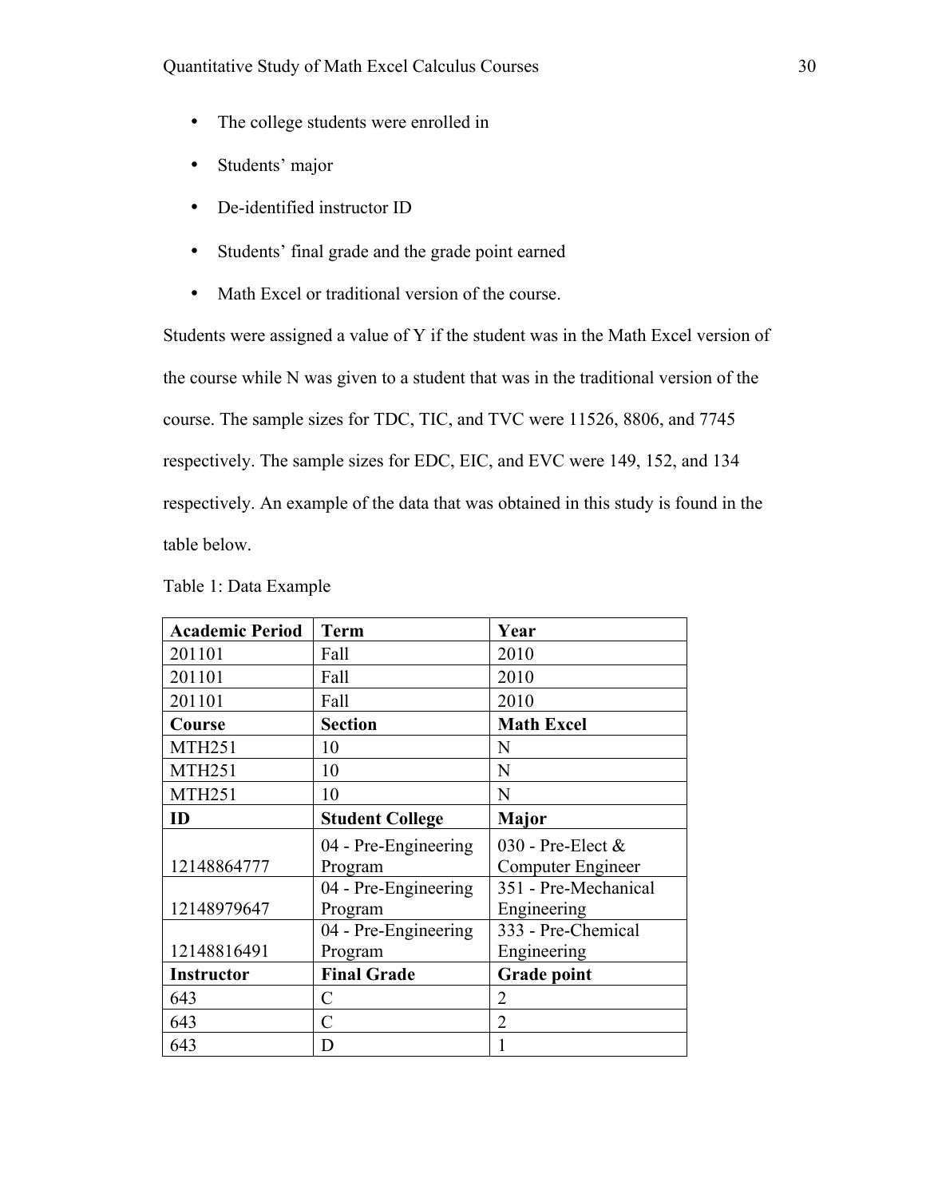- The college students were enrolled in
- Students' major
- De-identified instructor ID
- Students' final grade and the grade point earned
- Math Excel or traditional version of the course.

Students were assigned a value of Y if the student was in the Math Excel version of the course while N was given to a student that was in the traditional version of the course. The sample sizes for TDC, TIC, and TVC were 11526, 8806, and 7745 respectively. The sample sizes for EDC, EIC, and EVC were 149, 152, and 134 respectively. An example of the data that was obtained in this study is found in the table below.

Table 1: Data Example

| **Academic Period** | **Term** | **Year** |
|---|---|---|
| 201101 | Fall | 2010 |
| 201101 | Fall | 2010 |
| 201101 | Fall | 2010 |
| **Course** | **Section** | **Math Excel** |
| MTH251 | 10 | N |
| MTH251 | 10 | N |
| MTH251 | 10 | N |
| **ID** | **Student College** | **Major** |
| 12148864777 | 04 - Pre-Engineering Program | 030 - Pre-Elect & Computer Engineer |
| 12148979647 | 04 - Pre-Engineering Program | 351 - Pre-Mechanical Engineering |
| 12148816491 | 04 - Pre-Engineering Program | 333 - Pre-Chemical Engineering |
| **Instructor** | **Final Grade** | **Grade point** |
| 643 | C | 2 |
| 643 | C | 2 |
| 643 | D | 1 |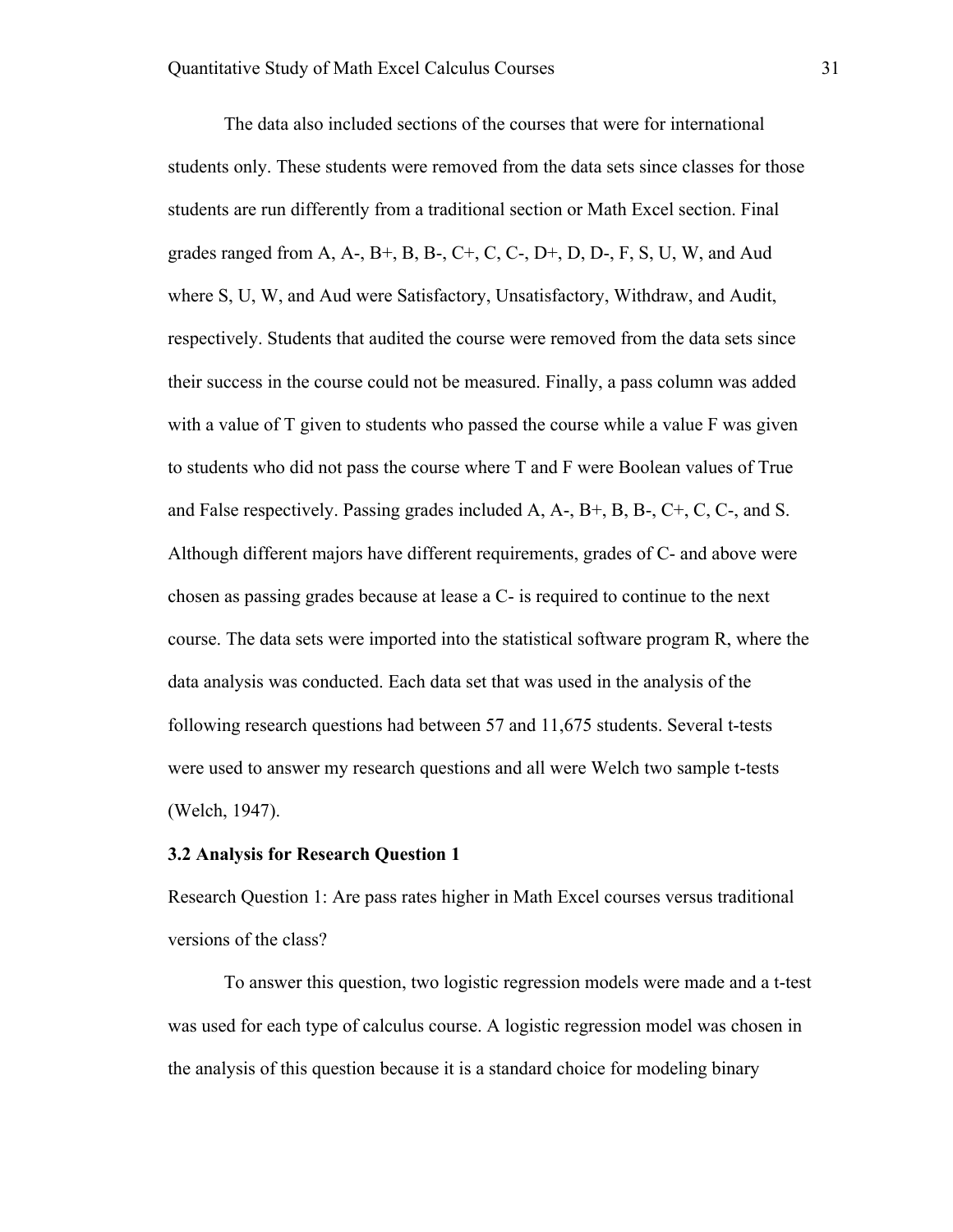The data also included sections of the courses that were for international students only. These students were removed from the data sets since classes for those students are run differently from a traditional section or Math Excel section. Final grades ranged from A, A-, B+, B, B-, C+, C, C-, D+, D, D-, F, S, U, W, and Aud where S, U, W, and Aud were Satisfactory, Unsatisfactory, Withdraw, and Audit, respectively. Students that audited the course were removed from the data sets since their success in the course could not be measured. Finally, a pass column was added with a value of T given to students who passed the course while a value F was given to students who did not pass the course where T and F were Boolean values of True and False respectively. Passing grades included A, A-, B+, B, B-, C+, C, C-, and S. Although different majors have different requirements, grades of C- and above were chosen as passing grades because at lease a C- is required to continue to the next course. The data sets were imported into the statistical software program R, where the data analysis was conducted. Each data set that was used in the analysis of the following research questions had between 57 and 11,675 students. Several t-tests were used to answer my research questions and all were Welch two sample t-tests (Welch, 1947).

### 3.2 Analysis for Research Question 1

Research Question 1: Are pass rates higher in Math Excel courses versus traditional versions of the class?

To answer this question, two logistic regression models were made and a t-test was used for each type of calculus course. A logistic regression model was chosen in the analysis of this question because it is a standard choice for modeling binary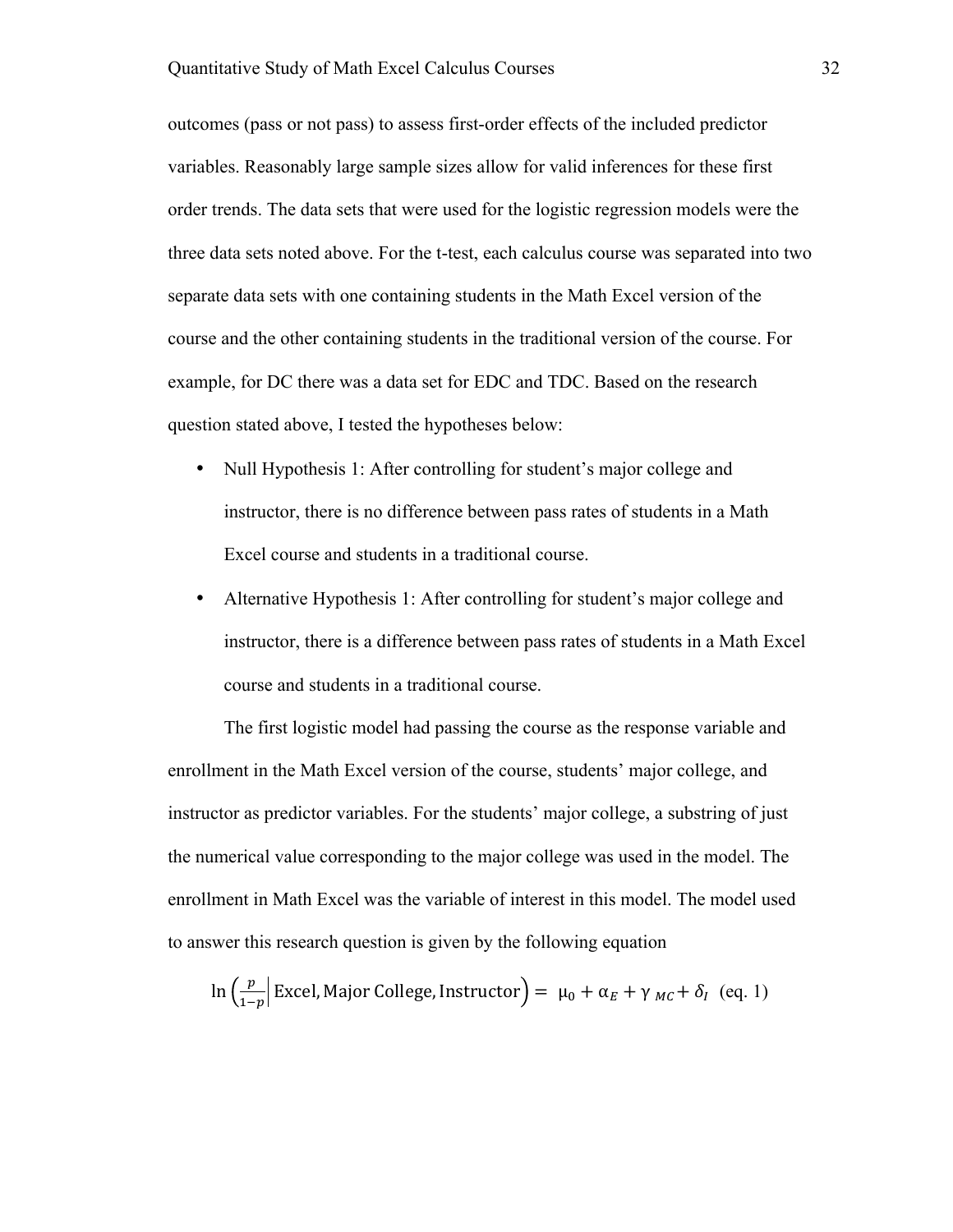outcomes (pass or not pass) to assess first-order effects of the included predictor variables. Reasonably large sample sizes allow for valid inferences for these first order trends. The data sets that were used for the logistic regression models were the three data sets noted above. For the t-test, each calculus course was separated into two separate data sets with one containing students in the Math Excel version of the course and the other containing students in the traditional version of the course. For example, for DC there was a data set for EDC and TDC. Based on the research question stated above, I tested the hypotheses below:

- Null Hypothesis 1: After controlling for student's major college and instructor, there is no difference between pass rates of students in a Math Excel course and students in a traditional course.
- Alternative Hypothesis 1: After controlling for student's major college and instructor, there is a difference between pass rates of students in a Math Excel course and students in a traditional course.

The first logistic model had passing the course as the response variable and enrollment in the Math Excel version of the course, students' major college, and instructor as predictor variables. For the students' major college, a substring of just the numerical value corresponding to the major college was used in the model. The enrollment in Math Excel was the variable of interest in this model. The model used to answer this research question is given by the following equation

$$\ln\left(\frac{p}{1-p}\middle|\,\text{Excel, Major College, Instructor}\right) = \mu_0 + \alpha_E + \gamma_{MC} + \delta_I \quad \text{(eq. 1)}$$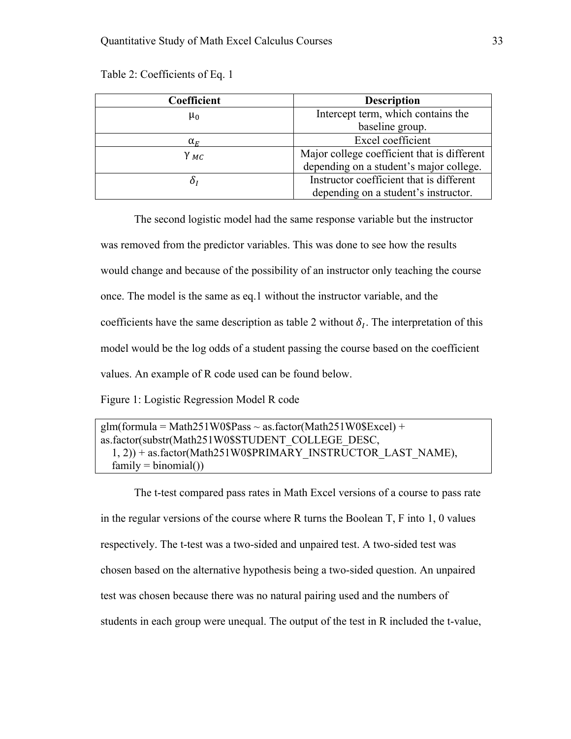Table 2: Coefficients of Eq. 1

| Coefficient | Description |
| --- | --- |
| $\mu_0$ | Intercept term, which contains the baseline group. |
| $\alpha_E$ | Excel coefficient |
| $\gamma_{MC}$ | Major college coefficient that is different depending on a student's major college. |
| $\delta_I$ | Instructor coefficient that is different depending on a student's instructor. |

The second logistic model had the same response variable but the instructor was removed from the predictor variables. This was done to see how the results would change and because of the possibility of an instructor only teaching the course once. The model is the same as eq.1 without the instructor variable, and the coefficients have the same description as table 2 without $\delta_I$. The interpretation of this model would be the log odds of a student passing the course based on the coefficient values. An example of R code used can be found below.

Figure 1: Logistic Regression Model R code

```
glm(formula = Math251W0$Pass ~ as.factor(Math251W0$Excel) +
as.factor(substr(Math251W0$STUDENT_COLLEGE_DESC,
   1, 2)) + as.factor(Math251W0$PRIMARY_INSTRUCTOR_LAST_NAME),
   family = binomial())
```

The t-test compared pass rates in Math Excel versions of a course to pass rate in the regular versions of the course where R turns the Boolean T, F into 1, 0 values respectively. The t-test was a two-sided and unpaired test. A two-sided test was chosen based on the alternative hypothesis being a two-sided question. An unpaired test was chosen because there was no natural pairing used and the numbers of students in each group were unequal. The output of the test in R included the t-value,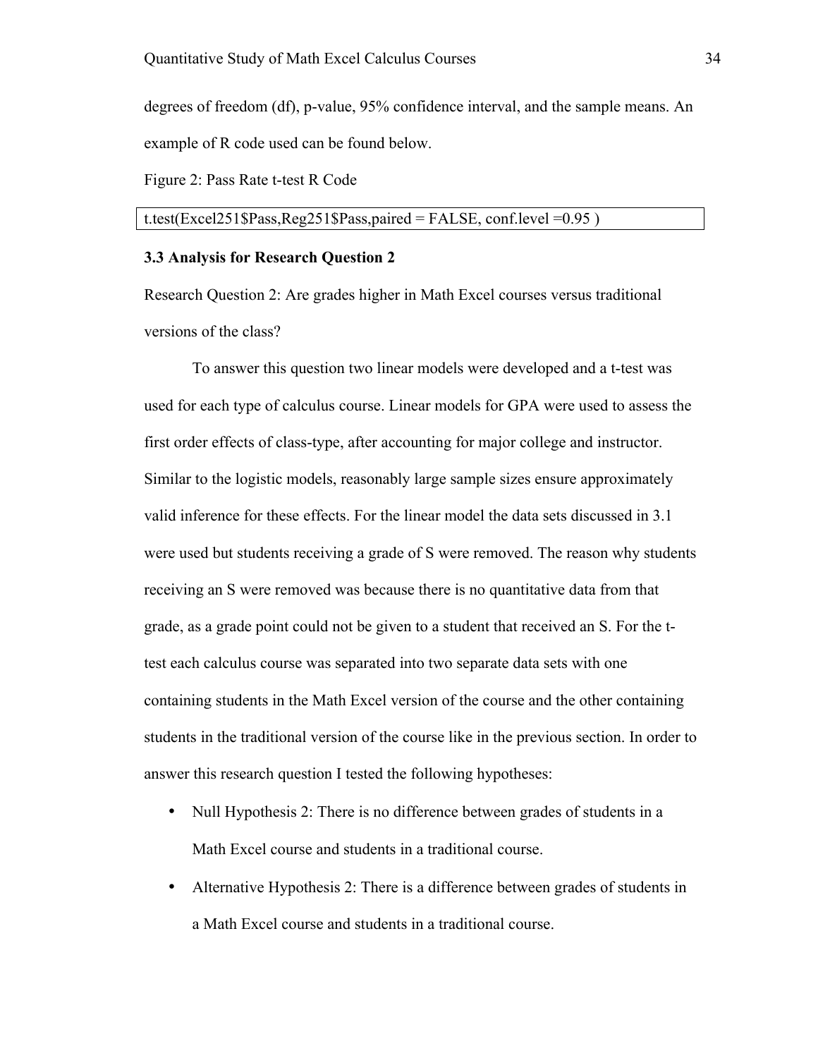degrees of freedom (df), p-value, 95% confidence interval, and the sample means. An example of R code used can be found below.

Figure 2: Pass Rate t-test R Code

```
t.test(Excel251$Pass,Reg251$Pass,paired = FALSE, conf.level =0.95 )
```

### 3.3 Analysis for Research Question 2

Research Question 2: Are grades higher in Math Excel courses versus traditional versions of the class?

To answer this question two linear models were developed and a t-test was used for each type of calculus course. Linear models for GPA were used to assess the first order effects of class-type, after accounting for major college and instructor. Similar to the logistic models, reasonably large sample sizes ensure approximately valid inference for these effects. For the linear model the data sets discussed in 3.1 were used but students receiving a grade of S were removed. The reason why students receiving an S were removed was because there is no quantitative data from that grade, as a grade point could not be given to a student that received an S. For the t-test each calculus course was separated into two separate data sets with one containing students in the Math Excel version of the course and the other containing students in the traditional version of the course like in the previous section. In order to answer this research question I tested the following hypotheses:

- Null Hypothesis 2: There is no difference between grades of students in a Math Excel course and students in a traditional course.
- Alternative Hypothesis 2: There is a difference between grades of students in a Math Excel course and students in a traditional course.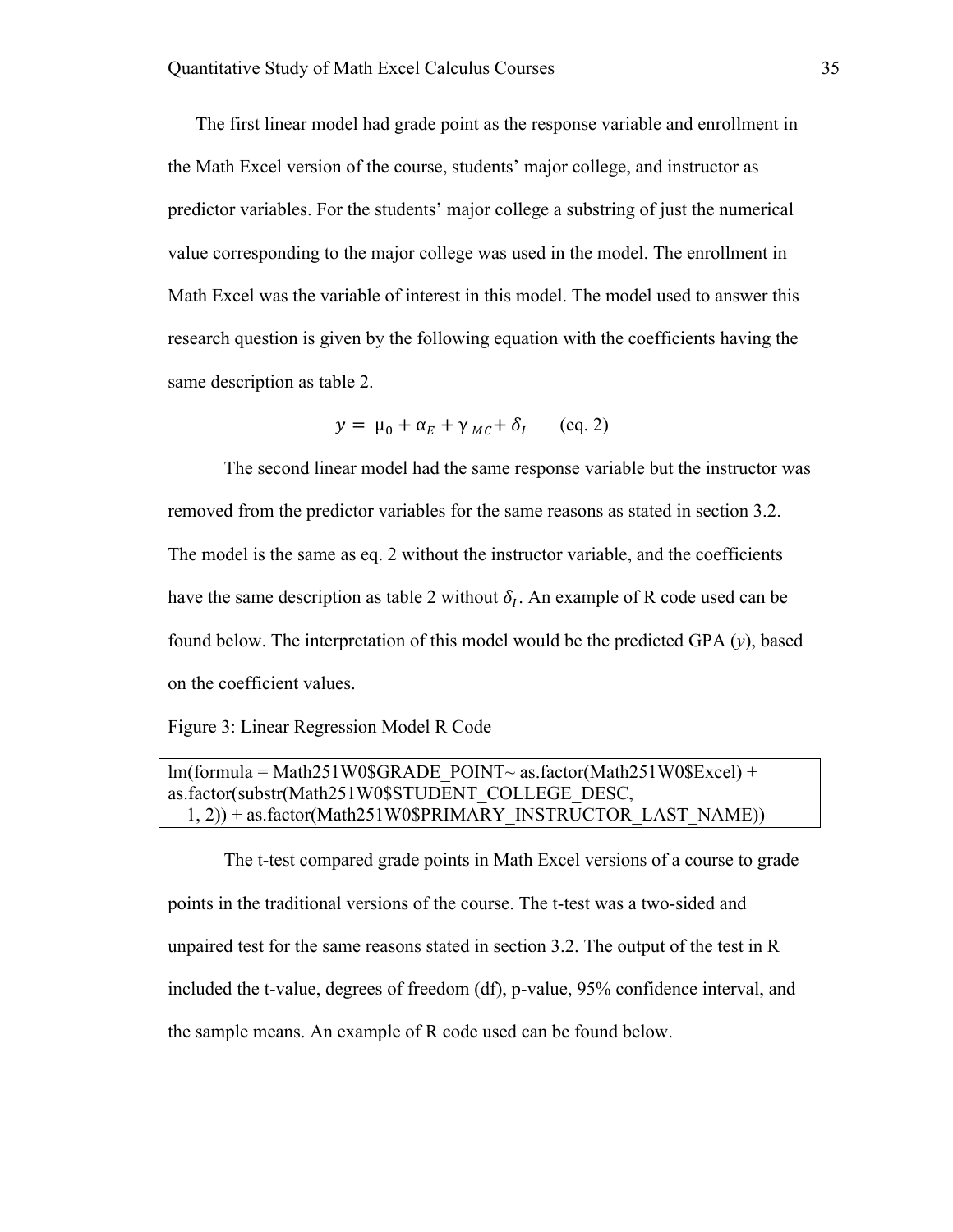The first linear model had grade point as the response variable and enrollment in the Math Excel version of the course, students' major college, and instructor as predictor variables. For the students' major college a substring of just the numerical value corresponding to the major college was used in the model. The enrollment in Math Excel was the variable of interest in this model. The model used to answer this research question is given by the following equation with the coefficients having the same description as table 2.

$$y = \mu_0 + \alpha_E + \gamma_{MC} + \delta_I \qquad \text{(eq. 2)}$$

The second linear model had the same response variable but the instructor was removed from the predictor variables for the same reasons as stated in section 3.2. The model is the same as eq. 2 without the instructor variable, and the coefficients have the same description as table 2 without $\delta_I$. An example of R code used can be found below. The interpretation of this model would be the predicted GPA (*y*), based on the coefficient values.

Figure 3: Linear Regression Model R Code

```
lm(formula = Math251W0$GRADE_POINT~ as.factor(Math251W0$Excel) +
as.factor(substr(Math251W0$STUDENT_COLLEGE_DESC,
   1, 2)) + as.factor(Math251W0$PRIMARY_INSTRUCTOR_LAST_NAME))
```

The t-test compared grade points in Math Excel versions of a course to grade points in the traditional versions of the course. The t-test was a two-sided and unpaired test for the same reasons stated in section 3.2. The output of the test in R included the t-value, degrees of freedom (df), p-value, 95% confidence interval, and the sample means. An example of R code used can be found below.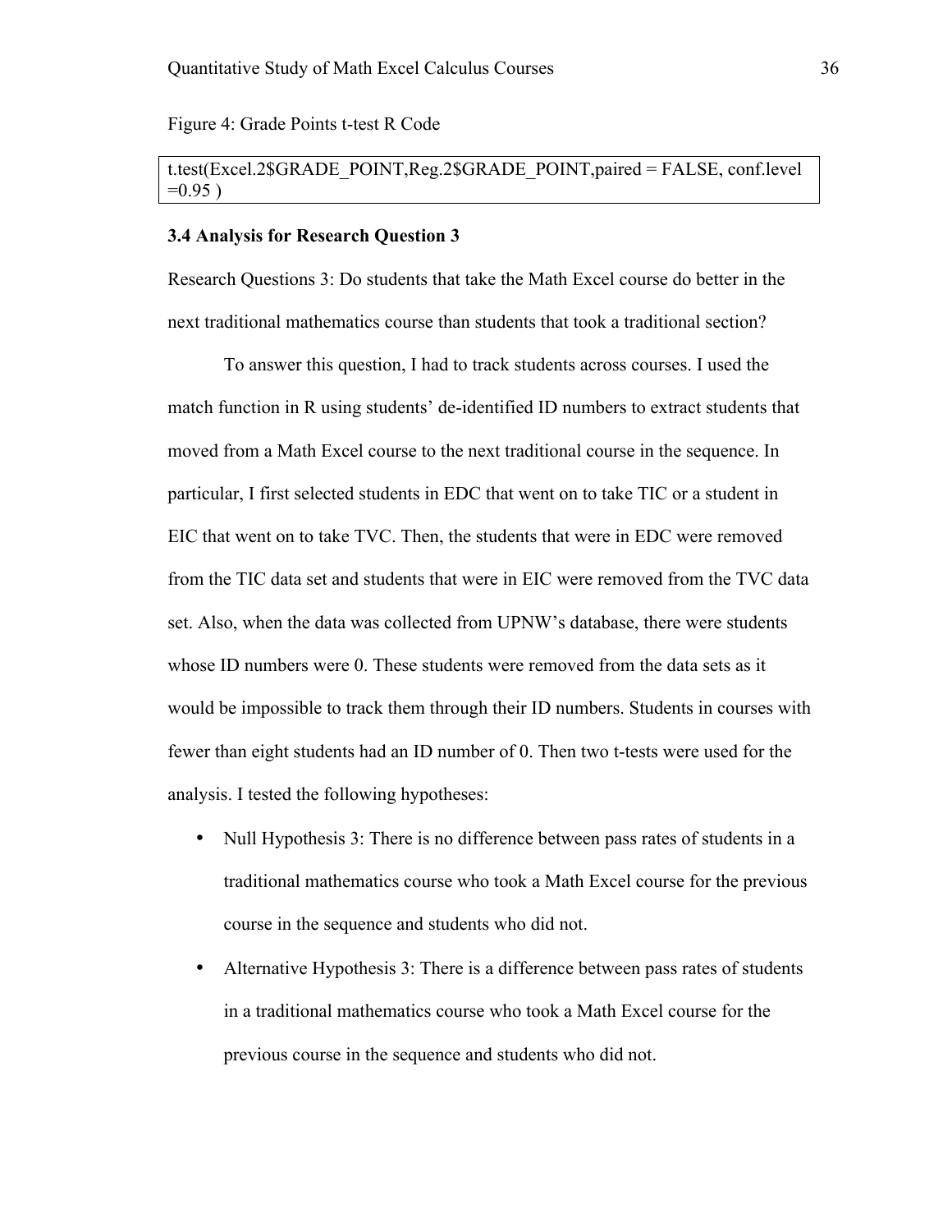Figure 4: Grade Points t-test R Code

```
t.test(Excel.2$GRADE_POINT,Reg.2$GRADE_POINT,paired = FALSE, conf.level =0.95 )
```

### 3.4 Analysis for Research Question 3

Research Questions 3: Do students that take the Math Excel course do better in the next traditional mathematics course than students that took a traditional section?

To answer this question, I had to track students across courses. I used the match function in R using students' de-identified ID numbers to extract students that moved from a Math Excel course to the next traditional course in the sequence. In particular, I first selected students in EDC that went on to take TIC or a student in EIC that went on to take TVC. Then, the students that were in EDC were removed from the TIC data set and students that were in EIC were removed from the TVC data set. Also, when the data was collected from UPNW's database, there were students whose ID numbers were 0. These students were removed from the data sets as it would be impossible to track them through their ID numbers. Students in courses with fewer than eight students had an ID number of 0. Then two t-tests were used for the analysis. I tested the following hypotheses:

- Null Hypothesis 3: There is no difference between pass rates of students in a traditional mathematics course who took a Math Excel course for the previous course in the sequence and students who did not.
- Alternative Hypothesis 3: There is a difference between pass rates of students in a traditional mathematics course who took a Math Excel course for the previous course in the sequence and students who did not.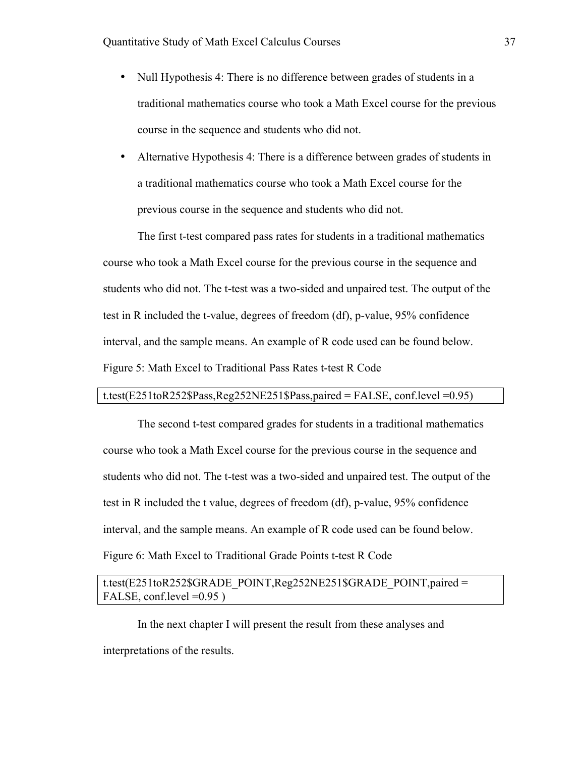- Null Hypothesis 4: There is no difference between grades of students in a traditional mathematics course who took a Math Excel course for the previous course in the sequence and students who did not.
- Alternative Hypothesis 4: There is a difference between grades of students in a traditional mathematics course who took a Math Excel course for the previous course in the sequence and students who did not.

The first t-test compared pass rates for students in a traditional mathematics course who took a Math Excel course for the previous course in the sequence and students who did not. The t-test was a two-sided and unpaired test. The output of the test in R included the t-value, degrees of freedom (df), p-value, 95% confidence interval, and the sample means. An example of R code used can be found below.

Figure 5: Math Excel to Traditional Pass Rates t-test R Code

```
t.test(E251toR252$Pass,Reg252NE251$Pass,paired = FALSE, conf.level =0.95)
```

The second t-test compared grades for students in a traditional mathematics course who took a Math Excel course for the previous course in the sequence and students who did not. The t-test was a two-sided and unpaired test. The output of the test in R included the t value, degrees of freedom (df), p-value, 95% confidence interval, and the sample means. An example of R code used can be found below.

Figure 6: Math Excel to Traditional Grade Points t-test R Code

```
t.test(E251toR252$GRADE_POINT,Reg252NE251$GRADE_POINT,paired =
FALSE, conf.level =0.95 )
```

In the next chapter I will present the result from these analyses and interpretations of the results.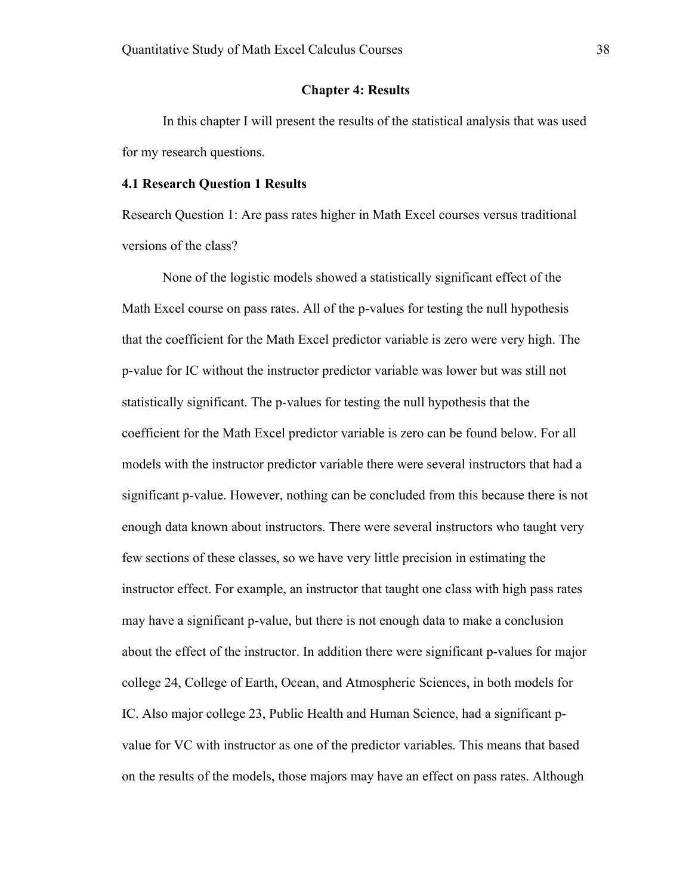## Chapter 4: Results

In this chapter I will present the results of the statistical analysis that was used for my research questions.

### 4.1 Research Question 1 Results

Research Question 1: Are pass rates higher in Math Excel courses versus traditional versions of the class?

None of the logistic models showed a statistically significant effect of the Math Excel course on pass rates. All of the p-values for testing the null hypothesis that the coefficient for the Math Excel predictor variable is zero were very high. The p-value for IC without the instructor predictor variable was lower but was still not statistically significant. The p-values for testing the null hypothesis that the coefficient for the Math Excel predictor variable is zero can be found below. For all models with the instructor predictor variable there were several instructors that had a significant p-value. However, nothing can be concluded from this because there is not enough data known about instructors. There were several instructors who taught very few sections of these classes, so we have very little precision in estimating the instructor effect. For example, an instructor that taught one class with high pass rates may have a significant p-value, but there is not enough data to make a conclusion about the effect of the instructor. In addition there were significant p-values for major college 24, College of Earth, Ocean, and Atmospheric Sciences, in both models for IC. Also major college 23, Public Health and Human Science, had a significant p-value for VC with instructor as one of the predictor variables. This means that based on the results of the models, those majors may have an effect on pass rates. Although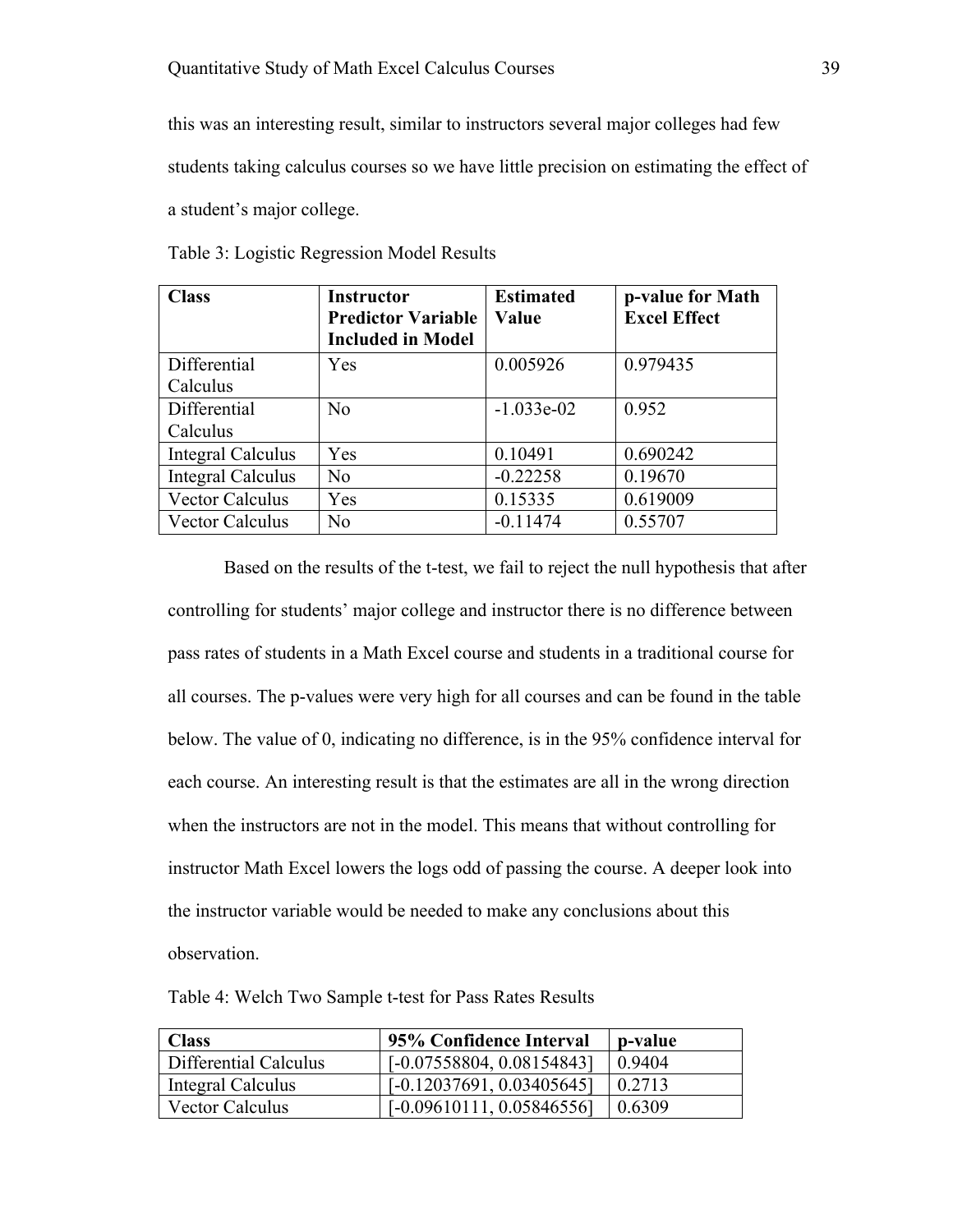this was an interesting result, similar to instructors several major colleges had few students taking calculus courses so we have little precision on estimating the effect of a student's major college.

Table 3: Logistic Regression Model Results

| **Class** | **Instructor Predictor Variable Included in Model** | **Estimated Value** | **p-value for Math Excel Effect** |
|---|---|---|---|
| Differential Calculus | Yes | 0.005926 | 0.979435 |
| Differential Calculus | No | -1.033e-02 | 0.952 |
| Integral Calculus | Yes | 0.10491 | 0.690242 |
| Integral Calculus | No | -0.22258 | 0.19670 |
| Vector Calculus | Yes | 0.15335 | 0.619009 |
| Vector Calculus | No | -0.11474 | 0.55707 |

Based on the results of the t-test, we fail to reject the null hypothesis that after controlling for students' major college and instructor there is no difference between pass rates of students in a Math Excel course and students in a traditional course for all courses. The p-values were very high for all courses and can be found in the table below. The value of 0, indicating no difference, is in the 95% confidence interval for each course. An interesting result is that the estimates are all in the wrong direction when the instructors are not in the model. This means that without controlling for instructor Math Excel lowers the logs odd of passing the course. A deeper look into the instructor variable would be needed to make any conclusions about this observation.

Table 4: Welch Two Sample t-test for Pass Rates Results

| **Class** | **95% Confidence Interval** | **p-value** |
|---|---|---|
| Differential Calculus | [-0.07558804, 0.08154843] | 0.9404 |
| Integral Calculus | [-0.12037691, 0.03405645] | 0.2713 |
| Vector Calculus | [-0.09610111, 0.05846556] | 0.6309 |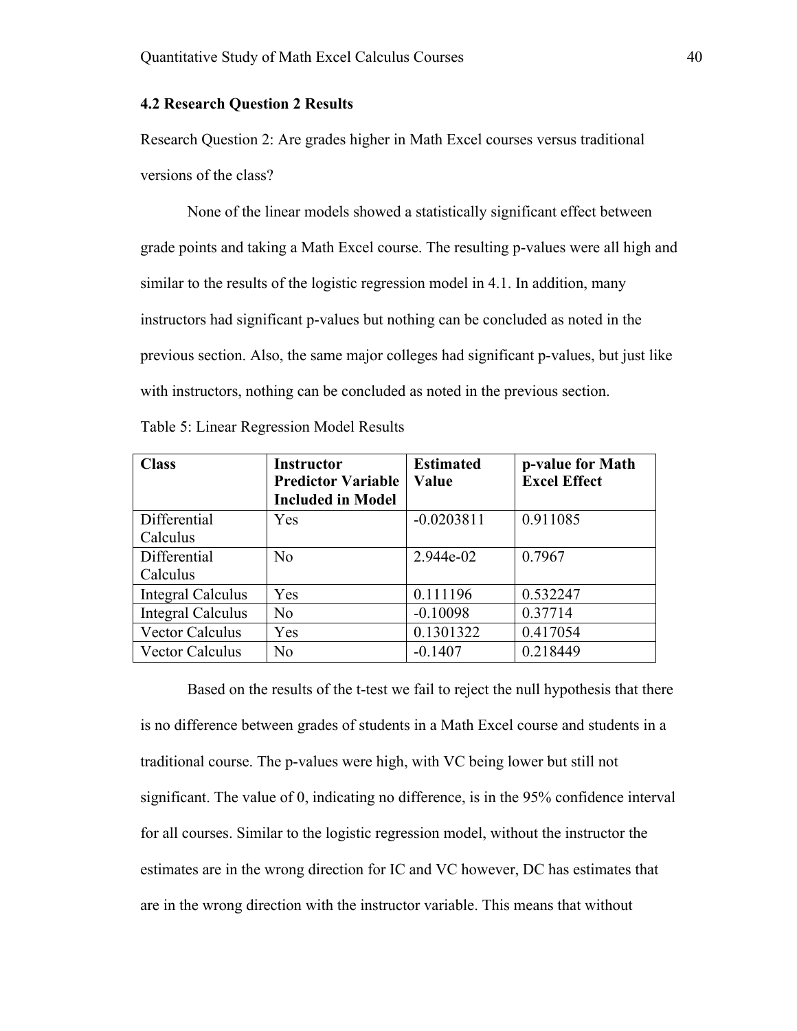### 4.2 Research Question 2 Results

Research Question 2: Are grades higher in Math Excel courses versus traditional versions of the class?

None of the linear models showed a statistically significant effect between grade points and taking a Math Excel course. The resulting p-values were all high and similar to the results of the logistic regression model in 4.1. In addition, many instructors had significant p-values but nothing can be concluded as noted in the previous section. Also, the same major colleges had significant p-values, but just like with instructors, nothing can be concluded as noted in the previous section.

Table 5: Linear Regression Model Results

| Class | Instructor Predictor Variable Included in Model | Estimated Value | p-value for Math Excel Effect |
|---|---|---|---|
| Differential Calculus | Yes | -0.0203811 | 0.911085 |
| Differential Calculus | No | 2.944e-02 | 0.7967 |
| Integral Calculus | Yes | 0.111196 | 0.532247 |
| Integral Calculus | No | -0.10098 | 0.37714 |
| Vector Calculus | Yes | 0.1301322 | 0.417054 |
| Vector Calculus | No | -0.1407 | 0.218449 |

Based on the results of the t-test we fail to reject the null hypothesis that there is no difference between grades of students in a Math Excel course and students in a traditional course. The p-values were high, with VC being lower but still not significant. The value of 0, indicating no difference, is in the 95% confidence interval for all courses. Similar to the logistic regression model, without the instructor the estimates are in the wrong direction for IC and VC however, DC has estimates that are in the wrong direction with the instructor variable. This means that without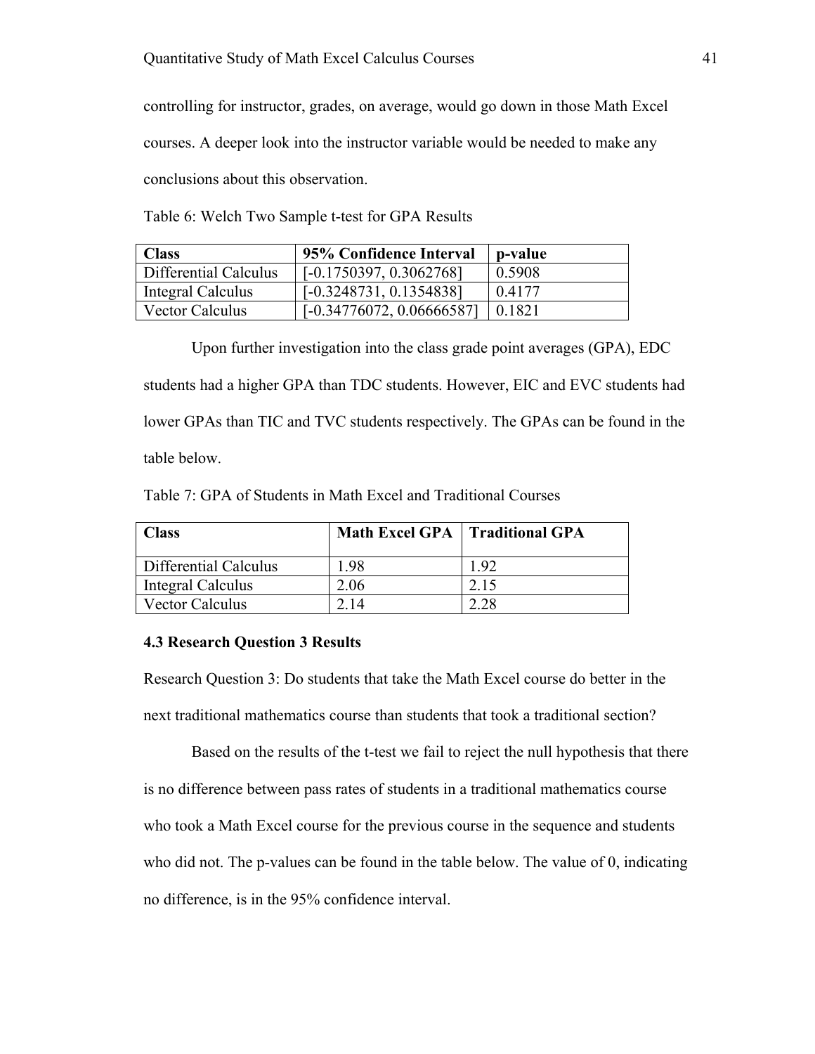controlling for instructor, grades, on average, would go down in those Math Excel courses. A deeper look into the instructor variable would be needed to make any conclusions about this observation.

Table 6: Welch Two Sample t-test for GPA Results

| Class | 95% Confidence Interval | p-value |
|---|---|---|
| Differential Calculus | [-0.1750397, 0.3062768] | 0.5908 |
| Integral Calculus | [-0.3248731, 0.1354838] | 0.4177 |
| Vector Calculus | [-0.34776072, 0.06666587] | 0.1821 |

Upon further investigation into the class grade point averages (GPA), EDC students had a higher GPA than TDC students. However, EIC and EVC students had lower GPAs than TIC and TVC students respectively. The GPAs can be found in the table below.

Table 7: GPA of Students in Math Excel and Traditional Courses

| Class | Math Excel GPA | Traditional GPA |
|---|---|---|
| Differential Calculus | 1.98 | 1.92 |
| Integral Calculus | 2.06 | 2.15 |
| Vector Calculus | 2.14 | 2.28 |

### 4.3 Research Question 3 Results

Research Question 3: Do students that take the Math Excel course do better in the next traditional mathematics course than students that took a traditional section?

Based on the results of the t-test we fail to reject the null hypothesis that there is no difference between pass rates of students in a traditional mathematics course who took a Math Excel course for the previous course in the sequence and students who did not. The p-values can be found in the table below. The value of 0, indicating no difference, is in the 95% confidence interval.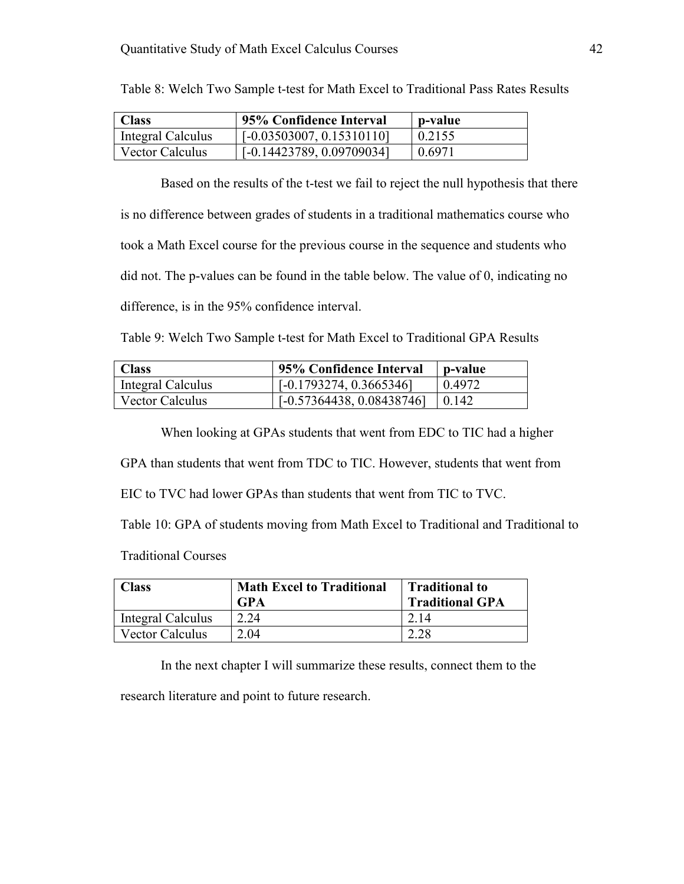Table 8: Welch Two Sample t-test for Math Excel to Traditional Pass Rates Results

| Class | 95% Confidence Interval | p-value |
|---|---|---|
| Integral Calculus | [-0.03503007, 0.15310110] | 0.2155 |
| Vector Calculus | [-0.14423789, 0.09709034] | 0.6971 |

Based on the results of the t-test we fail to reject the null hypothesis that there is no difference between grades of students in a traditional mathematics course who took a Math Excel course for the previous course in the sequence and students who did not. The p-values can be found in the table below. The value of 0, indicating no difference, is in the 95% confidence interval.

Table 9: Welch Two Sample t-test for Math Excel to Traditional GPA Results

| Class | 95% Confidence Interval | p-value |
|---|---|---|
| Integral Calculus | [-0.1793274, 0.3665346] | 0.4972 |
| Vector Calculus | [-0.57364438, 0.08438746] | 0.142 |

When looking at GPAs students that went from EDC to TIC had a higher GPA than students that went from TDC to TIC. However, students that went from EIC to TVC had lower GPAs than students that went from TIC to TVC.

Table 10: GPA of students moving from Math Excel to Traditional and Traditional to Traditional Courses

| Class | Math Excel to Traditional GPA | Traditional to Traditional GPA |
|---|---|---|
| Integral Calculus | 2.24 | 2.14 |
| Vector Calculus | 2.04 | 2.28 |

In the next chapter I will summarize these results, connect them to the research literature and point to future research.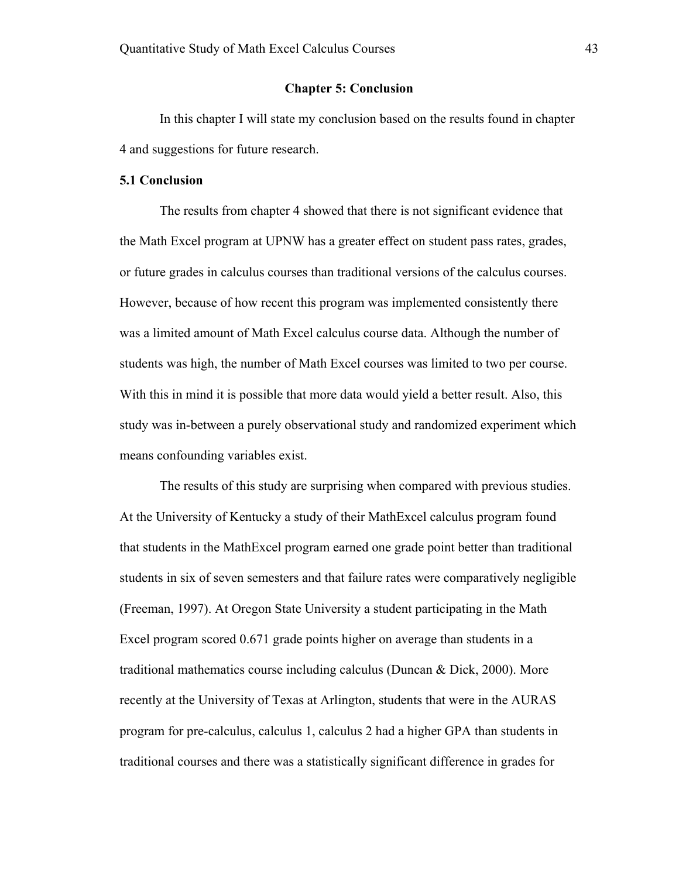## Chapter 5: Conclusion

In this chapter I will state my conclusion based on the results found in chapter 4 and suggestions for future research.

### 5.1 Conclusion

The results from chapter 4 showed that there is not significant evidence that the Math Excel program at UPNW has a greater effect on student pass rates, grades, or future grades in calculus courses than traditional versions of the calculus courses. However, because of how recent this program was implemented consistently there was a limited amount of Math Excel calculus course data. Although the number of students was high, the number of Math Excel courses was limited to two per course. With this in mind it is possible that more data would yield a better result. Also, this study was in-between a purely observational study and randomized experiment which means confounding variables exist.

The results of this study are surprising when compared with previous studies. At the University of Kentucky a study of their MathExcel calculus program found that students in the MathExcel program earned one grade point better than traditional students in six of seven semesters and that failure rates were comparatively negligible (Freeman, 1997). At Oregon State University a student participating in the Math Excel program scored 0.671 grade points higher on average than students in a traditional mathematics course including calculus (Duncan & Dick, 2000). More recently at the University of Texas at Arlington, students that were in the AURAS program for pre-calculus, calculus 1, calculus 2 had a higher GPA than students in traditional courses and there was a statistically significant difference in grades for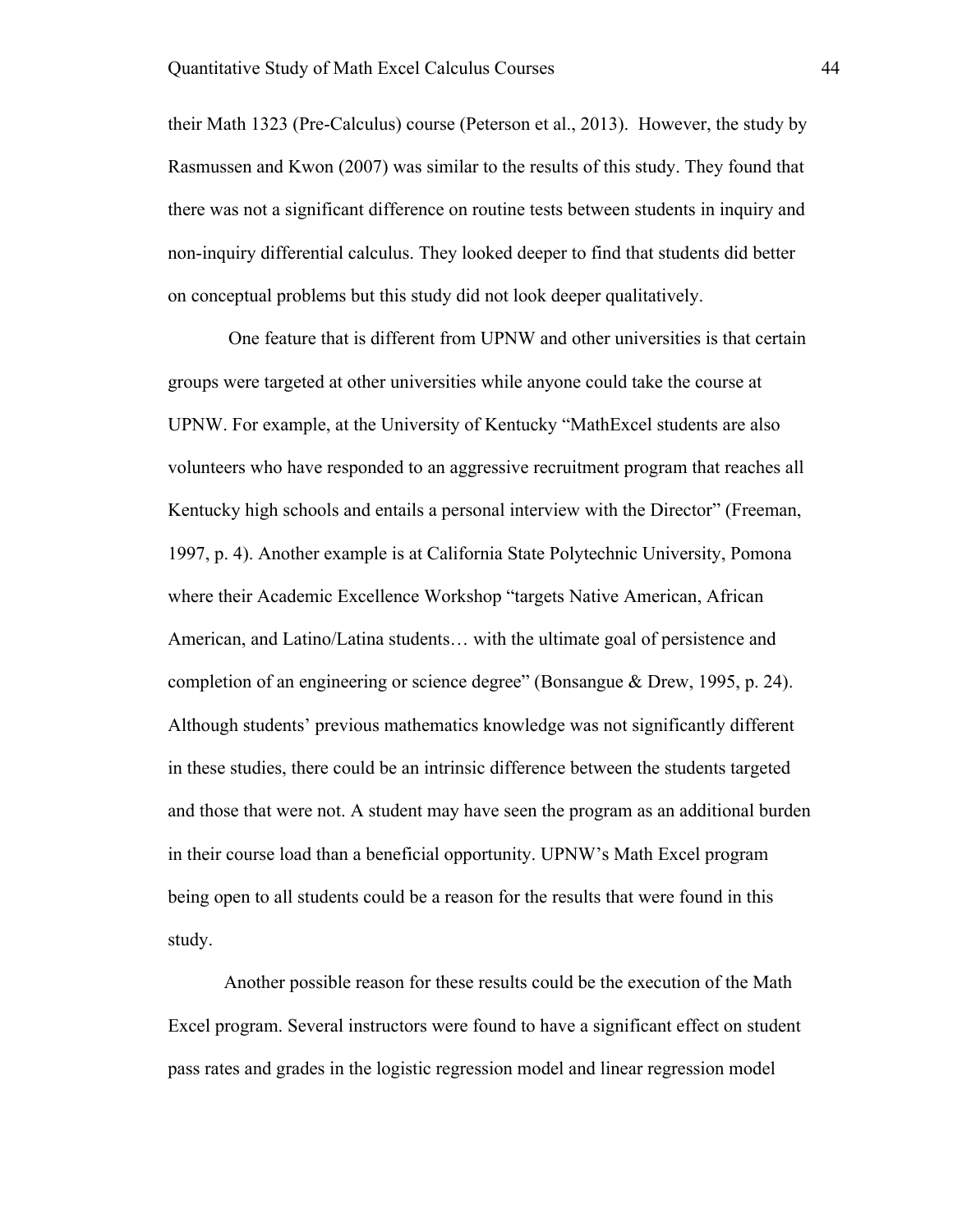their Math 1323 (Pre-Calculus) course (Peterson et al., 2013). However, the study by Rasmussen and Kwon (2007) was similar to the results of this study. They found that there was not a significant difference on routine tests between students in inquiry and non-inquiry differential calculus. They looked deeper to find that students did better on conceptual problems but this study did not look deeper qualitatively.

One feature that is different from UPNW and other universities is that certain groups were targeted at other universities while anyone could take the course at UPNW. For example, at the University of Kentucky "MathExcel students are also volunteers who have responded to an aggressive recruitment program that reaches all Kentucky high schools and entails a personal interview with the Director" (Freeman, 1997, p. 4). Another example is at California State Polytechnic University, Pomona where their Academic Excellence Workshop "targets Native American, African American, and Latino/Latina students… with the ultimate goal of persistence and completion of an engineering or science degree" (Bonsangue & Drew, 1995, p. 24). Although students' previous mathematics knowledge was not significantly different in these studies, there could be an intrinsic difference between the students targeted and those that were not. A student may have seen the program as an additional burden in their course load than a beneficial opportunity. UPNW's Math Excel program being open to all students could be a reason for the results that were found in this study.

Another possible reason for these results could be the execution of the Math Excel program. Several instructors were found to have a significant effect on student pass rates and grades in the logistic regression model and linear regression model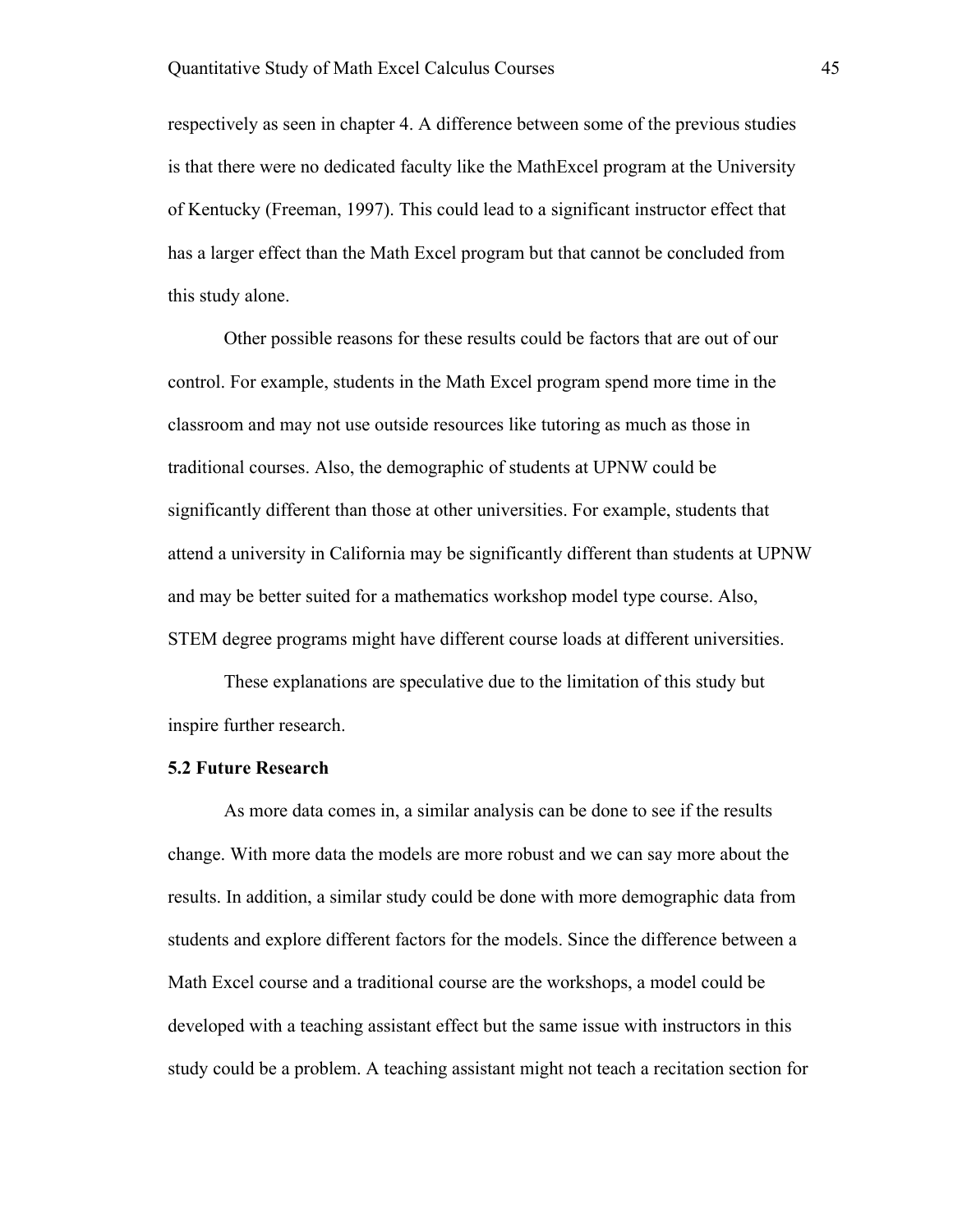respectively as seen in chapter 4. A difference between some of the previous studies is that there were no dedicated faculty like the MathExcel program at the University of Kentucky (Freeman, 1997). This could lead to a significant instructor effect that has a larger effect than the Math Excel program but that cannot be concluded from this study alone.

Other possible reasons for these results could be factors that are out of our control. For example, students in the Math Excel program spend more time in the classroom and may not use outside resources like tutoring as much as those in traditional courses. Also, the demographic of students at UPNW could be significantly different than those at other universities. For example, students that attend a university in California may be significantly different than students at UPNW and may be better suited for a mathematics workshop model type course. Also, STEM degree programs might have different course loads at different universities.

These explanations are speculative due to the limitation of this study but inspire further research.

**5.2 Future Research**

As more data comes in, a similar analysis can be done to see if the results change. With more data the models are more robust and we can say more about the results. In addition, a similar study could be done with more demographic data from students and explore different factors for the models. Since the difference between a Math Excel course and a traditional course are the workshops, a model could be developed with a teaching assistant effect but the same issue with instructors in this study could be a problem. A teaching assistant might not teach a recitation section for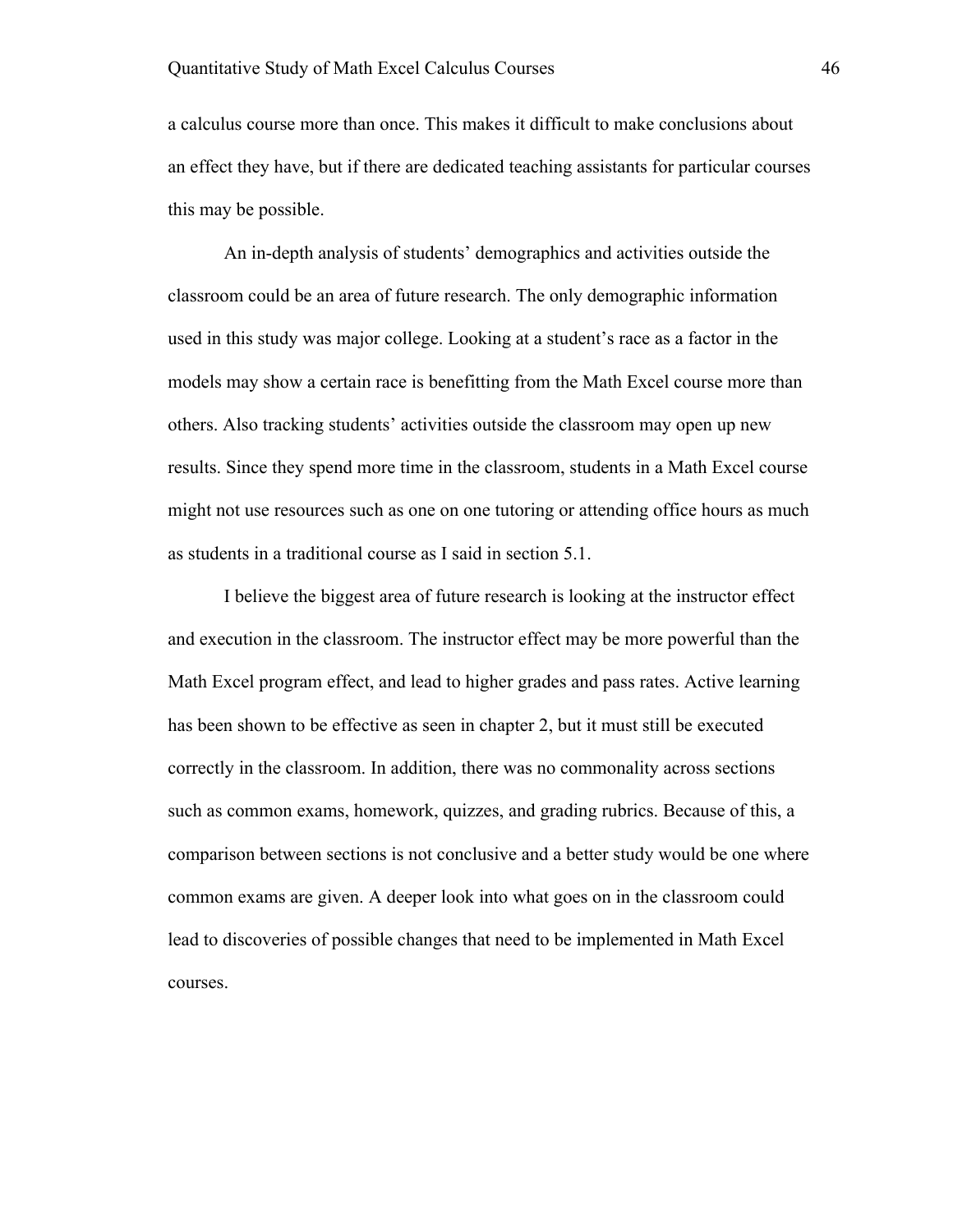a calculus course more than once. This makes it difficult to make conclusions about an effect they have, but if there are dedicated teaching assistants for particular courses this may be possible.

An in-depth analysis of students' demographics and activities outside the classroom could be an area of future research. The only demographic information used in this study was major college. Looking at a student's race as a factor in the models may show a certain race is benefitting from the Math Excel course more than others. Also tracking students' activities outside the classroom may open up new results. Since they spend more time in the classroom, students in a Math Excel course might not use resources such as one on one tutoring or attending office hours as much as students in a traditional course as I said in section 5.1.

I believe the biggest area of future research is looking at the instructor effect and execution in the classroom. The instructor effect may be more powerful than the Math Excel program effect, and lead to higher grades and pass rates. Active learning has been shown to be effective as seen in chapter 2, but it must still be executed correctly in the classroom. In addition, there was no commonality across sections such as common exams, homework, quizzes, and grading rubrics. Because of this, a comparison between sections is not conclusive and a better study would be one where common exams are given. A deeper look into what goes on in the classroom could lead to discoveries of possible changes that need to be implemented in Math Excel courses.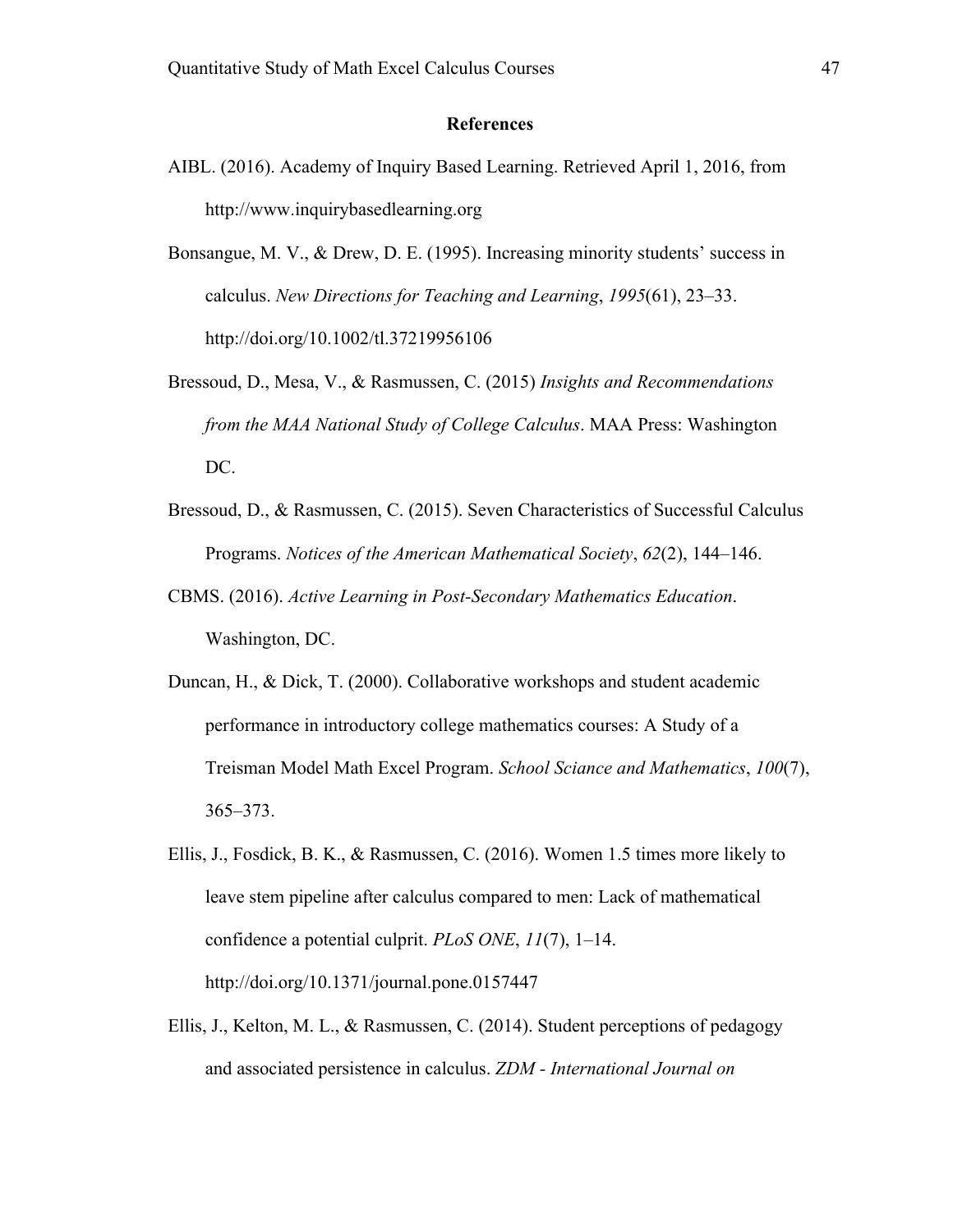## References

AIBL. (2016). Academy of Inquiry Based Learning. Retrieved April 1, 2016, from http://www.inquirybasedlearning.org

Bonsangue, M. V., & Drew, D. E. (1995). Increasing minority students' success in calculus. *New Directions for Teaching and Learning*, *1995*(61), 23–33. http://doi.org/10.1002/tl.37219956106

Bressoud, D., Mesa, V., & Rasmussen, C. (2015) *Insights and Recommendations from the MAA National Study of College Calculus*. MAA Press: Washington DC.

Bressoud, D., & Rasmussen, C. (2015). Seven Characteristics of Successful Calculus Programs. *Notices of the American Mathematical Society*, *62*(2), 144–146.

CBMS. (2016). *Active Learning in Post-Secondary Mathematics Education*. Washington, DC.

Duncan, H., & Dick, T. (2000). Collaborative workshops and student academic performance in introductory college mathematics courses: A Study of a Treisman Model Math Excel Program. *School Sciance and Mathematics*, *100*(7), 365–373.

Ellis, J., Fosdick, B. K., & Rasmussen, C. (2016). Women 1.5 times more likely to leave stem pipeline after calculus compared to men: Lack of mathematical confidence a potential culprit. *PLoS ONE*, *11*(7), 1–14. http://doi.org/10.1371/journal.pone.0157447

Ellis, J., Kelton, M. L., & Rasmussen, C. (2014). Student perceptions of pedagogy and associated persistence in calculus. *ZDM - International Journal on*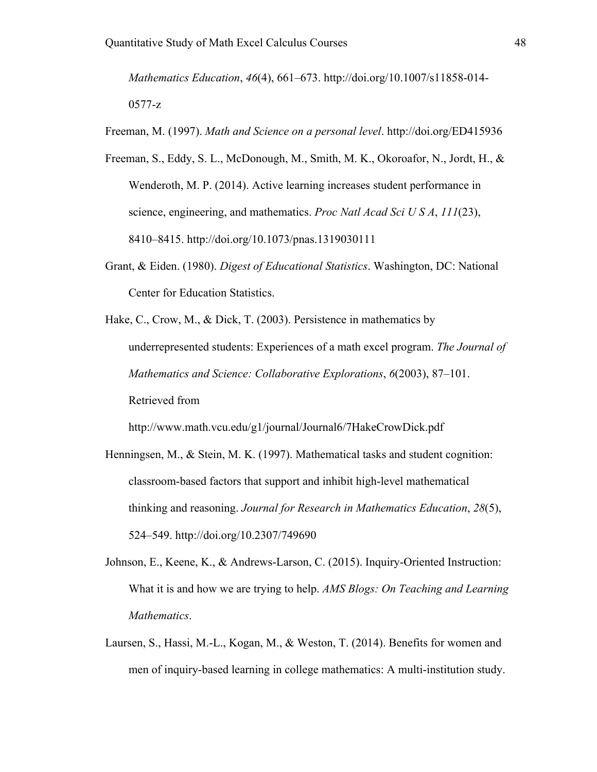*Mathematics Education*, *46*(4), 661–673. http://doi.org/10.1007/s11858-014-0577-z

Freeman, M. (1997). *Math and Science on a personal level*. http://doi.org/ED415936

Freeman, S., Eddy, S. L., McDonough, M., Smith, M. K., Okoroafor, N., Jordt, H., & Wenderoth, M. P. (2014). Active learning increases student performance in science, engineering, and mathematics. *Proc Natl Acad Sci U S A*, *111*(23), 8410–8415. http://doi.org/10.1073/pnas.1319030111

Grant, & Eiden. (1980). *Digest of Educational Statistics*. Washington, DC: National Center for Education Statistics.

Hake, C., Crow, M., & Dick, T. (2003). Persistence in mathematics by underrepresented students: Experiences of a math excel program. *The Journal of Mathematics and Science: Collaborative Explorations*, *6*(2003), 87–101. Retrieved from http://www.math.vcu.edu/g1/journal/Journal6/7HakeCrowDick.pdf

Henningsen, M., & Stein, M. K. (1997). Mathematical tasks and student cognition: classroom-based factors that support and inhibit high-level mathematical thinking and reasoning. *Journal for Research in Mathematics Education*, *28*(5), 524–549. http://doi.org/10.2307/749690

Johnson, E., Keene, K., & Andrews-Larson, C. (2015). Inquiry-Oriented Instruction: What it is and how we are trying to help. *AMS Blogs: On Teaching and Learning Mathematics*.

Laursen, S., Hassi, M.-L., Kogan, M., & Weston, T. (2014). Benefits for women and men of inquiry-based learning in college mathematics: A multi-institution study.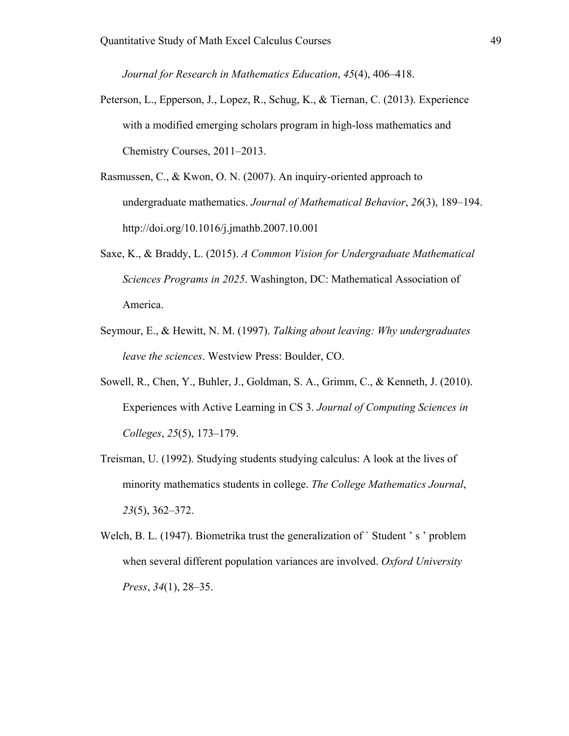*Journal for Research in Mathematics Education*, *45*(4), 406–418.

Peterson, L., Epperson, J., Lopez, R., Schug, K., & Tiernan, C. (2013). Experience with a modified emerging scholars program in high-loss mathematics and Chemistry Courses, 2011–2013.

Rasmussen, C., & Kwon, O. N. (2007). An inquiry-oriented approach to undergraduate mathematics. *Journal of Mathematical Behavior*, *26*(3), 189–194. http://doi.org/10.1016/j.jmathb.2007.10.001

Saxe, K., & Braddy, L. (2015). *A Common Vision for Undergraduate Mathematical Sciences Programs in 2025*. Washington, DC: Mathematical Association of America.

Seymour, E., & Hewitt, N. M. (1997). *Talking about leaving: Why undergraduates leave the sciences*. Westview Press: Boulder, CO.

Sowell, R., Chen, Y., Buhler, J., Goldman, S. A., Grimm, C., & Kenneth, J. (2010). Experiences with Active Learning in CS 3. *Journal of Computing Sciences in Colleges*, *25*(5), 173–179.

Treisman, U. (1992). Studying students studying calculus: A look at the lives of minority mathematics students in college. *The College Mathematics Journal*, *23*(5), 362–372.

Welch, B. L. (1947). Biometrika trust the generalization of ` Student ' s ' problem when several different population variances are involved. *Oxford University Press*, *34*(1), 28–35.